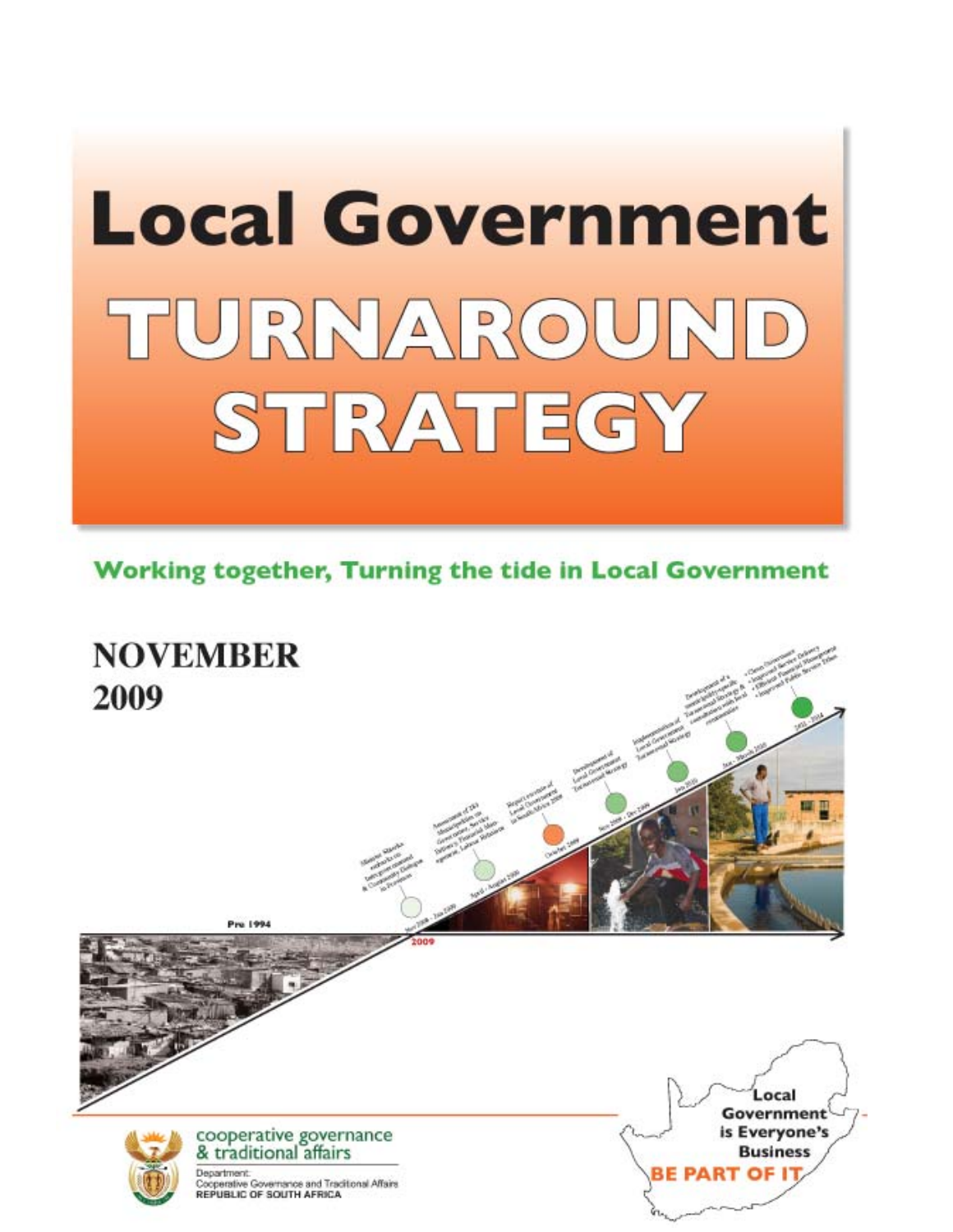# Local Government TURNAROUND STRATEGY

**Working together, Turning the tide in Local Government**

**NOVEMBER 2009**

Local Government is Everyone's Business

**BE PART OF IT**

cooperative governance & traditional affairs

Department: Cooperative Governance and Traditional Affairs
REPUBLIC OF SOUTH AFRICA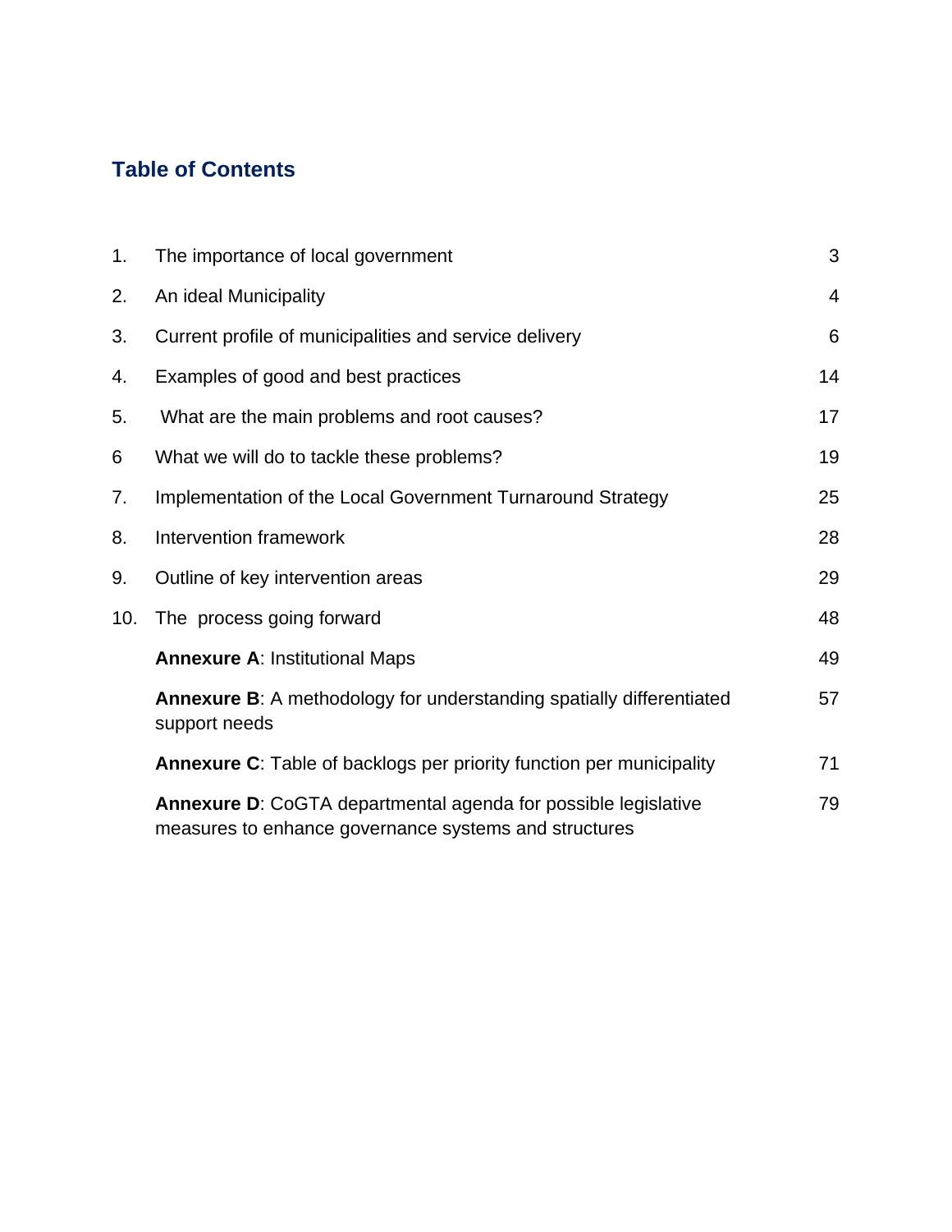## Table of Contents

| | | |
|---|---|---|
| 1. | The importance of local government | 3 |
| 2. | An ideal Municipality | 4 |
| 3. | Current profile of municipalities and service delivery | 6 |
| 4. | Examples of good and best practices | 14 |
| 5. | What are the main problems and root causes? | 17 |
| 6 | What we will do to tackle these problems? | 19 |
| 7. | Implementation of the Local Government Turnaround Strategy | 25 |
| 8. | Intervention framework | 28 |
| 9. | Outline of key intervention areas | 29 |
| 10. | The process going forward | 48 |
| | **Annexure A**: Institutional Maps | 49 |
| | **Annexure B**: A methodology for understanding spatially differentiated support needs | 57 |
| | **Annexure C**: Table of backlogs per priority function per municipality | 71 |
| | **Annexure D**: CoGTA departmental agenda for possible legislative measures to enhance governance systems and structures | 79 |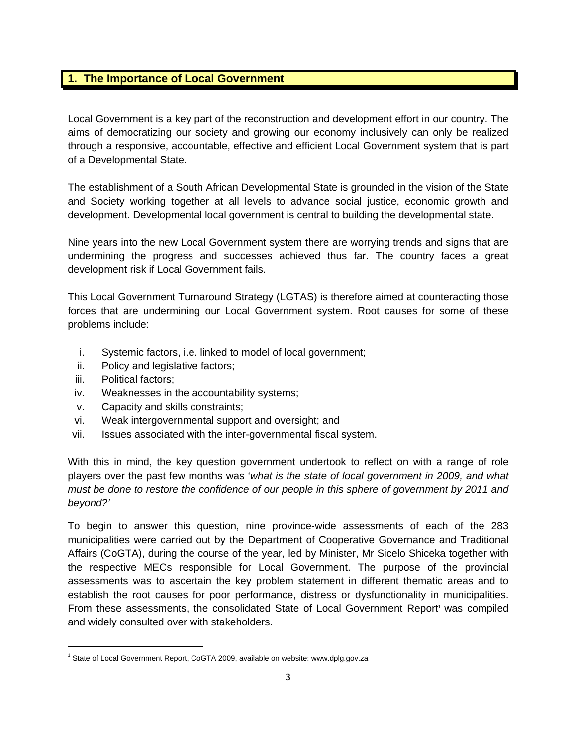## 1. The Importance of Local Government

Local Government is a key part of the reconstruction and development effort in our country. The aims of democratizing our society and growing our economy inclusively can only be realized through a responsive, accountable, effective and efficient Local Government system that is part of a Developmental State.

The establishment of a South African Developmental State is grounded in the vision of the State and Society working together at all levels to advance social justice, economic growth and development. Developmental local government is central to building the developmental state.

Nine years into the new Local Government system there are worrying trends and signs that are undermining the progress and successes achieved thus far. The country faces a great development risk if Local Government fails.

This Local Government Turnaround Strategy (LGTAS) is therefore aimed at counteracting those forces that are undermining our Local Government system. Root causes for some of these problems include:

i. Systemic factors, i.e. linked to model of local government;
ii. Policy and legislative factors;
iii. Political factors;
iv. Weaknesses in the accountability systems;
v. Capacity and skills constraints;
vi. Weak intergovernmental support and oversight; and
vii. Issues associated with the inter-governmental fiscal system.

With this in mind, the key question government undertook to reflect on with a range of role players over the past few months was '*what is the state of local government in 2009, and what must be done to restore the confidence of our people in this sphere of government by 2011 and beyond?*'

To begin to answer this question, nine province-wide assessments of each of the 283 municipalities were carried out by the Department of Cooperative Governance and Traditional Affairs (CoGTA), during the course of the year, led by Minister, Mr Sicelo Shiceka together with the respective MECs responsible for Local Government. The purpose of the provincial assessments was to ascertain the key problem statement in different thematic areas and to establish the root causes for poor performance, distress or dysfunctionality in municipalities. From these assessments, the consolidated State of Local Government Report[1] was compiled and widely consulted over with stakeholders.

[1] State of Local Government Report, CoGTA 2009, available on website: www.dplg.gov.za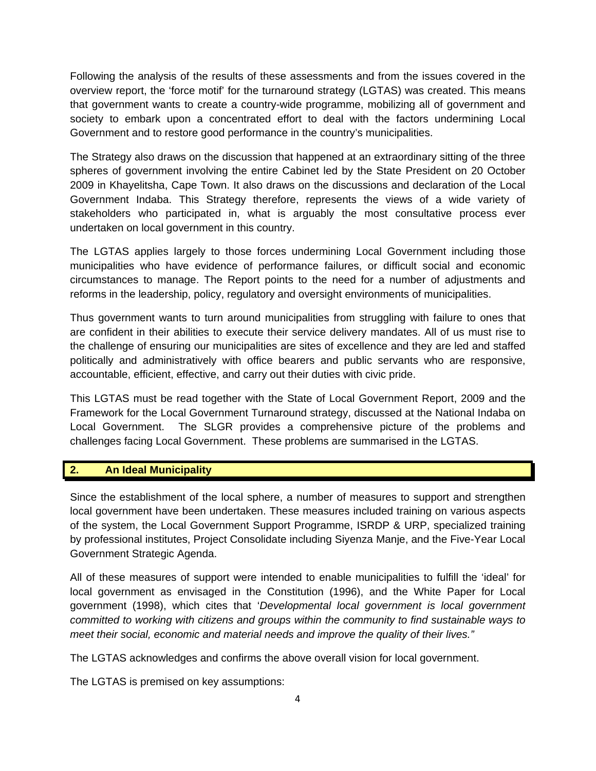Following the analysis of the results of these assessments and from the issues covered in the overview report, the 'force motif' for the turnaround strategy (LGTAS) was created. This means that government wants to create a country-wide programme, mobilizing all of government and society to embark upon a concentrated effort to deal with the factors undermining Local Government and to restore good performance in the country's municipalities.

The Strategy also draws on the discussion that happened at an extraordinary sitting of the three spheres of government involving the entire Cabinet led by the State President on 20 October 2009 in Khayelitsha, Cape Town. It also draws on the discussions and declaration of the Local Government Indaba. This Strategy therefore, represents the views of a wide variety of stakeholders who participated in, what is arguably the most consultative process ever undertaken on local government in this country.

The LGTAS applies largely to those forces undermining Local Government including those municipalities who have evidence of performance failures, or difficult social and economic circumstances to manage. The Report points to the need for a number of adjustments and reforms in the leadership, policy, regulatory and oversight environments of municipalities.

Thus government wants to turn around municipalities from struggling with failure to ones that are confident in their abilities to execute their service delivery mandates. All of us must rise to the challenge of ensuring our municipalities are sites of excellence and they are led and staffed politically and administratively with office bearers and public servants who are responsive, accountable, efficient, effective, and carry out their duties with civic pride.

This LGTAS must be read together with the State of Local Government Report, 2009 and the Framework for the Local Government Turnaround strategy, discussed at the National Indaba on Local Government. The SLGR provides a comprehensive picture of the problems and challenges facing Local Government. These problems are summarised in the LGTAS.

## 2. An Ideal Municipality

Since the establishment of the local sphere, a number of measures to support and strengthen local government have been undertaken. These measures included training on various aspects of the system, the Local Government Support Programme, ISRDP & URP, specialized training by professional institutes, Project Consolidate including Siyenza Manje, and the Five-Year Local Government Strategic Agenda.

All of these measures of support were intended to enable municipalities to fulfill the 'ideal' for local government as envisaged in the Constitution (1996), and the White Paper for Local government (1998), which cites that '*Developmental local government is local government committed to working with citizens and groups within the community to find sustainable ways to meet their social, economic and material needs and improve the quality of their lives."*

The LGTAS acknowledges and confirms the above overall vision for local government.

The LGTAS is premised on key assumptions: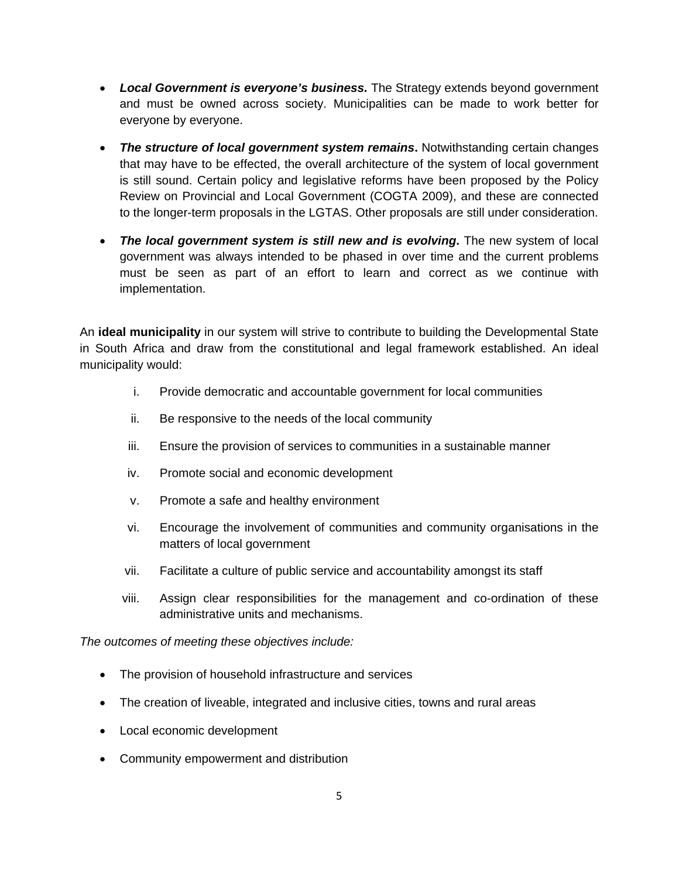- ***Local Government is everyone's business.*** The Strategy extends beyond government and must be owned across society. Municipalities can be made to work better for everyone by everyone.

- ***The structure of local government system remains*.** Notwithstanding certain changes that may have to be effected, the overall architecture of the system of local government is still sound. Certain policy and legislative reforms have been proposed by the Policy Review on Provincial and Local Government (COGTA 2009), and these are connected to the longer-term proposals in the LGTAS. Other proposals are still under consideration.

- ***The local government system is still new and is evolving*.** The new system of local government was always intended to be phased in over time and the current problems must be seen as part of an effort to learn and correct as we continue with implementation.

An **ideal municipality** in our system will strive to contribute to building the Developmental State in South Africa and draw from the constitutional and legal framework established. An ideal municipality would:

i. Provide democratic and accountable government for local communities

ii. Be responsive to the needs of the local community

iii. Ensure the provision of services to communities in a sustainable manner

iv. Promote social and economic development

v. Promote a safe and healthy environment

vi. Encourage the involvement of communities and community organisations in the matters of local government

vii. Facilitate a culture of public service and accountability amongst its staff

viii. Assign clear responsibilities for the management and co-ordination of these administrative units and mechanisms.

*The outcomes of meeting these objectives include:*

- The provision of household infrastructure and services
- The creation of liveable, integrated and inclusive cities, towns and rural areas
- Local economic development
- Community empowerment and distribution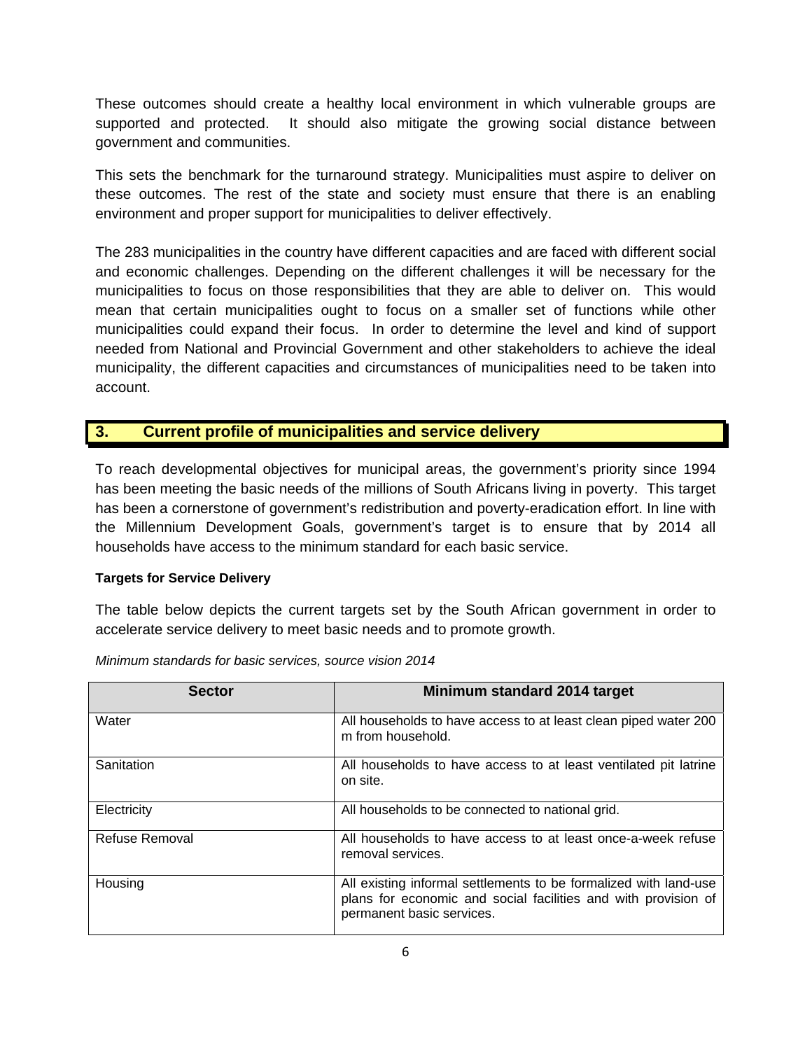These outcomes should create a healthy local environment in which vulnerable groups are supported and protected. It should also mitigate the growing social distance between government and communities.

This sets the benchmark for the turnaround strategy. Municipalities must aspire to deliver on these outcomes. The rest of the state and society must ensure that there is an enabling environment and proper support for municipalities to deliver effectively.

The 283 municipalities in the country have different capacities and are faced with different social and economic challenges. Depending on the different challenges it will be necessary for the municipalities to focus on those responsibilities that they are able to deliver on. This would mean that certain municipalities ought to focus on a smaller set of functions while other municipalities could expand their focus. In order to determine the level and kind of support needed from National and Provincial Government and other stakeholders to achieve the ideal municipality, the different capacities and circumstances of municipalities need to be taken into account.

## 3. Current profile of municipalities and service delivery

To reach developmental objectives for municipal areas, the government's priority since 1994 has been meeting the basic needs of the millions of South Africans living in poverty. This target has been a cornerstone of government's redistribution and poverty-eradication effort. In line with the Millennium Development Goals, government's target is to ensure that by 2014 all households have access to the minimum standard for each basic service.

**Targets for Service Delivery**

The table below depicts the current targets set by the South African government in order to accelerate service delivery to meet basic needs and to promote growth.

*Minimum standards for basic services, source vision 2014*

| Sector | Minimum standard 2014 target |
|---|---|
| Water | All households to have access to at least clean piped water 200 m from household. |
| Sanitation | All households to have access to at least ventilated pit latrine on site. |
| Electricity | All households to be connected to national grid. |
| Refuse Removal | All households to have access to at least once-a-week refuse removal services. |
| Housing | All existing informal settlements to be formalized with land-use plans for economic and social facilities and with provision of permanent basic services. |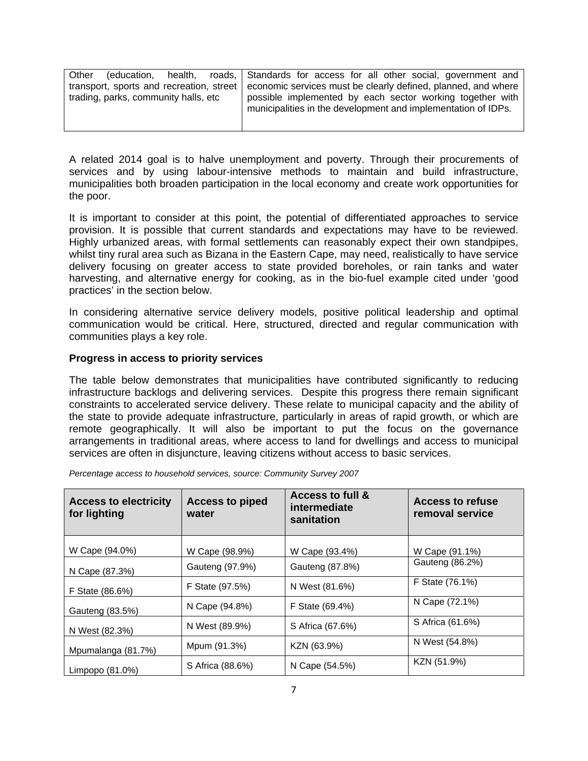| Other (education, health, roads, transport, sports and recreation, street trading, parks, community halls, etc | Standards for access for all other social, government and economic services must be clearly defined, planned, and where possible implemented by each sector working together with municipalities in the development and implementation of IDPs. |
|---|---|

A related 2014 goal is to halve unemployment and poverty. Through their procurements of services and by using labour-intensive methods to maintain and build infrastructure, municipalities both broaden participation in the local economy and create work opportunities for the poor.

It is important to consider at this point, the potential of differentiated approaches to service provision. It is possible that current standards and expectations may have to be reviewed. Highly urbanized areas, with formal settlements can reasonably expect their own standpipes, whilst tiny rural area such as Bizana in the Eastern Cape, may need, realistically to have service delivery focusing on greater access to state provided boreholes, or rain tanks and water harvesting, and alternative energy for cooking, as in the bio-fuel example cited under 'good practices' in the section below.

In considering alternative service delivery models, positive political leadership and optimal communication would be critical. Here, structured, directed and regular communication with communities plays a key role.

**Progress in access to priority services**

The table below demonstrates that municipalities have contributed significantly to reducing infrastructure backlogs and delivering services. Despite this progress there remain significant constraints to accelerated service delivery. These relate to municipal capacity and the ability of the state to provide adequate infrastructure, particularly in areas of rapid growth, or which are remote geographically. It will also be important to put the focus on the governance arrangements in traditional areas, where access to land for dwellings and access to municipal services are often in disjuncture, leaving citizens without access to basic services.

*Percentage access to household services, source: Community Survey 2007*

| Access to electricity for lighting | Access to piped water | Access to full & intermediate sanitation | Access to refuse removal service |
|---|---|---|---|
| W Cape (94.0%) | W Cape (98.9%) | W Cape (93.4%) | W Cape (91.1%) |
| N Cape (87.3%) | Gauteng (97.9%) | Gauteng (87.8%) | Gauteng (86.2%) |
| F State (86.6%) | F State (97.5%) | N West (81.6%) | F State (76.1%) |
| Gauteng (83.5%) | N Cape (94.8%) | F State (69.4%) | N Cape (72.1%) |
| N West (82.3%) | N West (89.9%) | S Africa (67.6%) | S Africa (61.6%) |
| Mpumalanga (81.7%) | Mpum (91.3%) | KZN (63.9%) | N West (54.8%) |
| Limpopo (81.0%) | S Africa (88.6%) | N Cape (54.5%) | KZN (51.9%) |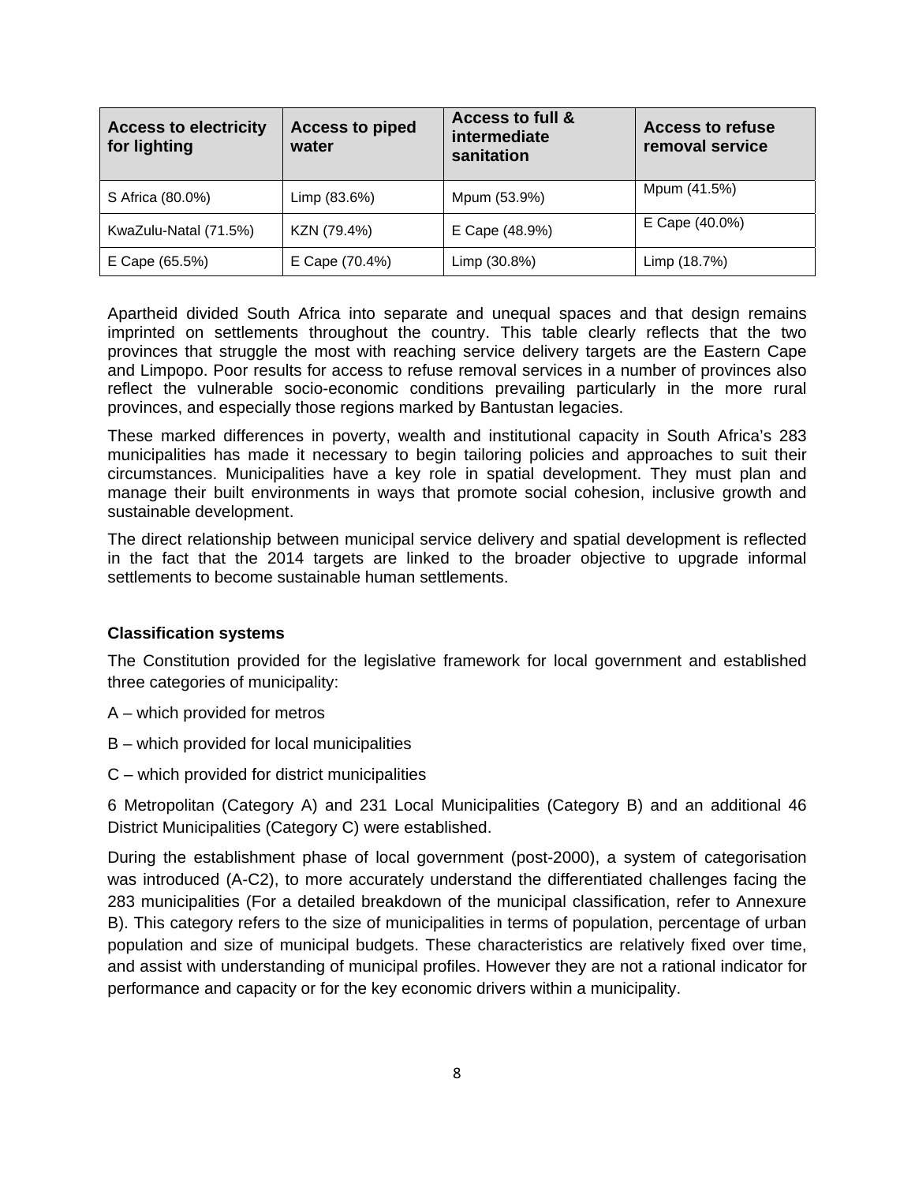| Access to electricity for lighting | Access to piped water | Access to full & intermediate sanitation | Access to refuse removal service |
|---|---|---|---|
| S Africa (80.0%) | Limp (83.6%) | Mpum (53.9%) | Mpum (41.5%) |
| KwaZulu-Natal (71.5%) | KZN (79.4%) | E Cape (48.9%) | E Cape (40.0%) |
| E Cape (65.5%) | E Cape (70.4%) | Limp (30.8%) | Limp (18.7%) |

Apartheid divided South Africa into separate and unequal spaces and that design remains imprinted on settlements throughout the country. This table clearly reflects that the two provinces that struggle the most with reaching service delivery targets are the Eastern Cape and Limpopo. Poor results for access to refuse removal services in a number of provinces also reflect the vulnerable socio-economic conditions prevailing particularly in the more rural provinces, and especially those regions marked by Bantustan legacies.

These marked differences in poverty, wealth and institutional capacity in South Africa's 283 municipalities has made it necessary to begin tailoring policies and approaches to suit their circumstances. Municipalities have a key role in spatial development. They must plan and manage their built environments in ways that promote social cohesion, inclusive growth and sustainable development.

The direct relationship between municipal service delivery and spatial development is reflected in the fact that the 2014 targets are linked to the broader objective to upgrade informal settlements to become sustainable human settlements.

**Classification systems**

The Constitution provided for the legislative framework for local government and established three categories of municipality:

A – which provided for metros

B – which provided for local municipalities

C – which provided for district municipalities

6 Metropolitan (Category A) and 231 Local Municipalities (Category B) and an additional 46 District Municipalities (Category C) were established.

During the establishment phase of local government (post-2000), a system of categorisation was introduced (A-C2), to more accurately understand the differentiated challenges facing the 283 municipalities (For a detailed breakdown of the municipal classification, refer to Annexure B). This category refers to the size of municipalities in terms of population, percentage of urban population and size of municipal budgets. These characteristics are relatively fixed over time, and assist with understanding of municipal profiles. However they are not a rational indicator for performance and capacity or for the key economic drivers within a municipality.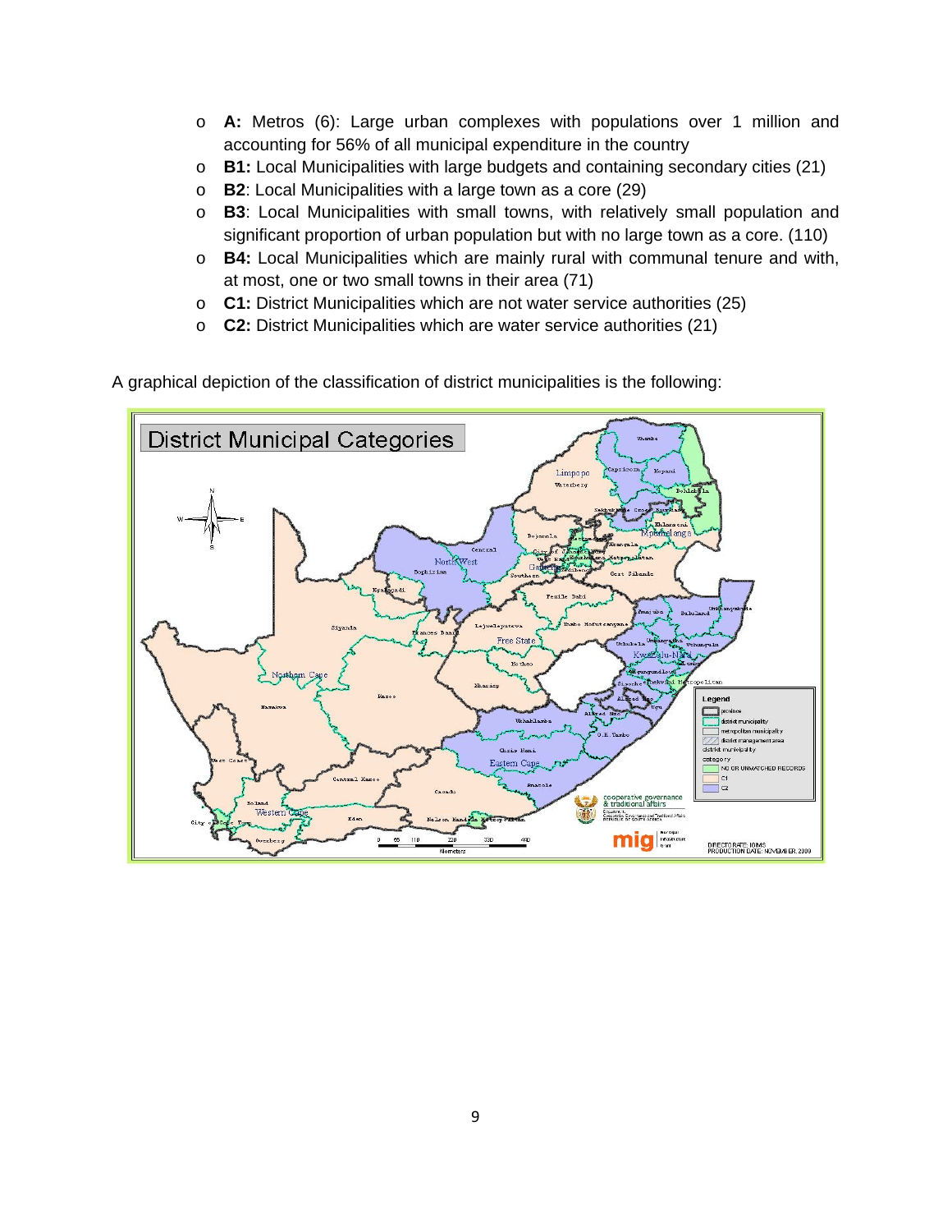- **A:** Metros (6): Large urban complexes with populations over 1 million and accounting for 56% of all municipal expenditure in the country
- **B1:** Local Municipalities with large budgets and containing secondary cities (21)
- **B2**: Local Municipalities with a large town as a core (29)
- **B3**: Local Municipalities with small towns, with relatively small population and significant proportion of urban population but with no large town as a core. (110)
- **B4:** Local Municipalities which are mainly rural with communal tenure and with, at most, one or two small towns in their area (71)
- **C1:** District Municipalities which are not water service authorities (25)
- **C2:** District Municipalities which are water service authorities (21)

A graphical depiction of the classification of district municipalities is the following: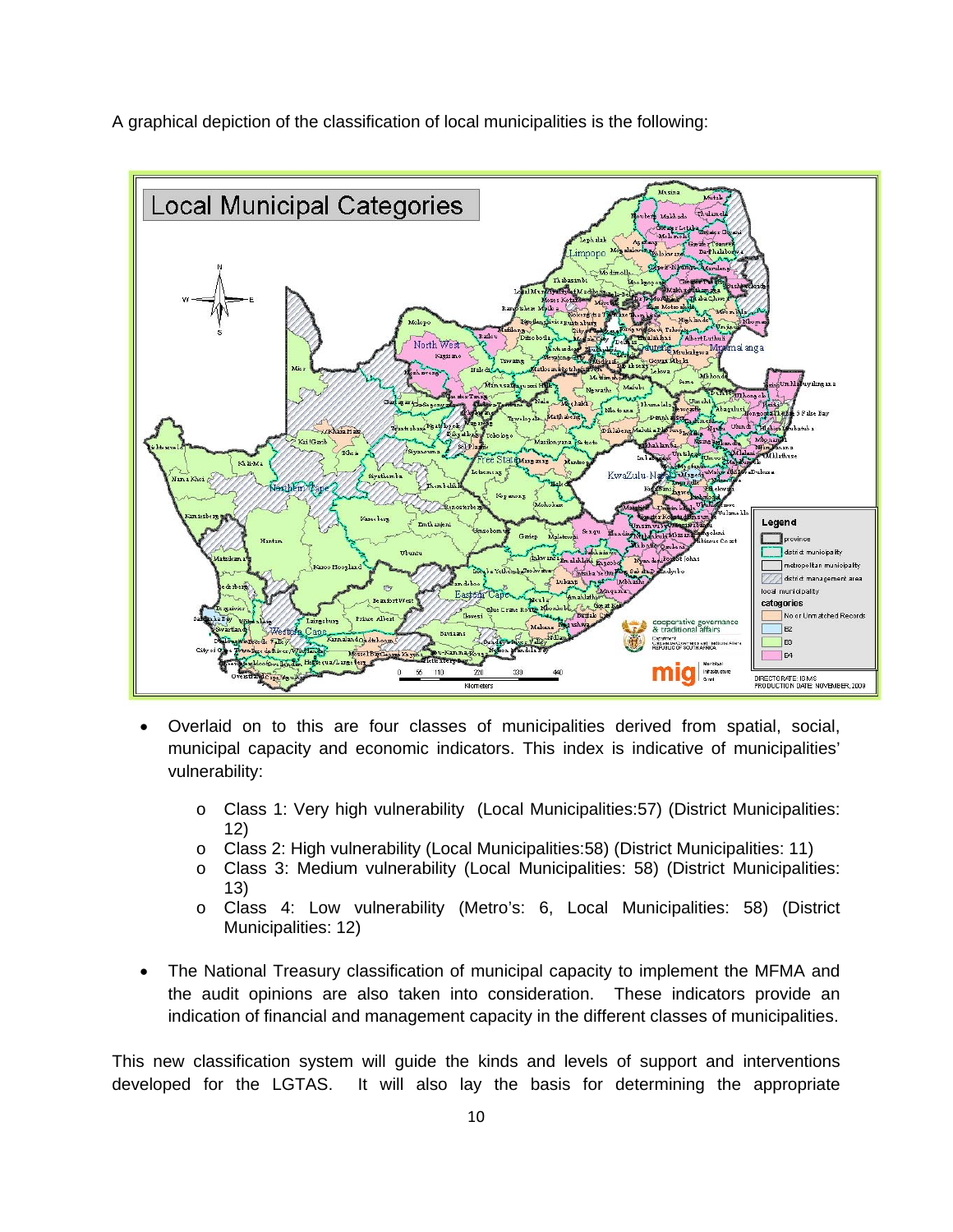A graphical depiction of the classification of local municipalities is the following:

- Overlaid on to this are four classes of municipalities derived from spatial, social, municipal capacity and economic indicators. This index is indicative of municipalities' vulnerability:
    - Class 1: Very high vulnerability (Local Municipalities:57) (District Municipalities: 12)
    - Class 2: High vulnerability (Local Municipalities:58) (District Municipalities: 11)
    - Class 3: Medium vulnerability (Local Municipalities: 58) (District Municipalities: 13)
    - Class 4: Low vulnerability (Metro's: 6, Local Municipalities: 58) (District Municipalities: 12)

- The National Treasury classification of municipal capacity to implement the MFMA and the audit opinions are also taken into consideration. These indicators provide an indication of financial and management capacity in the different classes of municipalities.

This new classification system will guide the kinds and levels of support and interventions developed for the LGTAS. It will also lay the basis for determining the appropriate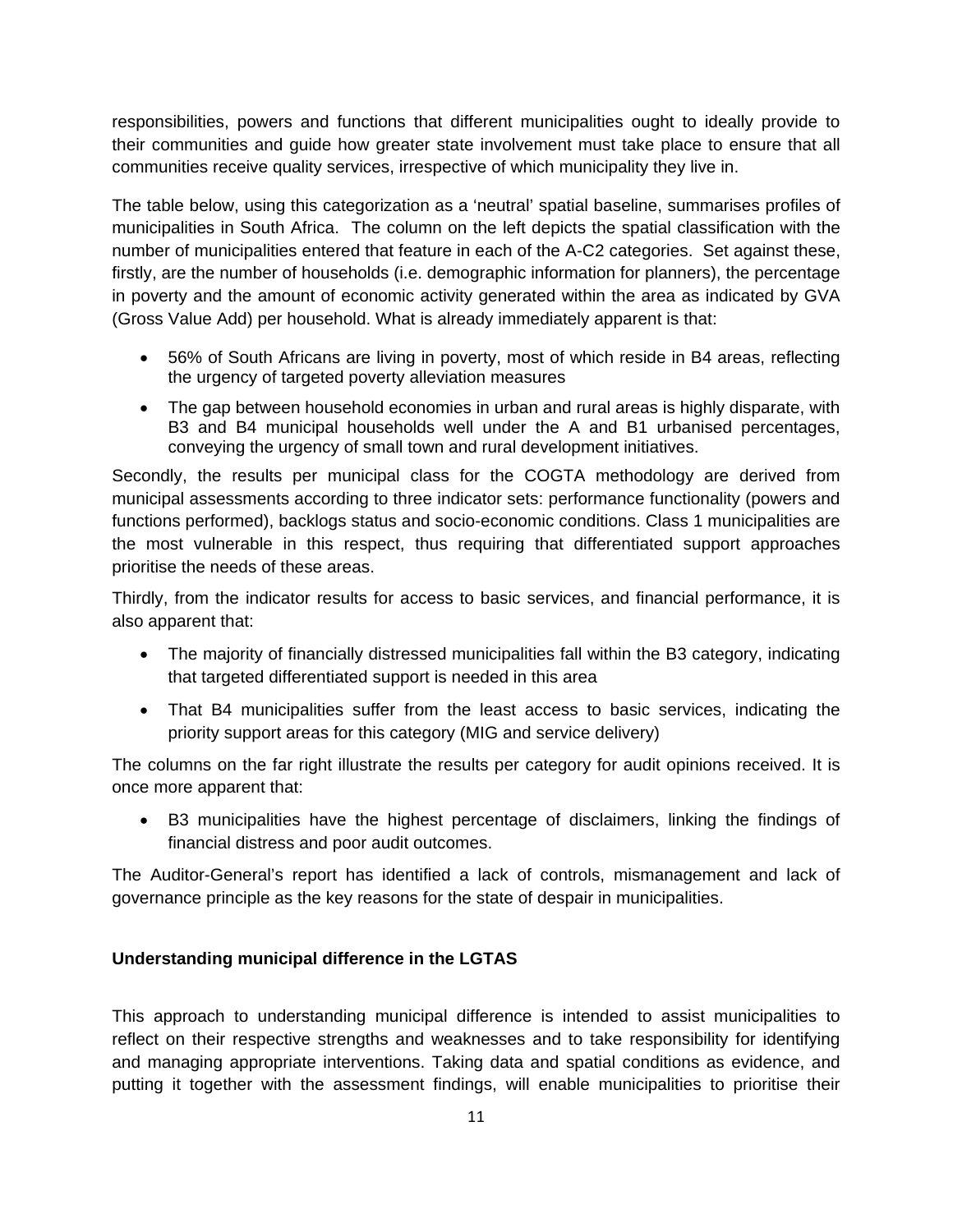responsibilities, powers and functions that different municipalities ought to ideally provide to their communities and guide how greater state involvement must take place to ensure that all communities receive quality services, irrespective of which municipality they live in.

The table below, using this categorization as a 'neutral' spatial baseline, summarises profiles of municipalities in South Africa. The column on the left depicts the spatial classification with the number of municipalities entered that feature in each of the A-C2 categories. Set against these, firstly, are the number of households (i.e. demographic information for planners), the percentage in poverty and the amount of economic activity generated within the area as indicated by GVA (Gross Value Add) per household. What is already immediately apparent is that:

- 56% of South Africans are living in poverty, most of which reside in B4 areas, reflecting the urgency of targeted poverty alleviation measures
- The gap between household economies in urban and rural areas is highly disparate, with B3 and B4 municipal households well under the A and B1 urbanised percentages, conveying the urgency of small town and rural development initiatives.

Secondly, the results per municipal class for the COGTA methodology are derived from municipal assessments according to three indicator sets: performance functionality (powers and functions performed), backlogs status and socio-economic conditions. Class 1 municipalities are the most vulnerable in this respect, thus requiring that differentiated support approaches prioritise the needs of these areas.

Thirdly, from the indicator results for access to basic services, and financial performance, it is also apparent that:

- The majority of financially distressed municipalities fall within the B3 category, indicating that targeted differentiated support is needed in this area
- That B4 municipalities suffer from the least access to basic services, indicating the priority support areas for this category (MIG and service delivery)

The columns on the far right illustrate the results per category for audit opinions received. It is once more apparent that:

- B3 municipalities have the highest percentage of disclaimers, linking the findings of financial distress and poor audit outcomes.

The Auditor-General's report has identified a lack of controls, mismanagement and lack of governance principle as the key reasons for the state of despair in municipalities.

**Understanding municipal difference in the LGTAS**

This approach to understanding municipal difference is intended to assist municipalities to reflect on their respective strengths and weaknesses and to take responsibility for identifying and managing appropriate interventions. Taking data and spatial conditions as evidence, and putting it together with the assessment findings, will enable municipalities to prioritise their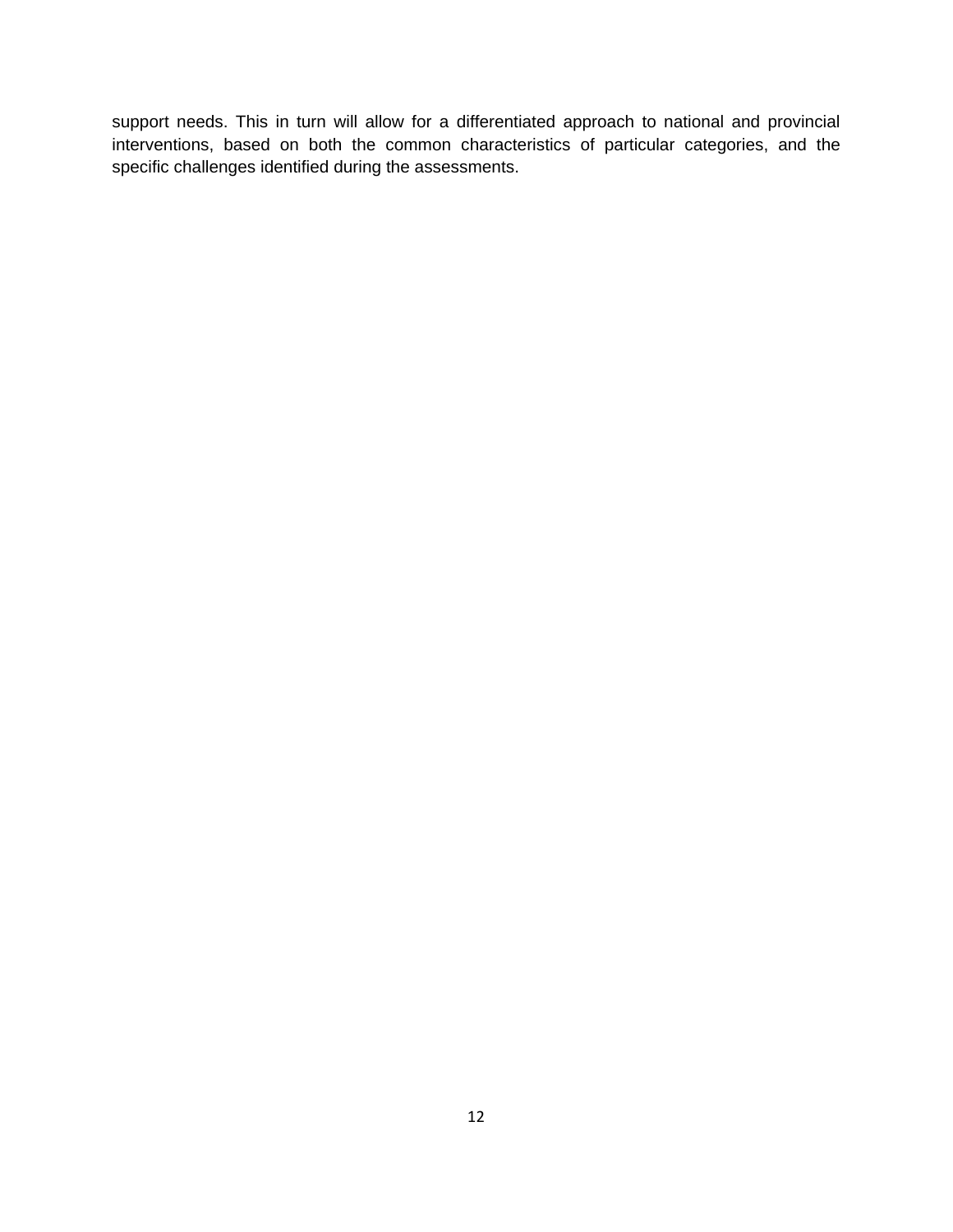support needs. This in turn will allow for a differentiated approach to national and provincial interventions, based on both the common characteristics of particular categories, and the specific challenges identified during the assessments.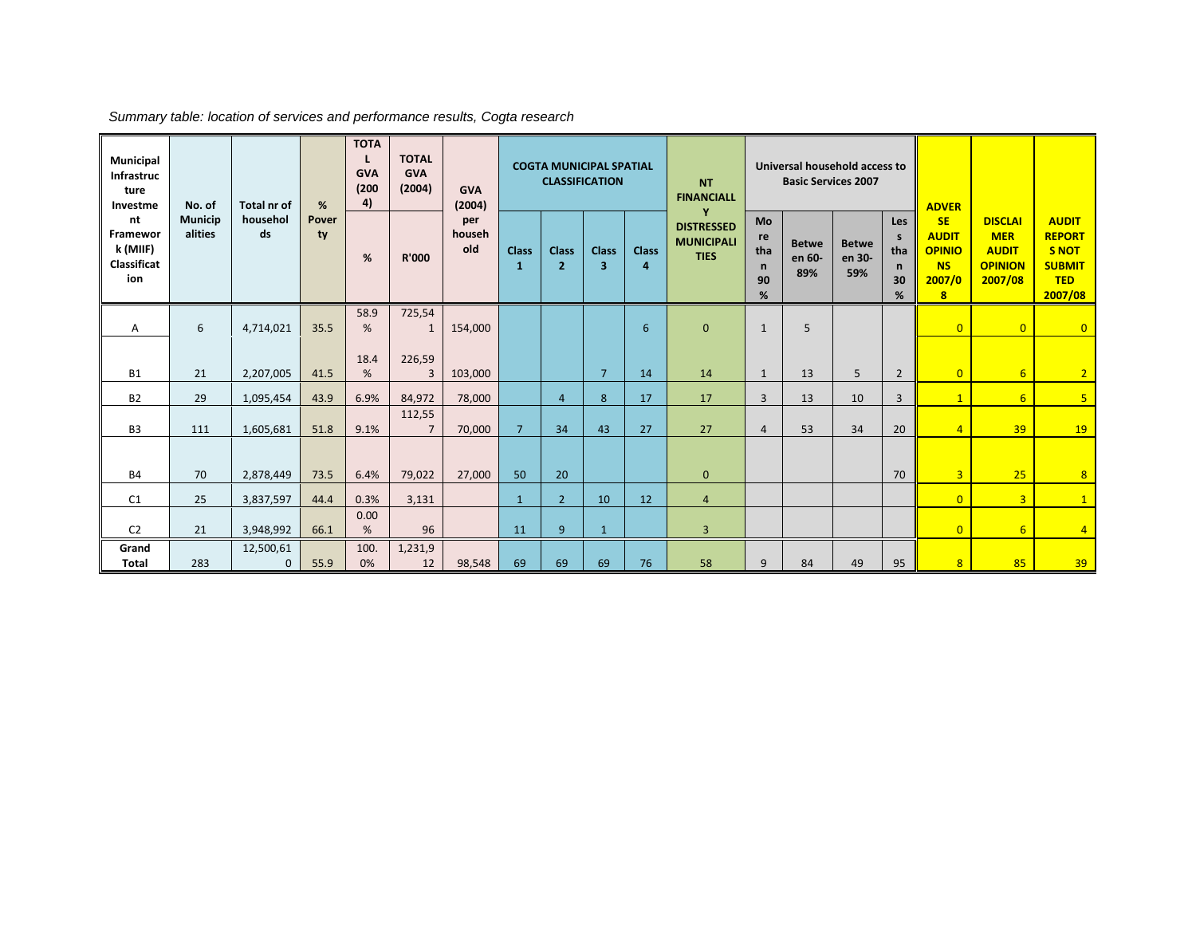*Summary table: location of services and performance results, Cogta research*

| Municipal Infrastructure Investment Framework (MIIF) Classification | No. of Municipalities | Total nr of households | % Poverty | TOTAL GVA (2004) | TOTAL GVA (2004) | GVA (2004) per household | COGTA MUNICIPAL SPATIAL CLASSIFICATION | | | | NT FINANCIALLY DISTRESSED MUNICIPALITIES | Universal household access to Basic Services 2007 | | | | ADVERSE AUDIT OPINIONS 2007/08 | DISCLAIMER AUDIT OPINION 2007/08 | AUDIT REPORTS NOT SUBMITTED 2007/08 |
|---|---|---|---|---|---|---|---|---|---|---|---|---|---|---|---|---|---|---|
| | | | | % | R'000 | | Class 1 | Class 2 | Class 3 | Class 4 | | More than 90% | Between 60-89% | Between 30-59% | Less than 30% | | | |
| A | 6 | 4,714,021 | 35.5 | 58.9% | 725,541 | 154,000 | | | | 6 | 0 | 1 | 5 | | | 0 | 0 | 0 |
| B1 | 21 | 2,207,005 | 41.5 | 18.4% | 226,593 | 103,000 | | | 7 | 14 | 14 | 1 | 13 | 5 | 2 | 0 | 6 | 2 |
| B2 | 29 | 1,095,454 | 43.9 | 6.9% | 84,972 | 78,000 | | 4 | 8 | 17 | 17 | 3 | 13 | 10 | 3 | 1 | 6 | 5 |
| B3 | 111 | 1,605,681 | 51.8 | 9.1% | 112,557 | 70,000 | 7 | 34 | 43 | 27 | 27 | 4 | 53 | 34 | 20 | 4 | 39 | 19 |
| B4 | 70 | 2,878,449 | 73.5 | 6.4% | 79,022 | 27,000 | 50 | 20 | | | 0 | | | | 70 | 3 | 25 | 8 |
| C1 | 25 | 3,837,597 | 44.4 | 0.3% | 3,131 | | 1 | 2 | 10 | 12 | 4 | | | | | 0 | 3 | 1 |
| C2 | 21 | 3,948,992 | 66.1 | 0.00% | 96 | | 11 | 9 | 1 | | 3 | | | | | 0 | 6 | 4 |
| **Grand Total** | 283 | 12,500,610 | 55.9 | 100.0% | 1,231,912 | 98,548 | 69 | 69 | 69 | 76 | 58 | 9 | 84 | 49 | 95 | 8 | 85 | 39 |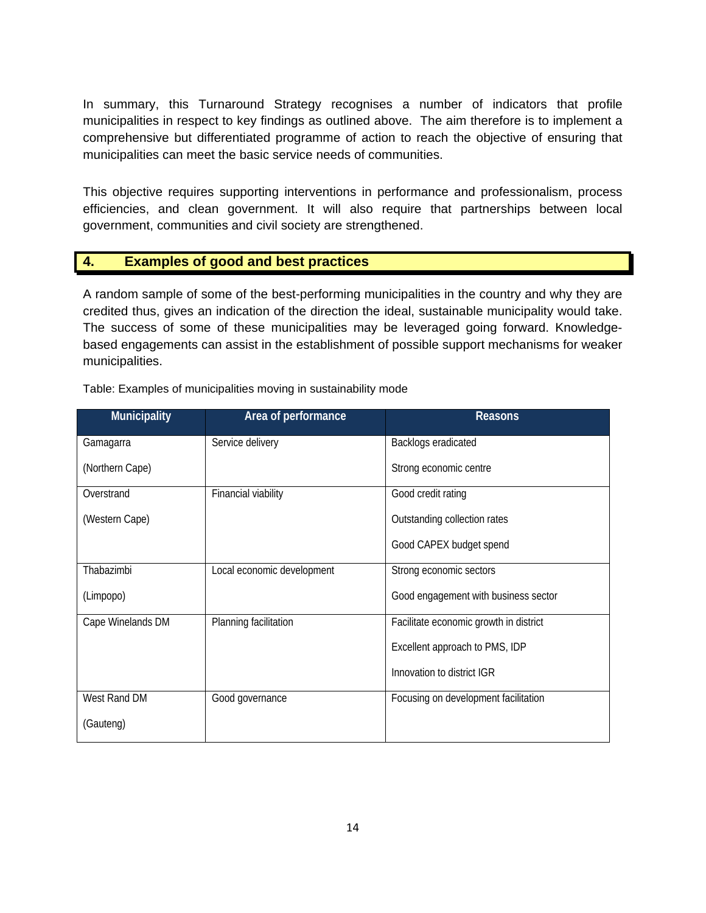In summary, this Turnaround Strategy recognises a number of indicators that profile municipalities in respect to key findings as outlined above. The aim therefore is to implement a comprehensive but differentiated programme of action to reach the objective of ensuring that municipalities can meet the basic service needs of communities.

This objective requires supporting interventions in performance and professionalism, process efficiencies, and clean government. It will also require that partnerships between local government, communities and civil society are strengthened.

## 4. Examples of good and best practices

A random sample of some of the best-performing municipalities in the country and why they are credited thus, gives an indication of the direction the ideal, sustainable municipality would take. The success of some of these municipalities may be leveraged going forward. Knowledge-based engagements can assist in the establishment of possible support mechanisms for weaker municipalities.

Table: Examples of municipalities moving in sustainability mode

| Municipality | Area of performance | Reasons |
|---|---|---|
| Gamagarra (Northern Cape) | Service delivery | Backlogs eradicated<br>Strong economic centre |
| Overstrand (Western Cape) | Financial viability | Good credit rating<br>Outstanding collection rates<br>Good CAPEX budget spend |
| Thabazimbi (Limpopo) | Local economic development | Strong economic sectors<br>Good engagement with business sector |
| Cape Winelands DM | Planning facilitation | Facilitate economic growth in district<br>Excellent approach to PMS, IDP<br>Innovation to district IGR |
| West Rand DM (Gauteng) | Good governance | Focusing on development facilitation |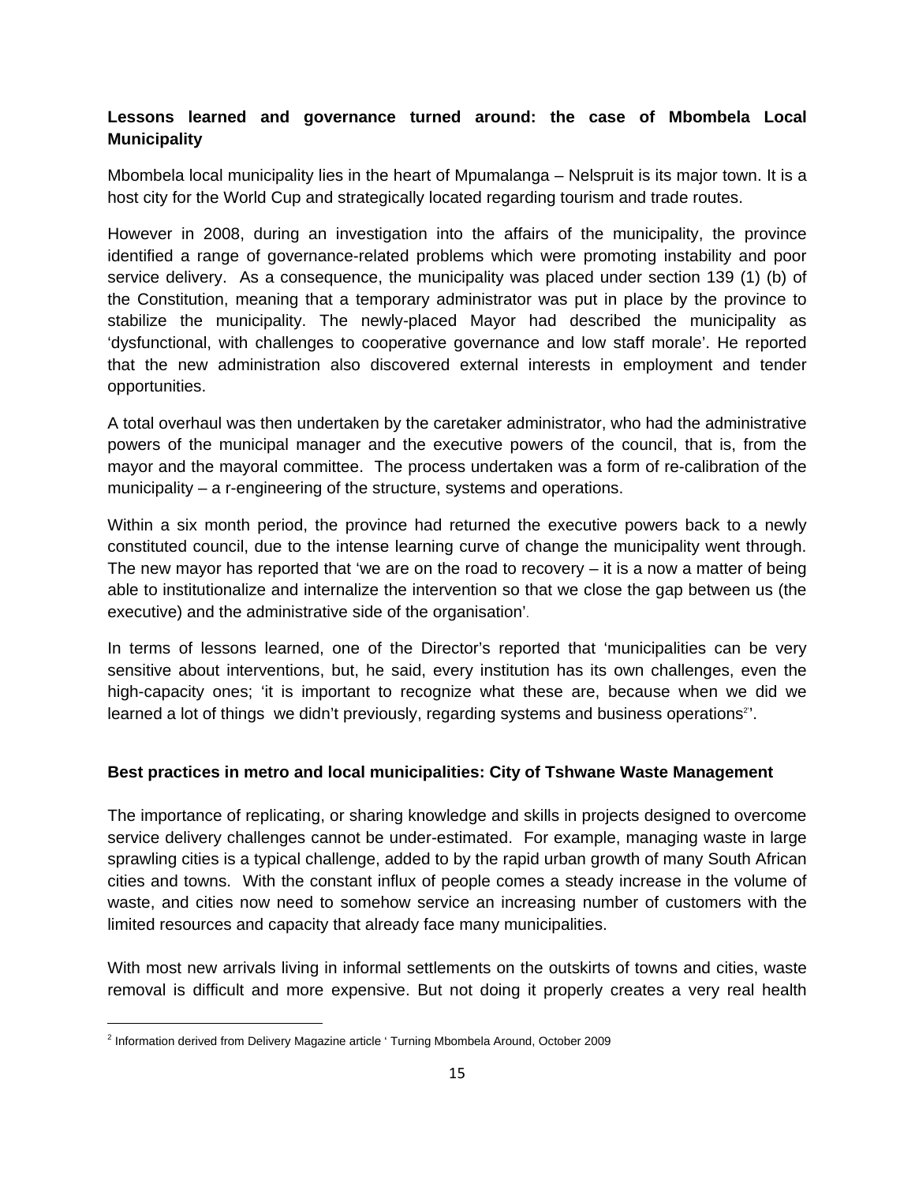**Lessons learned and governance turned around: the case of Mbombela Local Municipality**

Mbombela local municipality lies in the heart of Mpumalanga – Nelspruit is its major town. It is a host city for the World Cup and strategically located regarding tourism and trade routes.

However in 2008, during an investigation into the affairs of the municipality, the province identified a range of governance-related problems which were promoting instability and poor service delivery. As a consequence, the municipality was placed under section 139 (1) (b) of the Constitution, meaning that a temporary administrator was put in place by the province to stabilize the municipality. The newly-placed Mayor had described the municipality as 'dysfunctional, with challenges to cooperative governance and low staff morale'. He reported that the new administration also discovered external interests in employment and tender opportunities.

A total overhaul was then undertaken by the caretaker administrator, who had the administrative powers of the municipal manager and the executive powers of the council, that is, from the mayor and the mayoral committee. The process undertaken was a form of re-calibration of the municipality – a r-engineering of the structure, systems and operations.

Within a six month period, the province had returned the executive powers back to a newly constituted council, due to the intense learning curve of change the municipality went through. The new mayor has reported that 'we are on the road to recovery – it is a now a matter of being able to institutionalize and internalize the intervention so that we close the gap between us (the executive) and the administrative side of the organisation'.

In terms of lessons learned, one of the Director's reported that 'municipalities can be very sensitive about interventions, but, he said, every institution has its own challenges, even the high-capacity ones; 'it is important to recognize what these are, because when we did we learned a lot of things we didn't previously, regarding systems and business operations[2]'.

**Best practices in metro and local municipalities: City of Tshwane Waste Management**

The importance of replicating, or sharing knowledge and skills in projects designed to overcome service delivery challenges cannot be under-estimated. For example, managing waste in large sprawling cities is a typical challenge, added to by the rapid urban growth of many South African cities and towns. With the constant influx of people comes a steady increase in the volume of waste, and cities now need to somehow service an increasing number of customers with the limited resources and capacity that already face many municipalities.

With most new arrivals living in informal settlements on the outskirts of towns and cities, waste removal is difficult and more expensive. But not doing it properly creates a very real health

[2] Information derived from Delivery Magazine article ' Turning Mbombela Around, October 2009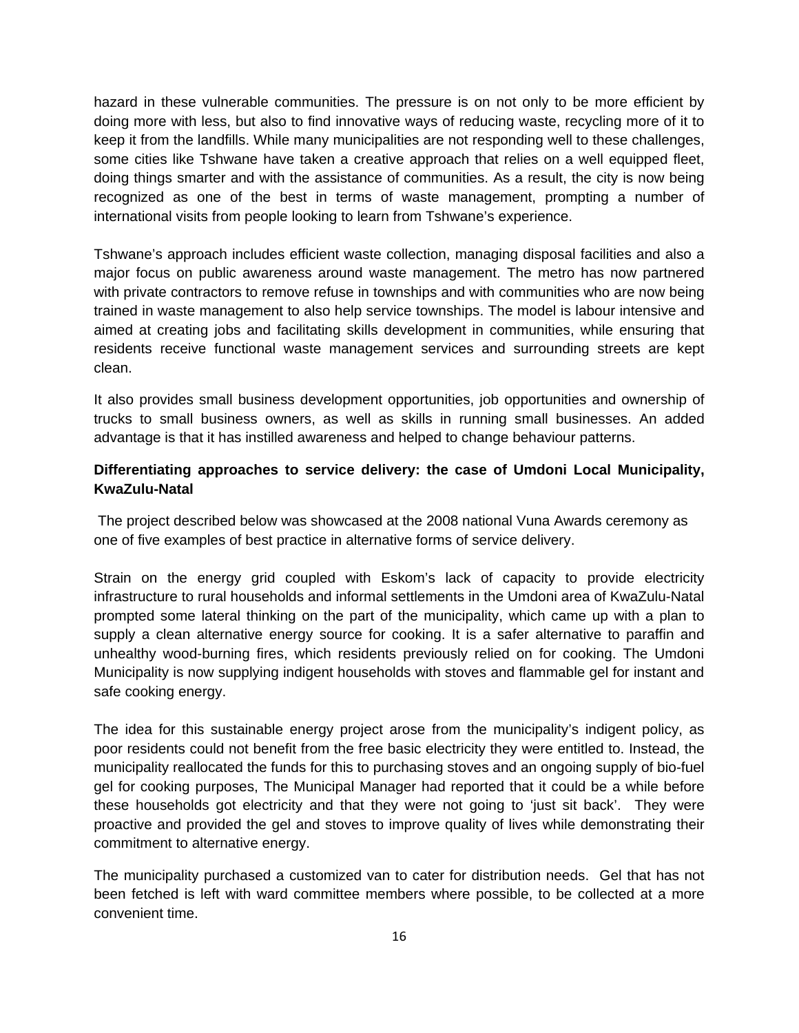hazard in these vulnerable communities. The pressure is on not only to be more efficient by doing more with less, but also to find innovative ways of reducing waste, recycling more of it to keep it from the landfills. While many municipalities are not responding well to these challenges, some cities like Tshwane have taken a creative approach that relies on a well equipped fleet, doing things smarter and with the assistance of communities. As a result, the city is now being recognized as one of the best in terms of waste management, prompting a number of international visits from people looking to learn from Tshwane's experience.

Tshwane's approach includes efficient waste collection, managing disposal facilities and also a major focus on public awareness around waste management. The metro has now partnered with private contractors to remove refuse in townships and with communities who are now being trained in waste management to also help service townships. The model is labour intensive and aimed at creating jobs and facilitating skills development in communities, while ensuring that residents receive functional waste management services and surrounding streets are kept clean.

It also provides small business development opportunities, job opportunities and ownership of trucks to small business owners, as well as skills in running small businesses. An added advantage is that it has instilled awareness and helped to change behaviour patterns.

**Differentiating approaches to service delivery: the case of Umdoni Local Municipality, KwaZulu-Natal**

The project described below was showcased at the 2008 national Vuna Awards ceremony as one of five examples of best practice in alternative forms of service delivery.

Strain on the energy grid coupled with Eskom's lack of capacity to provide electricity infrastructure to rural households and informal settlements in the Umdoni area of KwaZulu-Natal prompted some lateral thinking on the part of the municipality, which came up with a plan to supply a clean alternative energy source for cooking. It is a safer alternative to paraffin and unhealthy wood-burning fires, which residents previously relied on for cooking. The Umdoni Municipality is now supplying indigent households with stoves and flammable gel for instant and safe cooking energy.

The idea for this sustainable energy project arose from the municipality's indigent policy, as poor residents could not benefit from the free basic electricity they were entitled to. Instead, the municipality reallocated the funds for this to purchasing stoves and an ongoing supply of bio-fuel gel for cooking purposes, The Municipal Manager had reported that it could be a while before these households got electricity and that they were not going to 'just sit back'. They were proactive and provided the gel and stoves to improve quality of lives while demonstrating their commitment to alternative energy.

The municipality purchased a customized van to cater for distribution needs. Gel that has not been fetched is left with ward committee members where possible, to be collected at a more convenient time.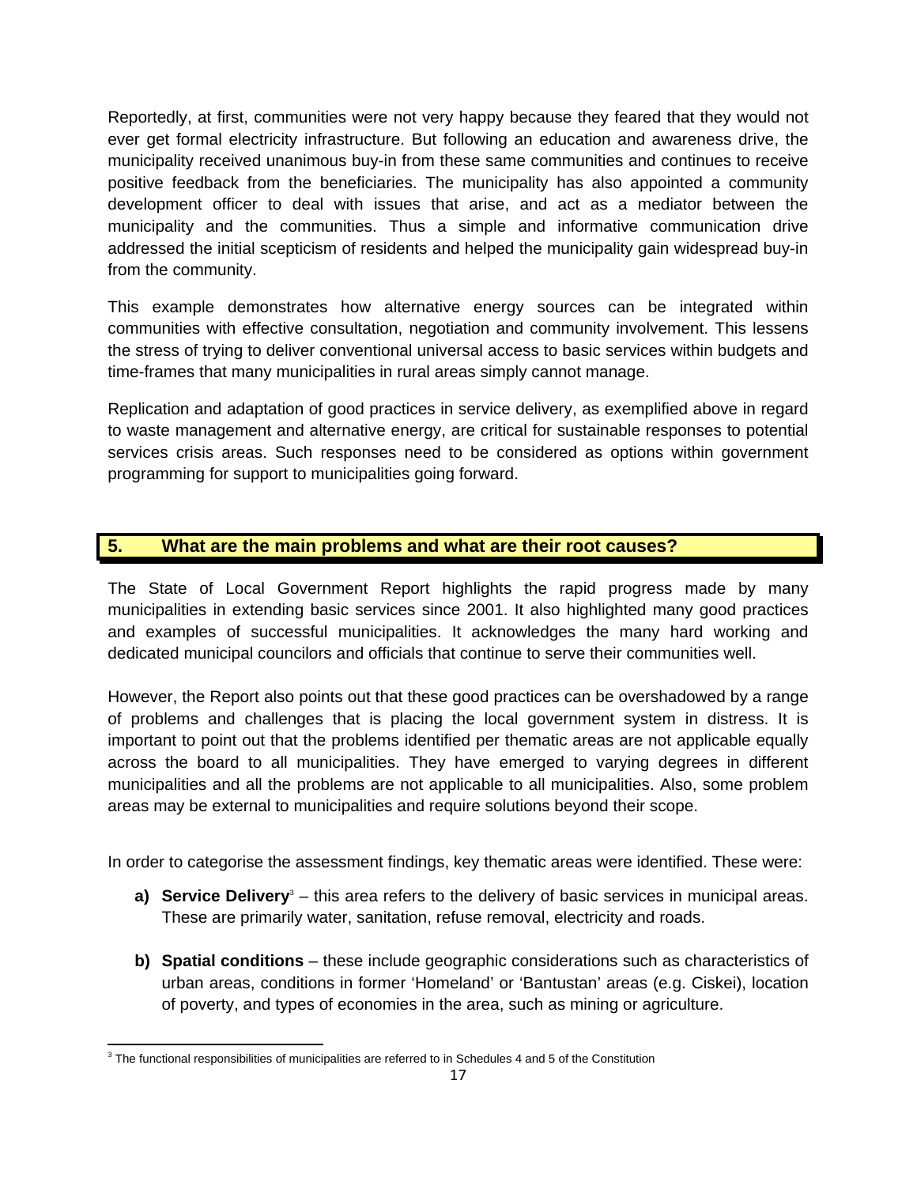Reportedly, at first, communities were not very happy because they feared that they would not ever get formal electricity infrastructure. But following an education and awareness drive, the municipality received unanimous buy-in from these same communities and continues to receive positive feedback from the beneficiaries. The municipality has also appointed a community development officer to deal with issues that arise, and act as a mediator between the municipality and the communities. Thus a simple and informative communication drive addressed the initial scepticism of residents and helped the municipality gain widespread buy-in from the community.

This example demonstrates how alternative energy sources can be integrated within communities with effective consultation, negotiation and community involvement. This lessens the stress of trying to deliver conventional universal access to basic services within budgets and time-frames that many municipalities in rural areas simply cannot manage.

Replication and adaptation of good practices in service delivery, as exemplified above in regard to waste management and alternative energy, are critical for sustainable responses to potential services crisis areas. Such responses need to be considered as options within government programming for support to municipalities going forward.

## 5. What are the main problems and what are their root causes?

The State of Local Government Report highlights the rapid progress made by many municipalities in extending basic services since 2001. It also highlighted many good practices and examples of successful municipalities. It acknowledges the many hard working and dedicated municipal councilors and officials that continue to serve their communities well.

However, the Report also points out that these good practices can be overshadowed by a range of problems and challenges that is placing the local government system in distress. It is important to point out that the problems identified per thematic areas are not applicable equally across the board to all municipalities. They have emerged to varying degrees in different municipalities and all the problems are not applicable to all municipalities. Also, some problem areas may be external to municipalities and require solutions beyond their scope.

In order to categorise the assessment findings, key thematic areas were identified. These were:

**a) Service Delivery**[3] – this area refers to the delivery of basic services in municipal areas. These are primarily water, sanitation, refuse removal, electricity and roads.

**b) Spatial conditions** – these include geographic considerations such as characteristics of urban areas, conditions in former 'Homeland' or 'Bantustan' areas (e.g. Ciskei), location of poverty, and types of economies in the area, such as mining or agriculture.

[3] The functional responsibilities of municipalities are referred to in Schedules 4 and 5 of the Constitution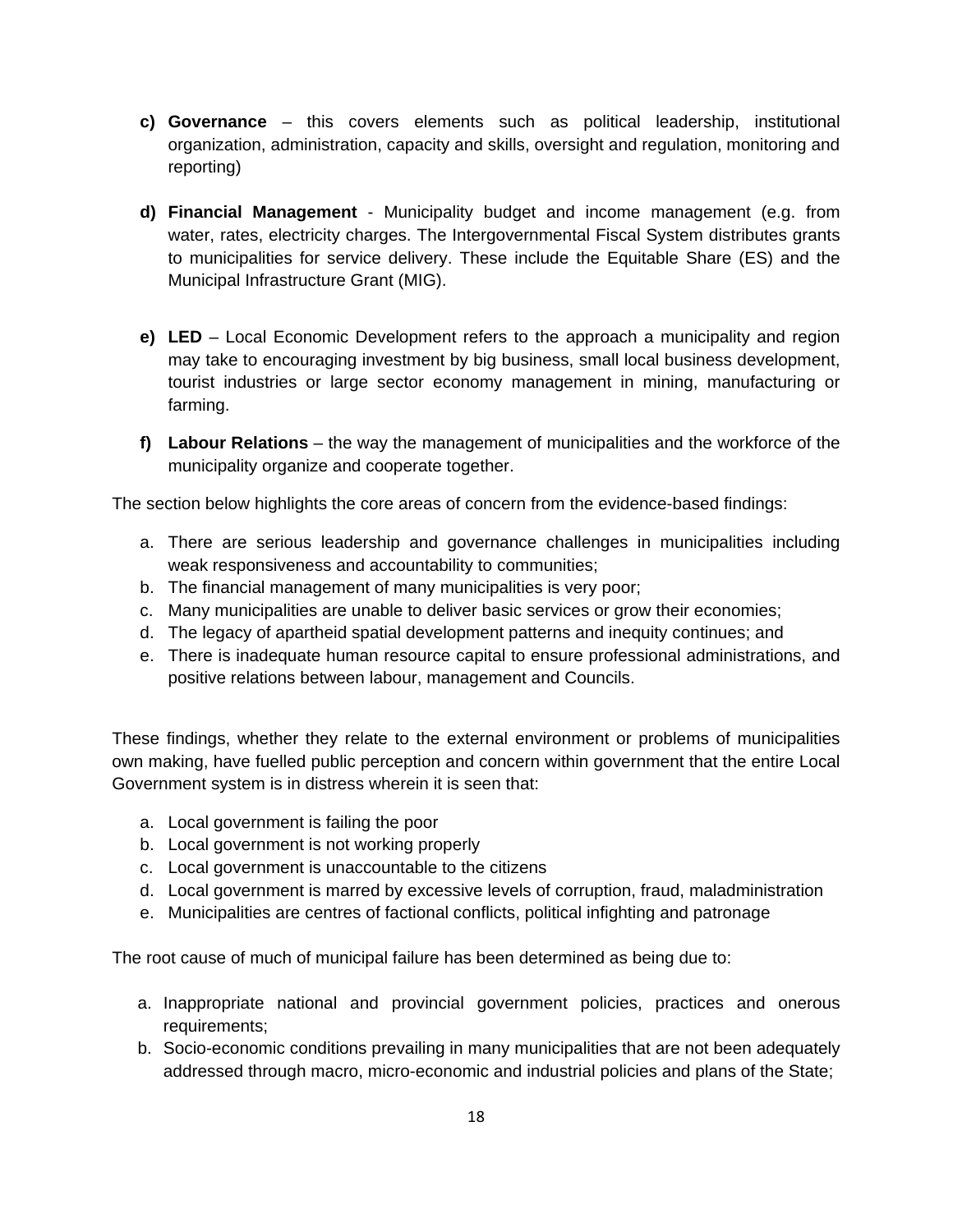c) **Governance** – this covers elements such as political leadership, institutional organization, administration, capacity and skills, oversight and regulation, monitoring and reporting)

d) **Financial Management** - Municipality budget and income management (e.g. from water, rates, electricity charges. The Intergovernmental Fiscal System distributes grants to municipalities for service delivery. These include the Equitable Share (ES) and the Municipal Infrastructure Grant (MIG).

e) **LED** – Local Economic Development refers to the approach a municipality and region may take to encouraging investment by big business, small local business development, tourist industries or large sector economy management in mining, manufacturing or farming.

f) **Labour Relations** – the way the management of municipalities and the workforce of the municipality organize and cooperate together.

The section below highlights the core areas of concern from the evidence-based findings:

a. There are serious leadership and governance challenges in municipalities including weak responsiveness and accountability to communities;
b. The financial management of many municipalities is very poor;
c. Many municipalities are unable to deliver basic services or grow their economies;
d. The legacy of apartheid spatial development patterns and inequity continues; and
e. There is inadequate human resource capital to ensure professional administrations, and positive relations between labour, management and Councils.

These findings, whether they relate to the external environment or problems of municipalities own making, have fuelled public perception and concern within government that the entire Local Government system is in distress wherein it is seen that:

a. Local government is failing the poor
b. Local government is not working properly
c. Local government is unaccountable to the citizens
d. Local government is marred by excessive levels of corruption, fraud, maladministration
e. Municipalities are centres of factional conflicts, political infighting and patronage

The root cause of much of municipal failure has been determined as being due to:

a. Inappropriate national and provincial government policies, practices and onerous requirements;
b. Socio-economic conditions prevailing in many municipalities that are not been adequately addressed through macro, micro-economic and industrial policies and plans of the State;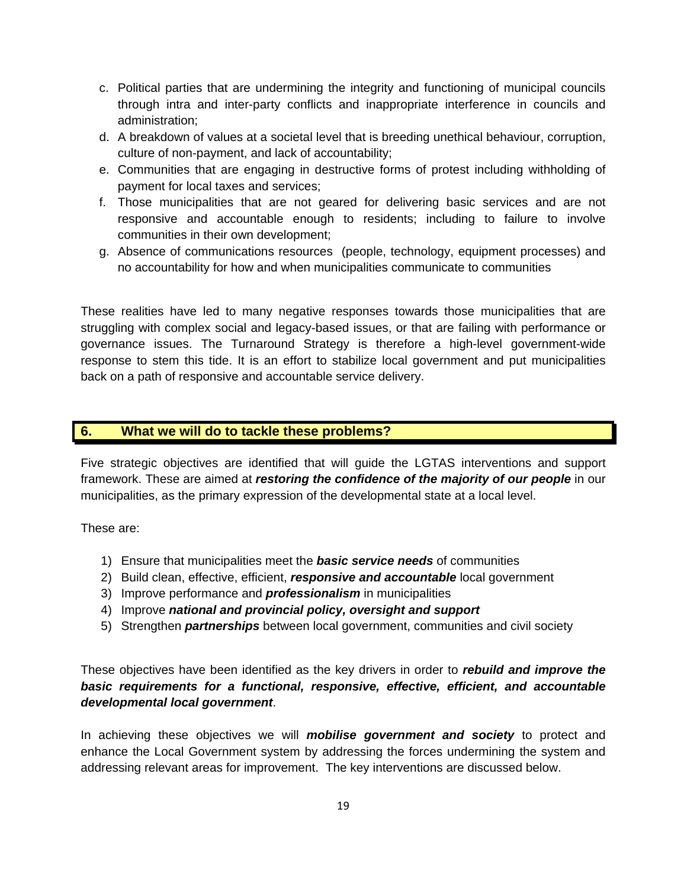c. Political parties that are undermining the integrity and functioning of municipal councils through intra and inter-party conflicts and inappropriate interference in councils and administration;
d. A breakdown of values at a societal level that is breeding unethical behaviour, corruption, culture of non-payment, and lack of accountability;
e. Communities that are engaging in destructive forms of protest including withholding of payment for local taxes and services;
f. Those municipalities that are not geared for delivering basic services and are not responsive and accountable enough to residents; including to failure to involve communities in their own development;
g. Absence of communications resources (people, technology, equipment processes) and no accountability for how and when municipalities communicate to communities

These realities have led to many negative responses towards those municipalities that are struggling with complex social and legacy-based issues, or that are failing with performance or governance issues. The Turnaround Strategy is therefore a high-level government-wide response to stem this tide. It is an effort to stabilize local government and put municipalities back on a path of responsive and accountable service delivery.

## 6. What we will do to tackle these problems?

Five strategic objectives are identified that will guide the LGTAS interventions and support framework. These are aimed at ***restoring the confidence of the majority of our people*** in our municipalities, as the primary expression of the developmental state at a local level.

These are:

1) Ensure that municipalities meet the ***basic service needs*** of communities
2) Build clean, effective, efficient, ***responsive and accountable*** local government
3) Improve performance and ***professionalism*** in municipalities
4) Improve ***national and provincial policy, oversight and support***
5) Strengthen ***partnerships*** between local government, communities and civil society

These objectives have been identified as the key drivers in order to ***rebuild and improve the basic requirements for a functional, responsive, effective, efficient, and accountable developmental local government***.

In achieving these objectives we will ***mobilise government and society*** to protect and enhance the Local Government system by addressing the forces undermining the system and addressing relevant areas for improvement. The key interventions are discussed below.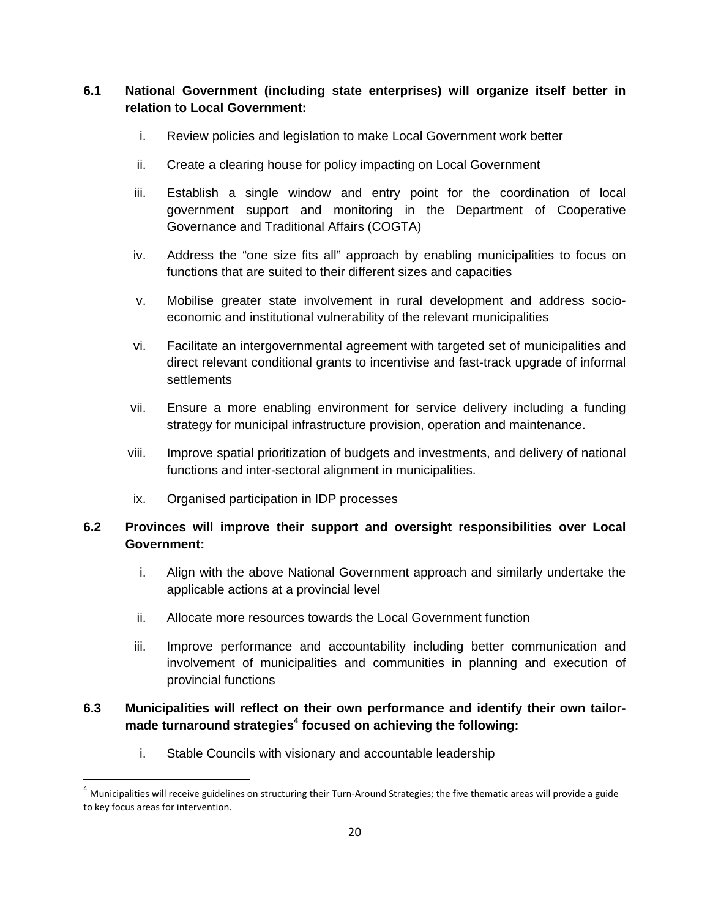**6.1 National Government (including state enterprises) will organize itself better in relation to Local Government:**

i. Review policies and legislation to make Local Government work better

ii. Create a clearing house for policy impacting on Local Government

iii. Establish a single window and entry point for the coordination of local government support and monitoring in the Department of Cooperative Governance and Traditional Affairs (COGTA)

iv. Address the "one size fits all" approach by enabling municipalities to focus on functions that are suited to their different sizes and capacities

v. Mobilise greater state involvement in rural development and address socio-economic and institutional vulnerability of the relevant municipalities

vi. Facilitate an intergovernmental agreement with targeted set of municipalities and direct relevant conditional grants to incentivise and fast-track upgrade of informal settlements

vii. Ensure a more enabling environment for service delivery including a funding strategy for municipal infrastructure provision, operation and maintenance.

viii. Improve spatial prioritization of budgets and investments, and delivery of national functions and inter-sectoral alignment in municipalities.

ix. Organised participation in IDP processes

**6.2 Provinces will improve their support and oversight responsibilities over Local Government:**

i. Align with the above National Government approach and similarly undertake the applicable actions at a provincial level

ii. Allocate more resources towards the Local Government function

iii. Improve performance and accountability including better communication and involvement of municipalities and communities in planning and execution of provincial functions

**6.3 Municipalities will reflect on their own performance and identify their own tailor-made turnaround strategies[4] focused on achieving the following:**

i. Stable Councils with visionary and accountable leadership

[4] Municipalities will receive guidelines on structuring their Turn-Around Strategies; the five thematic areas will provide a guide to key focus areas for intervention.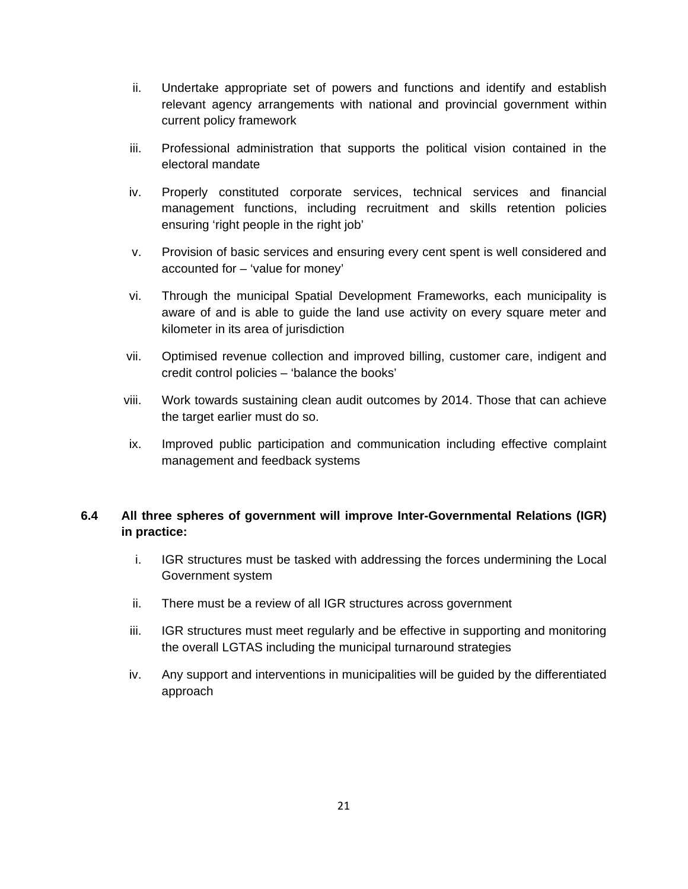ii. Undertake appropriate set of powers and functions and identify and establish relevant agency arrangements with national and provincial government within current policy framework

iii. Professional administration that supports the political vision contained in the electoral mandate

iv. Properly constituted corporate services, technical services and financial management functions, including recruitment and skills retention policies ensuring 'right people in the right job'

v. Provision of basic services and ensuring every cent spent is well considered and accounted for – 'value for money'

vi. Through the municipal Spatial Development Frameworks, each municipality is aware of and is able to guide the land use activity on every square meter and kilometer in its area of jurisdiction

vii. Optimised revenue collection and improved billing, customer care, indigent and credit control policies – 'balance the books'

viii. Work towards sustaining clean audit outcomes by 2014. Those that can achieve the target earlier must do so.

ix. Improved public participation and communication including effective complaint management and feedback systems

**6.4 All three spheres of government will improve Inter-Governmental Relations (IGR) in practice:**

i. IGR structures must be tasked with addressing the forces undermining the Local Government system

ii. There must be a review of all IGR structures across government

iii. IGR structures must meet regularly and be effective in supporting and monitoring the overall LGTAS including the municipal turnaround strategies

iv. Any support and interventions in municipalities will be guided by the differentiated approach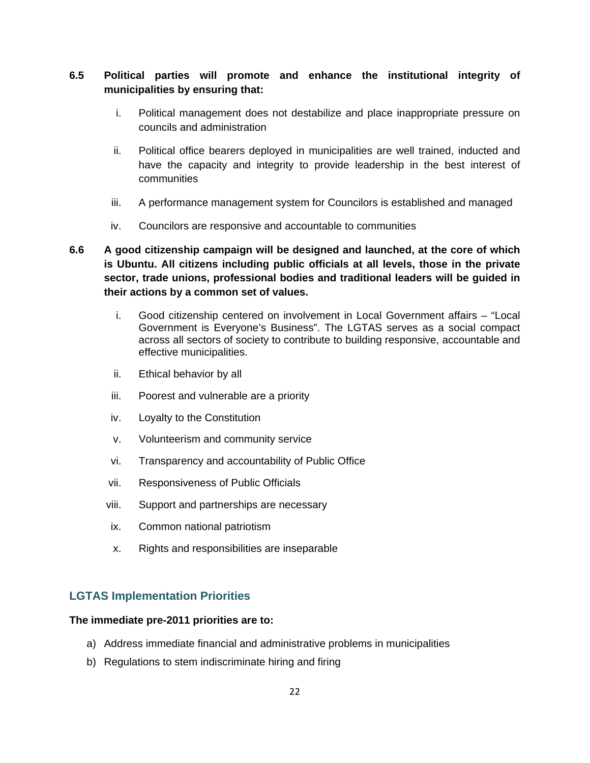**6.5 Political parties will promote and enhance the institutional integrity of municipalities by ensuring that:**

i. Political management does not destabilize and place inappropriate pressure on councils and administration

ii. Political office bearers deployed in municipalities are well trained, inducted and have the capacity and integrity to provide leadership in the best interest of communities

iii. A performance management system for Councilors is established and managed

iv. Councilors are responsive and accountable to communities

**6.6 A good citizenship campaign will be designed and launched, at the core of which is Ubuntu. All citizens including public officials at all levels, those in the private sector, trade unions, professional bodies and traditional leaders will be guided in their actions by a common set of values.**

i. Good citizenship centered on involvement in Local Government affairs – “Local Government is Everyone’s Business”. The LGTAS serves as a social compact across all sectors of society to contribute to building responsive, accountable and effective municipalities.

ii. Ethical behavior by all

iii. Poorest and vulnerable are a priority

iv. Loyalty to the Constitution

v. Volunteerism and community service

vi. Transparency and accountability of Public Office

vii. Responsiveness of Public Officials

viii. Support and partnerships are necessary

ix. Common national patriotism

x. Rights and responsibilities are inseparable

## LGTAS Implementation Priorities

**The immediate pre-2011 priorities are to:**

a) Address immediate financial and administrative problems in municipalities

b) Regulations to stem indiscriminate hiring and firing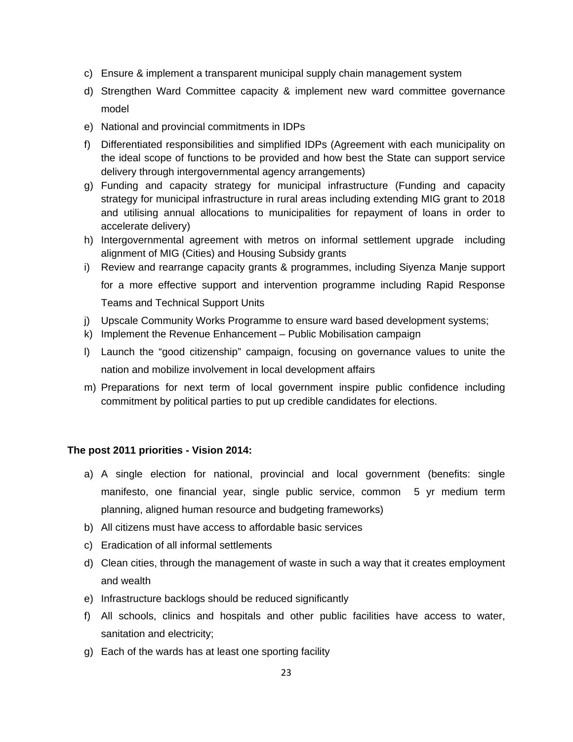c) Ensure & implement a transparent municipal supply chain management system
d) Strengthen Ward Committee capacity & implement new ward committee governance model
e) National and provincial commitments in IDPs
f) Differentiated responsibilities and simplified IDPs (Agreement with each municipality on the ideal scope of functions to be provided and how best the State can support service delivery through intergovernmental agency arrangements)
g) Funding and capacity strategy for municipal infrastructure (Funding and capacity strategy for municipal infrastructure in rural areas including extending MIG grant to 2018 and utilising annual allocations to municipalities for repayment of loans in order to accelerate delivery)
h) Intergovernmental agreement with metros on informal settlement upgrade including alignment of MIG (Cities) and Housing Subsidy grants
i) Review and rearrange capacity grants & programmes, including Siyenza Manje support for a more effective support and intervention programme including Rapid Response Teams and Technical Support Units
j) Upscale Community Works Programme to ensure ward based development systems;
k) Implement the Revenue Enhancement – Public Mobilisation campaign
l) Launch the "good citizenship" campaign, focusing on governance values to unite the nation and mobilize involvement in local development affairs
m) Preparations for next term of local government inspire public confidence including commitment by political parties to put up credible candidates for elections.

**The post 2011 priorities - Vision 2014:**

a) A single election for national, provincial and local government (benefits: single manifesto, one financial year, single public service, common 5 yr medium term planning, aligned human resource and budgeting frameworks)
b) All citizens must have access to affordable basic services
c) Eradication of all informal settlements
d) Clean cities, through the management of waste in such a way that it creates employment and wealth
e) Infrastructure backlogs should be reduced significantly
f) All schools, clinics and hospitals and other public facilities have access to water, sanitation and electricity;
g) Each of the wards has at least one sporting facility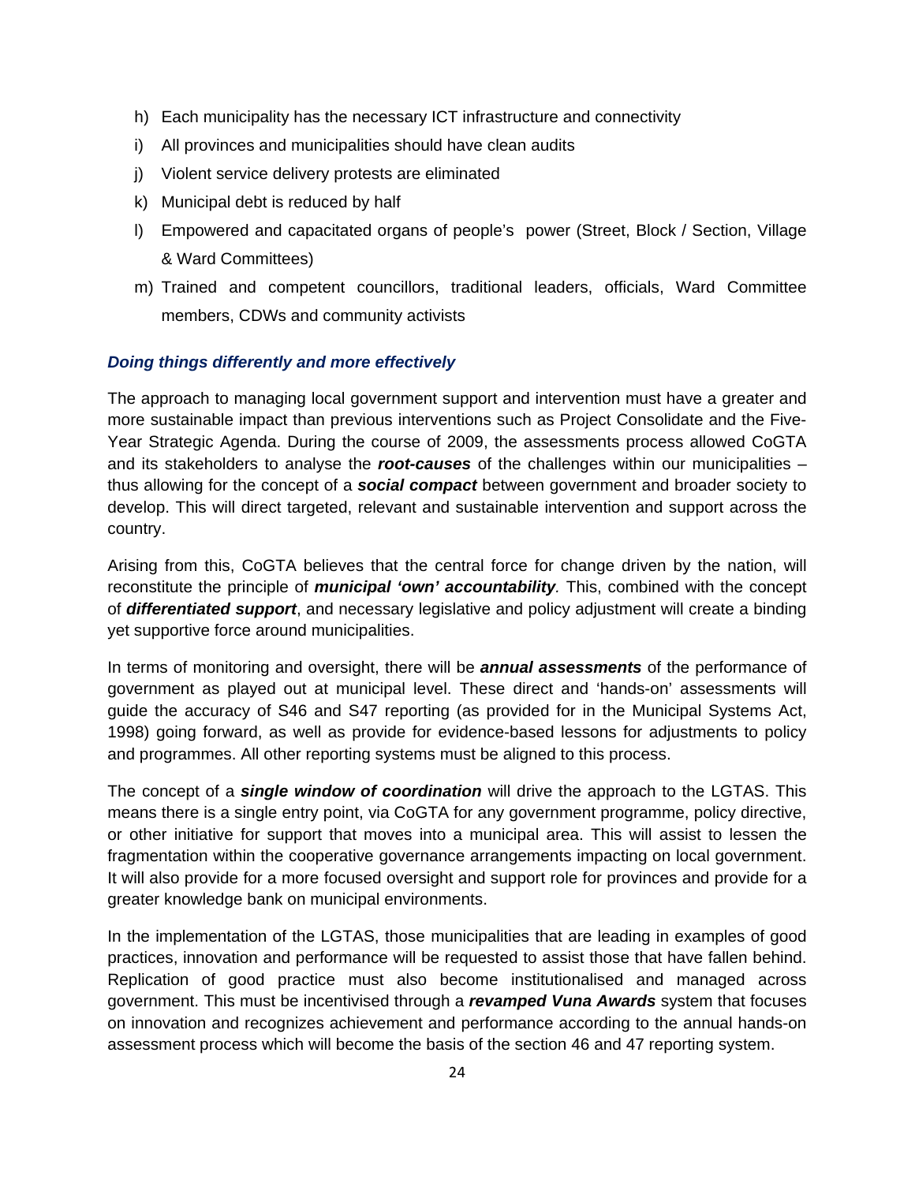h) Each municipality has the necessary ICT infrastructure and connectivity
i) All provinces and municipalities should have clean audits
j) Violent service delivery protests are eliminated
k) Municipal debt is reduced by half
l) Empowered and capacitated organs of people's power (Street, Block / Section, Village & Ward Committees)
m) Trained and competent councillors, traditional leaders, officials, Ward Committee members, CDWs and community activists

***Doing things differently and more effectively***

The approach to managing local government support and intervention must have a greater and more sustainable impact than previous interventions such as Project Consolidate and the Five-Year Strategic Agenda. During the course of 2009, the assessments process allowed CoGTA and its stakeholders to analyse the ***root-causes*** of the challenges within our municipalities – thus allowing for the concept of a ***social compact*** between government and broader society to develop. This will direct targeted, relevant and sustainable intervention and support across the country.

Arising from this, CoGTA believes that the central force for change driven by the nation, will reconstitute the principle of ***municipal 'own' accountability***. This, combined with the concept of ***differentiated support***, and necessary legislative and policy adjustment will create a binding yet supportive force around municipalities.

In terms of monitoring and oversight, there will be ***annual assessments*** of the performance of government as played out at municipal level. These direct and 'hands-on' assessments will guide the accuracy of S46 and S47 reporting (as provided for in the Municipal Systems Act, 1998) going forward, as well as provide for evidence-based lessons for adjustments to policy and programmes. All other reporting systems must be aligned to this process.

The concept of a ***single window of coordination*** will drive the approach to the LGTAS. This means there is a single entry point, via CoGTA for any government programme, policy directive, or other initiative for support that moves into a municipal area. This will assist to lessen the fragmentation within the cooperative governance arrangements impacting on local government. It will also provide for a more focused oversight and support role for provinces and provide for a greater knowledge bank on municipal environments.

In the implementation of the LGTAS, those municipalities that are leading in examples of good practices, innovation and performance will be requested to assist those that have fallen behind. Replication of good practice must also become institutionalised and managed across government. This must be incentivised through a ***revamped Vuna Awards*** system that focuses on innovation and recognizes achievement and performance according to the annual hands-on assessment process which will become the basis of the section 46 and 47 reporting system.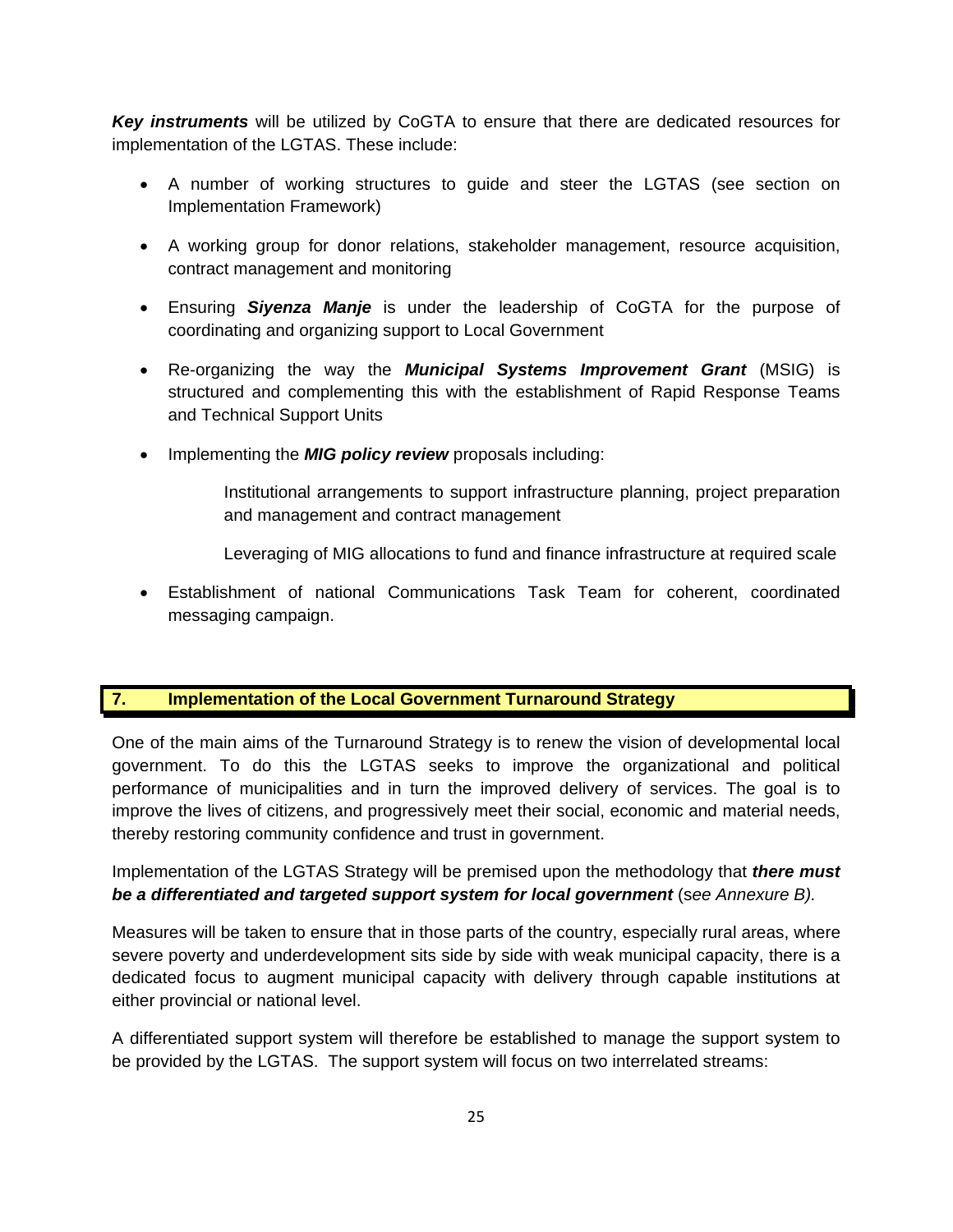***Key instruments*** will be utilized by CoGTA to ensure that there are dedicated resources for implementation of the LGTAS. These include:

- A number of working structures to guide and steer the LGTAS (see section on Implementation Framework)
- A working group for donor relations, stakeholder management, resource acquisition, contract management and monitoring
- Ensuring ***Siyenza Manje*** is under the leadership of CoGTA for the purpose of coordinating and organizing support to Local Government
- Re-organizing the way the ***Municipal Systems Improvement Grant*** (MSIG) is structured and complementing this with the establishment of Rapid Response Teams and Technical Support Units
- Implementing the ***MIG policy review*** proposals including:

    Institutional arrangements to support infrastructure planning, project preparation and management and contract management

    Leveraging of MIG allocations to fund and finance infrastructure at required scale

- Establishment of national Communications Task Team for coherent, coordinated messaging campaign.

## 7. Implementation of the Local Government Turnaround Strategy

One of the main aims of the Turnaround Strategy is to renew the vision of developmental local government. To do this the LGTAS seeks to improve the organizational and political performance of municipalities and in turn the improved delivery of services. The goal is to improve the lives of citizens, and progressively meet their social, economic and material needs, thereby restoring community confidence and trust in government.

Implementation of the LGTAS Strategy will be premised upon the methodology that ***there must be a differentiated and targeted support system for local government*** (s*ee Annexure B).*

Measures will be taken to ensure that in those parts of the country, especially rural areas, where severe poverty and underdevelopment sits side by side with weak municipal capacity, there is a dedicated focus to augment municipal capacity with delivery through capable institutions at either provincial or national level.

A differentiated support system will therefore be established to manage the support system to be provided by the LGTAS. The support system will focus on two interrelated streams: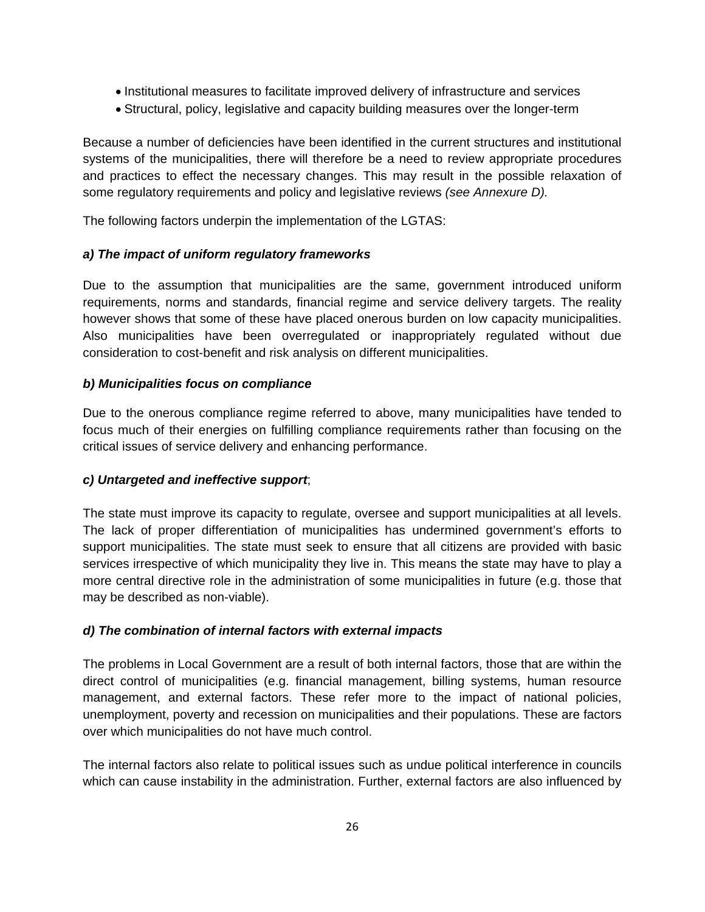- Institutional measures to facilitate improved delivery of infrastructure and services
- Structural, policy, legislative and capacity building measures over the longer-term

Because a number of deficiencies have been identified in the current structures and institutional systems of the municipalities, there will therefore be a need to review appropriate procedures and practices to effect the necessary changes. This may result in the possible relaxation of some regulatory requirements and policy and legislative reviews *(see Annexure D).*

The following factors underpin the implementation of the LGTAS:

***a) The impact of uniform regulatory frameworks***

Due to the assumption that municipalities are the same, government introduced uniform requirements, norms and standards, financial regime and service delivery targets. The reality however shows that some of these have placed onerous burden on low capacity municipalities. Also municipalities have been overregulated or inappropriately regulated without due consideration to cost-benefit and risk analysis on different municipalities.

***b) Municipalities focus on compliance***

Due to the onerous compliance regime referred to above, many municipalities have tended to focus much of their energies on fulfilling compliance requirements rather than focusing on the critical issues of service delivery and enhancing performance.

***c) Untargeted and ineffective support***;

The state must improve its capacity to regulate, oversee and support municipalities at all levels. The lack of proper differentiation of municipalities has undermined government's efforts to support municipalities. The state must seek to ensure that all citizens are provided with basic services irrespective of which municipality they live in. This means the state may have to play a more central directive role in the administration of some municipalities in future (e.g. those that may be described as non-viable).

***d) The combination of internal factors with external impacts***

The problems in Local Government are a result of both internal factors, those that are within the direct control of municipalities (e.g. financial management, billing systems, human resource management, and external factors. These refer more to the impact of national policies, unemployment, poverty and recession on municipalities and their populations. These are factors over which municipalities do not have much control.

The internal factors also relate to political issues such as undue political interference in councils which can cause instability in the administration. Further, external factors are also influenced by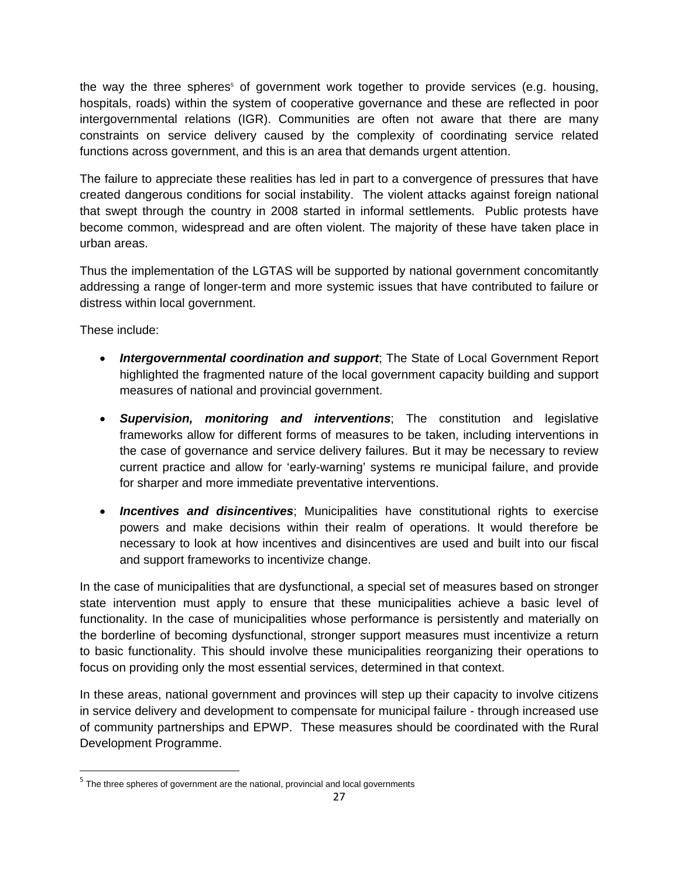the way the three spheres[5] of government work together to provide services (e.g. housing, hospitals, roads) within the system of cooperative governance and these are reflected in poor intergovernmental relations (IGR). Communities are often not aware that there are many constraints on service delivery caused by the complexity of coordinating service related functions across government, and this is an area that demands urgent attention.

The failure to appreciate these realities has led in part to a convergence of pressures that have created dangerous conditions for social instability. The violent attacks against foreign national that swept through the country in 2008 started in informal settlements. Public protests have become common, widespread and are often violent. The majority of these have taken place in urban areas.

Thus the implementation of the LGTAS will be supported by national government concomitantly addressing a range of longer-term and more systemic issues that have contributed to failure or distress within local government.

These include:

- ***Intergovernmental coordination and support***; The State of Local Government Report highlighted the fragmented nature of the local government capacity building and support measures of national and provincial government.
- ***Supervision, monitoring and interventions***; The constitution and legislative frameworks allow for different forms of measures to be taken, including interventions in the case of governance and service delivery failures. But it may be necessary to review current practice and allow for 'early-warning' systems re municipal failure, and provide for sharper and more immediate preventative interventions.
- ***Incentives and disincentives***; Municipalities have constitutional rights to exercise powers and make decisions within their realm of operations. It would therefore be necessary to look at how incentives and disincentives are used and built into our fiscal and support frameworks to incentivize change.

In the case of municipalities that are dysfunctional, a special set of measures based on stronger state intervention must apply to ensure that these municipalities achieve a basic level of functionality. In the case of municipalities whose performance is persistently and materially on the borderline of becoming dysfunctional, stronger support measures must incentivize a return to basic functionality. This should involve these municipalities reorganizing their operations to focus on providing only the most essential services, determined in that context.

In these areas, national government and provinces will step up their capacity to involve citizens in service delivery and development to compensate for municipal failure - through increased use of community partnerships and EPWP. These measures should be coordinated with the Rural Development Programme.

[5] The three spheres of government are the national, provincial and local governments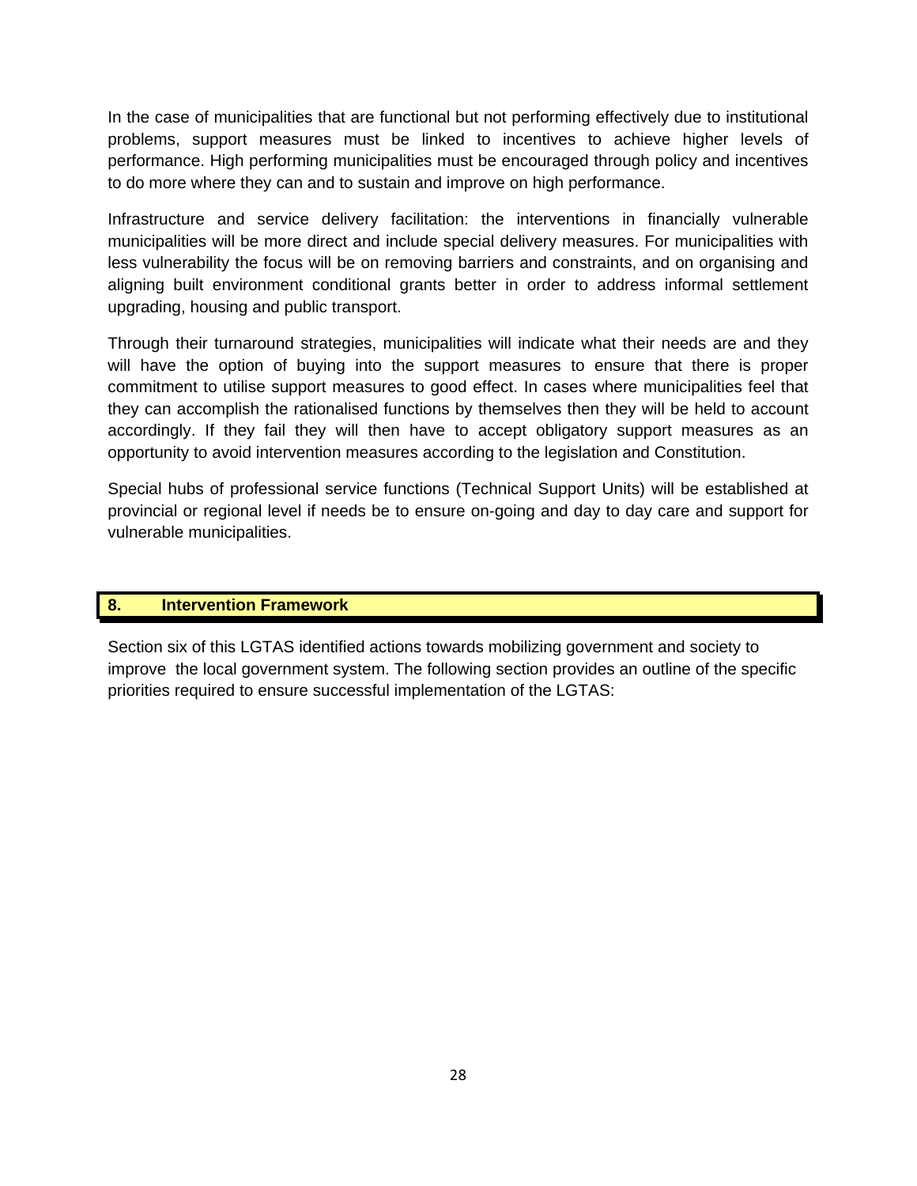In the case of municipalities that are functional but not performing effectively due to institutional problems, support measures must be linked to incentives to achieve higher levels of performance. High performing municipalities must be encouraged through policy and incentives to do more where they can and to sustain and improve on high performance.

Infrastructure and service delivery facilitation: the interventions in financially vulnerable municipalities will be more direct and include special delivery measures. For municipalities with less vulnerability the focus will be on removing barriers and constraints, and on organising and aligning built environment conditional grants better in order to address informal settlement upgrading, housing and public transport.

Through their turnaround strategies, municipalities will indicate what their needs are and they will have the option of buying into the support measures to ensure that there is proper commitment to utilise support measures to good effect. In cases where municipalities feel that they can accomplish the rationalised functions by themselves then they will be held to account accordingly. If they fail they will then have to accept obligatory support measures as an opportunity to avoid intervention measures according to the legislation and Constitution.

Special hubs of professional service functions (Technical Support Units) will be established at provincial or regional level if needs be to ensure on-going and day to day care and support for vulnerable municipalities.

## 8. Intervention Framework

Section six of this LGTAS identified actions towards mobilizing government and society to improve the local government system. The following section provides an outline of the specific priorities required to ensure successful implementation of the LGTAS: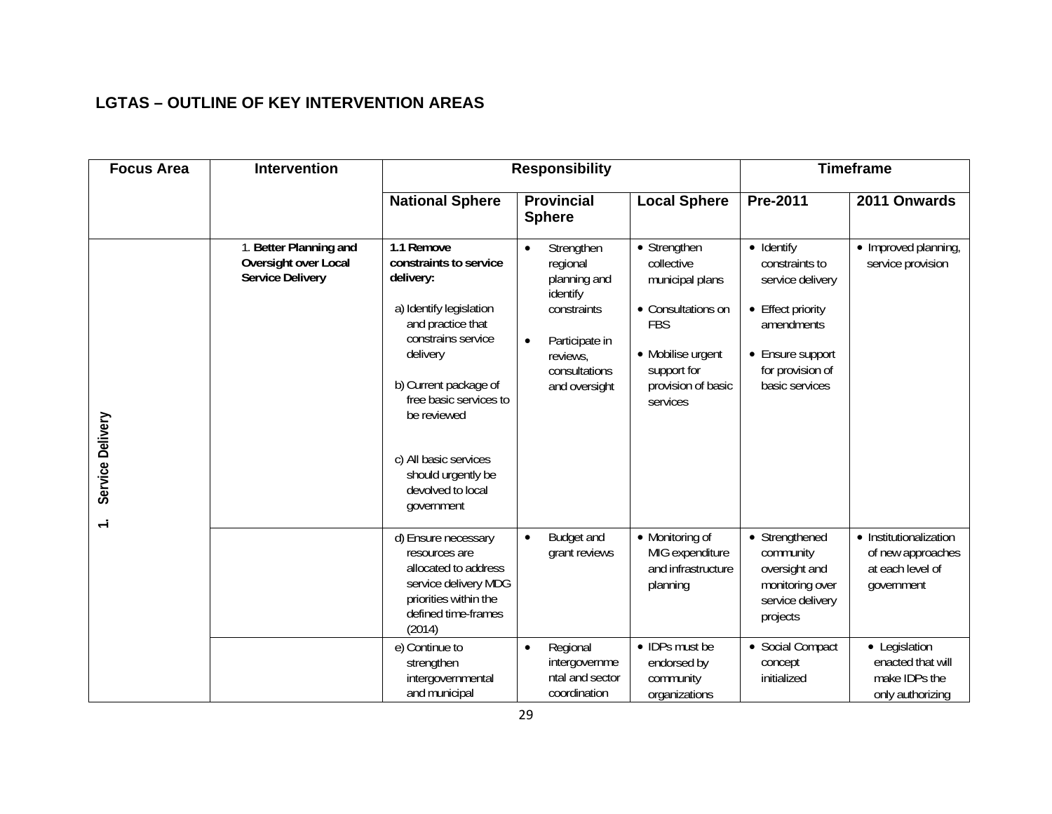## LGTAS – OUTLINE OF KEY INTERVENTION AREAS

| Focus Area | Intervention | Responsibility | | | Timeframe | |
|---|---|---|---|---|---|---|
| | | National Sphere | Provincial Sphere | Local Sphere | Pre-2011 | 2011 Onwards |
| 1. Service Delivery | 1. **Better Planning and Oversight over Local Service Delivery** | **1.1 Remove constraints to service delivery:**<br><br>a) Identify legislation and practice that constrains service delivery<br><br>b) Current package of free basic services to be reviewed<br><br>c) All basic services should urgently be devolved to local government | • Strengthen regional planning and identify constraints<br><br>• Participate in reviews, consultations and oversight | • Strengthen collective municipal plans<br><br>• Consultations on FBS<br><br>• Mobilise urgent support for provision of basic services | • Identify constraints to service delivery<br><br>• Effect priority amendments<br><br>• Ensure support for provision of basic services | • Improved planning, service provision |
| | | d) Ensure necessary resources are allocated to address service delivery MDG priorities within the defined time-frames (2014) | • Budget and grant reviews | • Monitoring of MIG expenditure and infrastructure planning | • Strengthened community oversight and monitoring over service delivery projects | • Institutionalization of new approaches at each level of government |
| | | e) Continue to strengthen intergovernmental and municipal | • Regional intergovernmental and sector coordination | • IDPs must be endorsed by community organizations | • Social Compact concept initialized | • Legislation enacted that will make IDPs the only authorizing |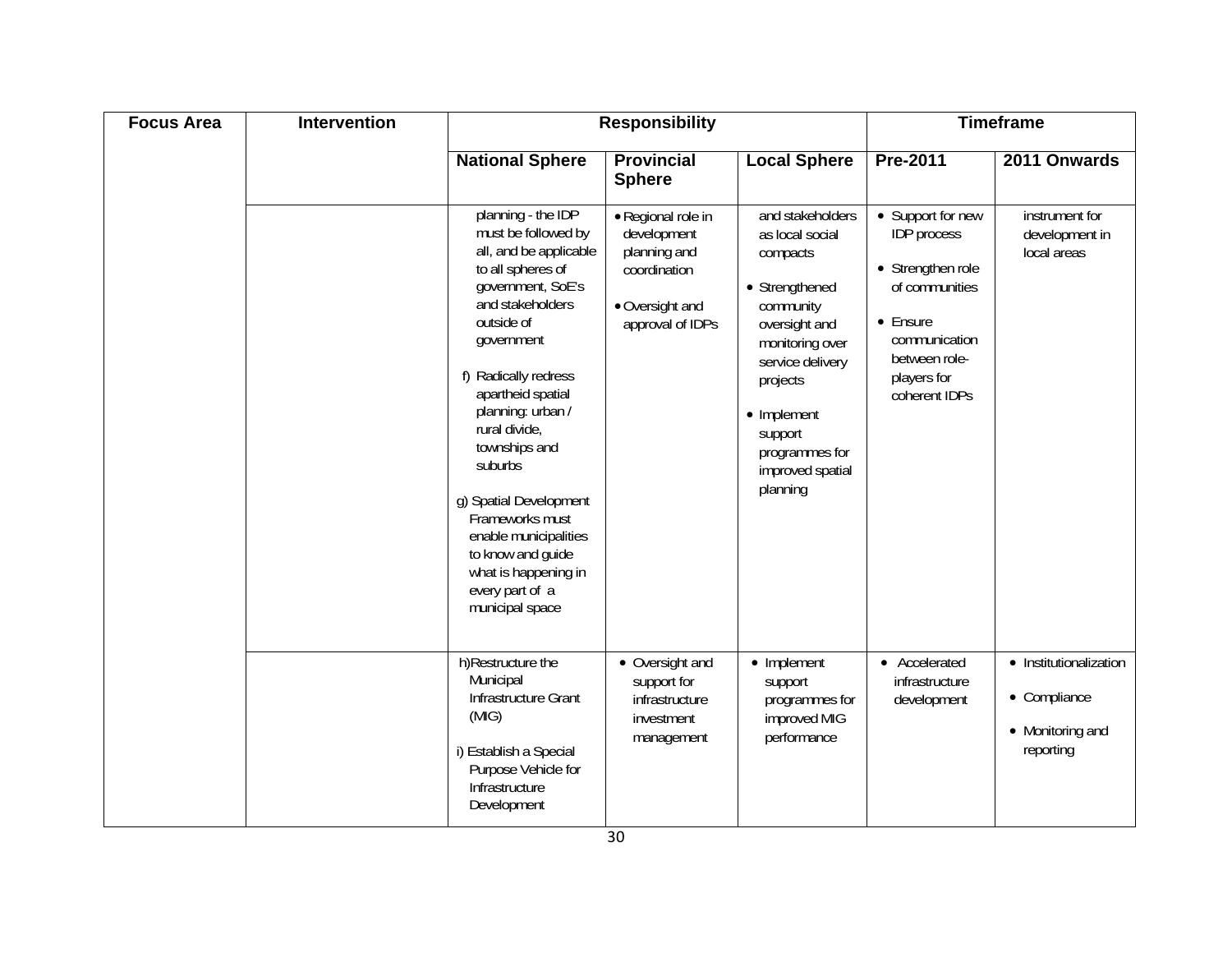| Focus Area | Intervention | Responsibility | | | Timeframe | |
|---|---|---|---|---|---|---|
| | | National Sphere | Provincial Sphere | Local Sphere | Pre-2011 | 2011 Onwards |
| | | planning - the IDP must be followed by all, and be applicable to all spheres of government, SoE's and stakeholders outside of government<br><br>f) Radically redress apartheid spatial planning: urban / rural divide, townships and suburbs<br><br>g) Spatial Development Frameworks must enable municipalities to know and guide what is happening in every part of a municipal space | • Regional role in development planning and coordination<br><br>• Oversight and approval of IDPs | and stakeholders as local social compacts<br><br>• Strengthened community oversight and monitoring over service delivery projects<br><br>• Implement support programmes for improved spatial planning | • Support for new IDP process<br><br>• Strengthen role of communities<br><br>• Ensure communication between role-players for coherent IDPs | instrument for development in local areas |
| | | h) Restructure the Municipal Infrastructure Grant (MIG)<br><br>i) Establish a Special Purpose Vehicle for Infrastructure Development | • Oversight and support for infrastructure investment management | • Implement support programmes for improved MIG performance | • Accelerated infrastructure development | • Institutionalization<br><br>• Compliance<br><br>• Monitoring and reporting |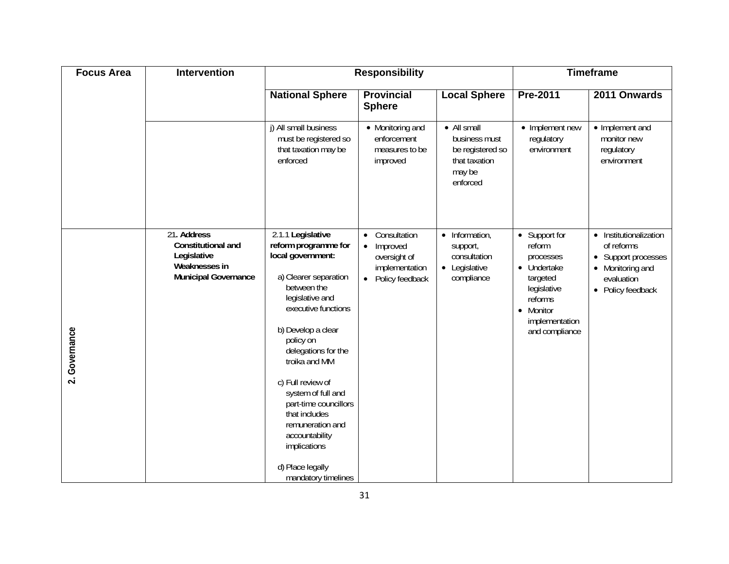| Focus Area | Intervention | Responsibility | | | Timeframe | |
|---|---|---|---|---|---|---|
| | | **National Sphere** | **Provincial Sphere** | **Local Sphere** | **Pre-2011** | **2011 Onwards** |
| | | j) All small business must be registered so that taxation may be enforced | • Monitoring and enforcement measures to be improved | • All small business must be registered so that taxation may be enforced | • Implement new regulatory environment | • Implement and monitor new regulatory environment |
| **2. Governance** | 21**. Address Constitutional and Legislative Weaknesses in Municipal Governance** | 2.1.1 **Legislative reform programme for local government:** <br><br> a) Clearer separation between the legislative and executive functions <br><br> b) Develop a clear policy on delegations for the troika and MM <br><br> c) Full review of system of full and part-time councillors that includes remuneration and accountability implications <br><br> d) Place legally mandatory timelines | • Consultation <br> • Improved oversight of implementation <br> • Policy feedback | • Information, support, consultation <br> • Legislative compliance | • Support for reform processes <br> • Undertake targeted legislative reforms <br> • Monitor implementation and compliance | • Institutionalization of reforms <br> • Support processes <br> • Monitoring and evaluation <br> • Policy feedback |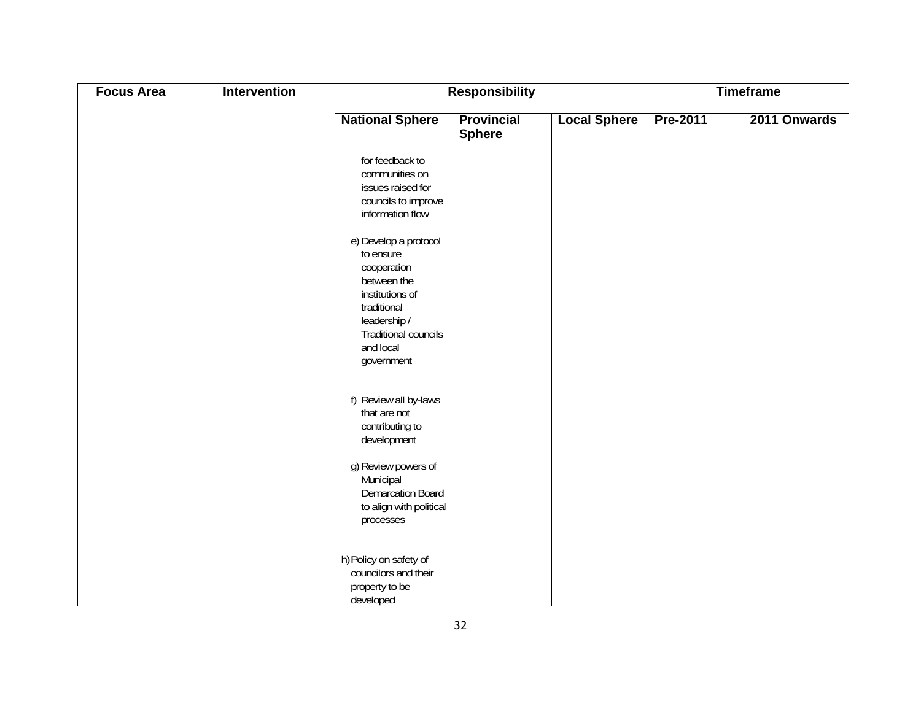| Focus Area | Intervention | Responsibility | | | Timeframe | |
|---|---|---|---|---|---|---|
| | | National Sphere | Provincial Sphere | Local Sphere | Pre-2011 | 2011 Onwards |
| | | for feedback to communities on issues raised for councils to improve information flow<br><br>e) Develop a protocol to ensure cooperation between the institutions of traditional leadership / Traditional councils and local government<br><br>f) Review all by-laws that are not contributing to development<br><br>g) Review powers of Municipal Demarcation Board to align with political processes<br><br>h) Policy on safety of councilors and their property to be developed | | | | |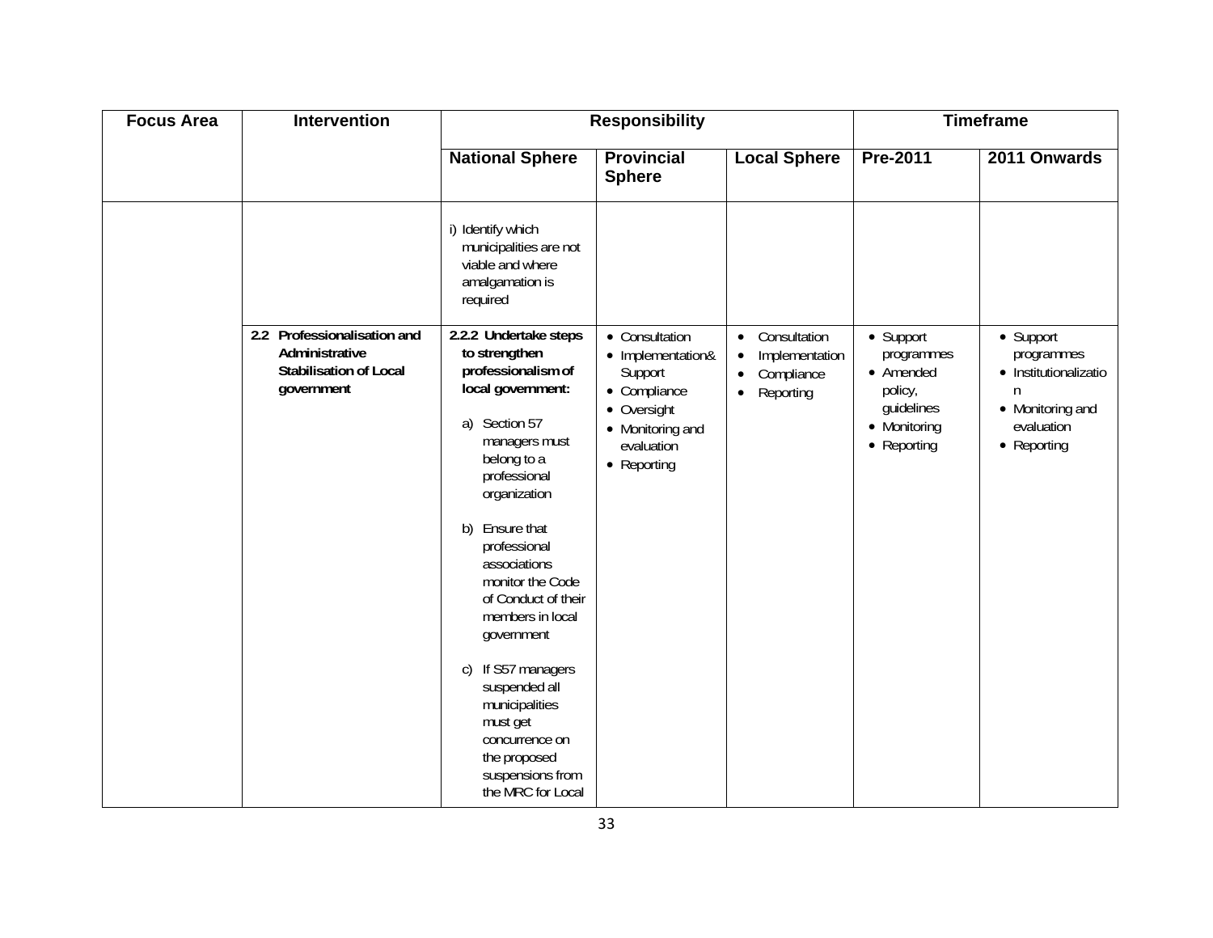| Focus Area | Intervention | Responsibility | | | Timeframe | |
|---|---|---|---|---|---|---|
| | | **National Sphere** | **Provincial Sphere** | **Local Sphere** | **Pre-2011** | **2011 Onwards** |
| | | i) Identify which municipalities are not viable and where amalgamation is required | | | | |
| | **2.2 Professionalisation and Administrative Stabilisation of Local government** | **2.2.2 Undertake steps to strengthen professionalism of local government:**<br><br>a) Section 57 managers must belong to a professional organization<br><br>b) Ensure that professional associations monitor the Code of Conduct of their members in local government<br><br>c) If S57 managers suspended all municipalities must get concurrence on the proposed suspensions from the MRC for Local | • Consultation<br>• Implementation& Support<br>• Compliance<br>• Oversight<br>• Monitoring and evaluation<br>• Reporting | • Consultation<br>• Implementation<br>• Compliance<br>• Reporting | • Support programmes<br>• Amended policy, guidelines<br>• Monitoring<br>• Reporting | • Support programmes<br>• Institutionalization<br>• Monitoring and evaluation<br>• Reporting |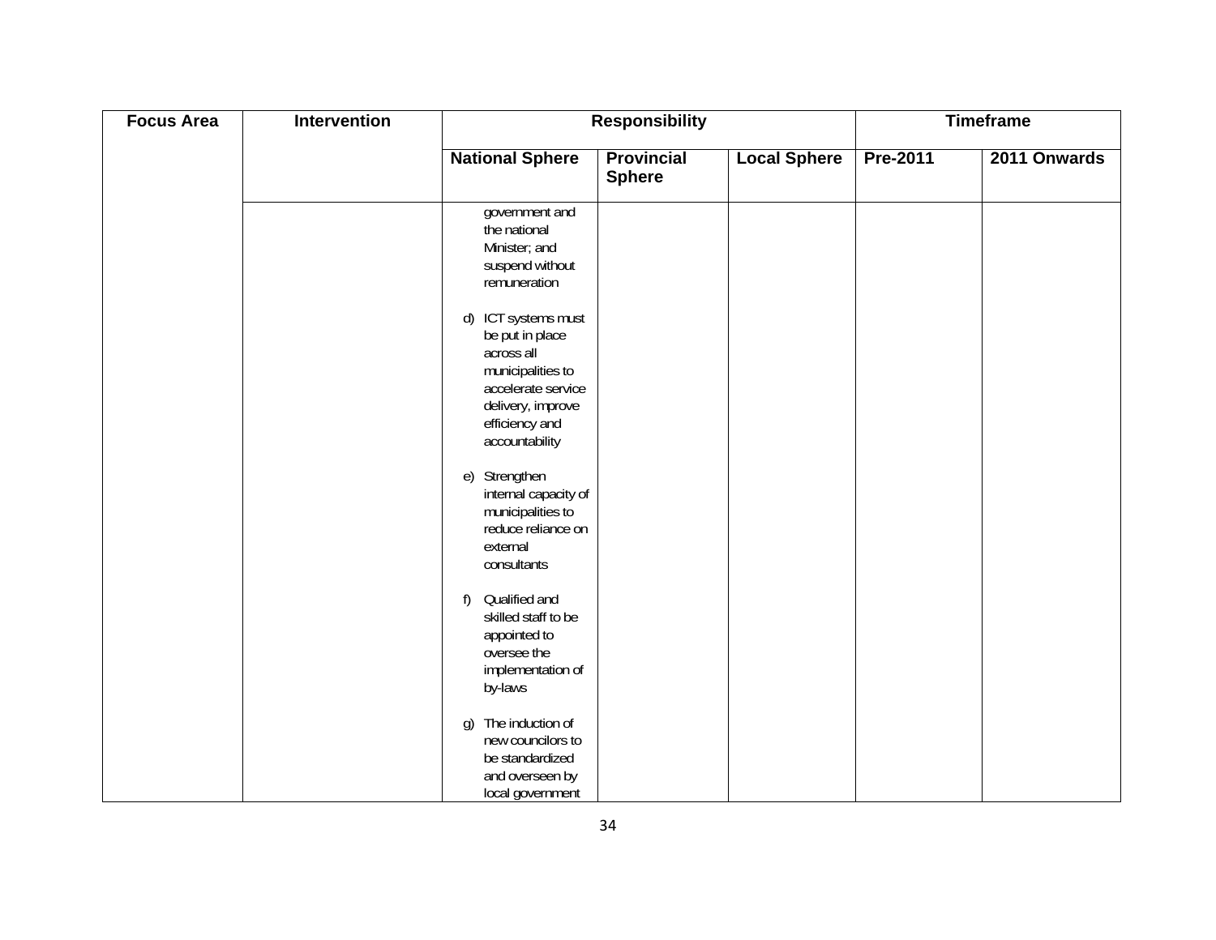| Focus Area | Intervention | Responsibility | | | Timeframe | |
|---|---|---|---|---|---|---|
| | | National Sphere | Provincial Sphere | Local Sphere | Pre-2011 | 2011 Onwards |
| | | government and the national Minister; and suspend without remuneration<br><br>d) ICT systems must be put in place across all municipalities to accelerate service delivery, improve efficiency and accountability<br><br>e) Strengthen internal capacity of municipalities to reduce reliance on external consultants<br><br>f) Qualified and skilled staff to be appointed to oversee the implementation of by-laws<br><br>g) The induction of new councilors to be standardized and overseen by local government | | | | |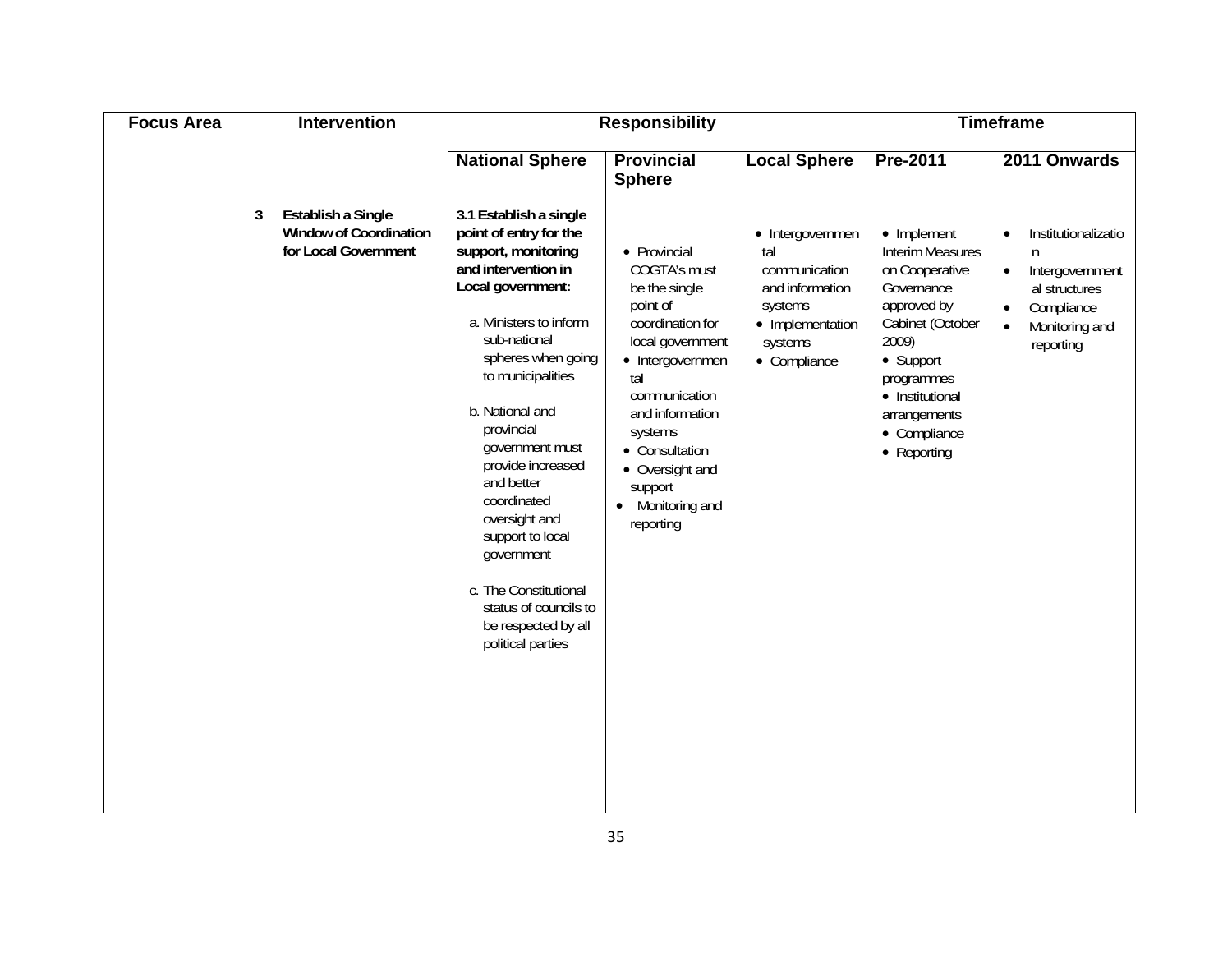| Focus Area | Intervention | Responsibility | | | Timeframe | |
|---|---|---|---|---|---|---|
| | | National Sphere | Provincial Sphere | Local Sphere | Pre-2011 | 2011 Onwards |
| | **3 Establish a Single Window of Coordination for Local Government** | **3.1 Establish a single point of entry for the support, monitoring and intervention in Local government:**<br><br>a. Ministers to inform sub-national spheres when going to municipalities<br><br>b. National and provincial government must provide increased and better coordinated oversight and support to local government<br><br>c. The Constitutional status of councils to be respected by all political parties | • Provincial COGTA's must be the single point of coordination for local government<br>• Intergovernmental communication and information systems<br>• Consultation<br>• Oversight and support<br>• Monitoring and reporting | • Intergovernmental communication and information systems<br>• Implementation systems<br>• Compliance | • Implement Interim Measures on Cooperative Governance approved by Cabinet (October 2009)<br>• Support programmes<br>• Institutional arrangements<br>• Compliance<br>• Reporting | • Institutionalization<br>• Intergovernmental structures<br>• Compliance<br>• Monitoring and reporting |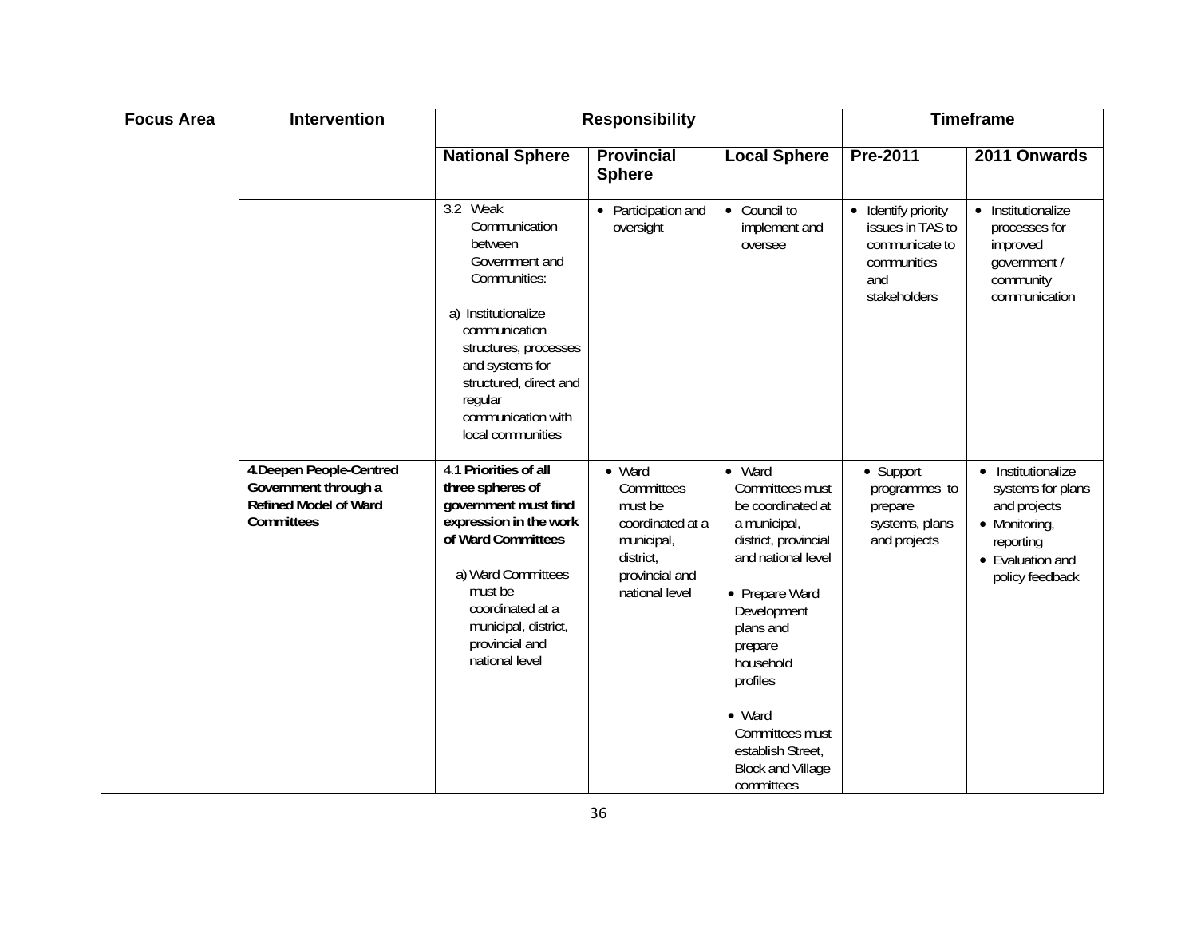| Focus Area | Intervention | Responsibility | | | Timeframe | |
|---|---|---|---|---|---|---|
| | | National Sphere | Provincial Sphere | Local Sphere | Pre-2011 | 2011 Onwards |
| | | 3.2 Weak Communication between Government and Communities:<br><br>a) Institutionalize communication structures, processes and systems for structured, direct and regular communication with local communities | • Participation and oversight | • Council to implement and oversee | • Identify priority issues in TAS to communicate to communities and stakeholders | • Institutionalize processes for improved government / community communication |
| | **4.Deepen People-Centred Government through a Refined Model of Ward Committees** | 4.1 **Priorities of all three spheres of government must find expression in the work of Ward Committees**<br><br>a) Ward Committees must be coordinated at a municipal, district, provincial and national level | • Ward Committees must be coordinated at a municipal, district, provincial and national level | • Ward Committees must be coordinated at a municipal, district, provincial and national level<br><br>• Prepare Ward Development plans and prepare household profiles<br><br>• Ward Committees must establish Street, Block and Village committees | • Support programmes to prepare systems, plans and projects | • Institutionalize systems for plans and projects<br>• Monitoring, reporting<br>• Evaluation and policy feedback |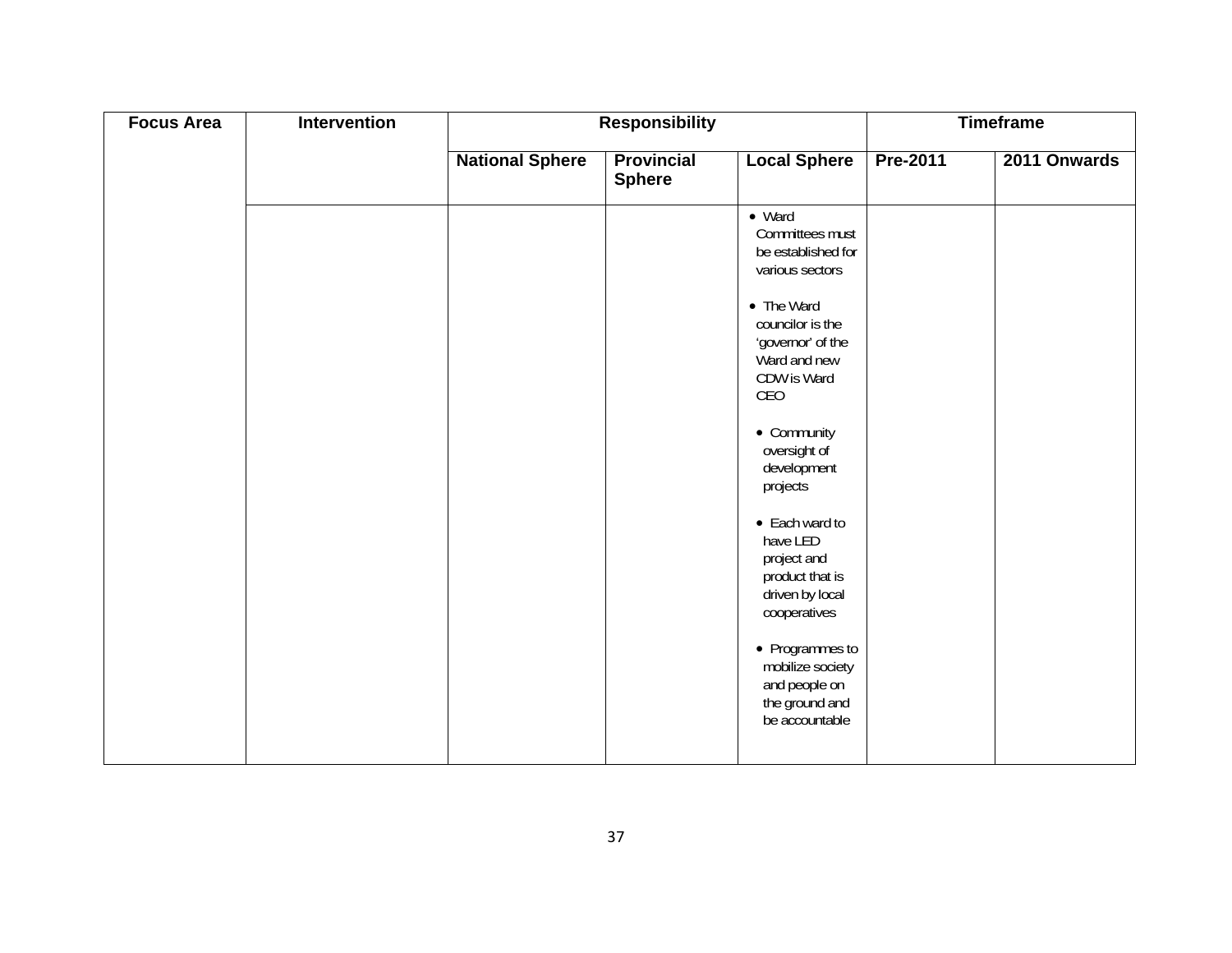| Focus Area | Intervention | Responsibility | | | Timeframe | |
|---|---|---|---|---|---|---|
| | | National Sphere | Provincial Sphere | Local Sphere | Pre-2011 | 2011 Onwards |
| | | | | • Ward Committees must be established for various sectors<br><br>• The Ward councilor is the 'governor' of the Ward and new CDW is Ward CEO<br><br>• Community oversight of development projects<br><br>• Each ward to have LED project and product that is driven by local cooperatives<br><br>• Programmes to mobilize society and people on the ground and be accountable | | |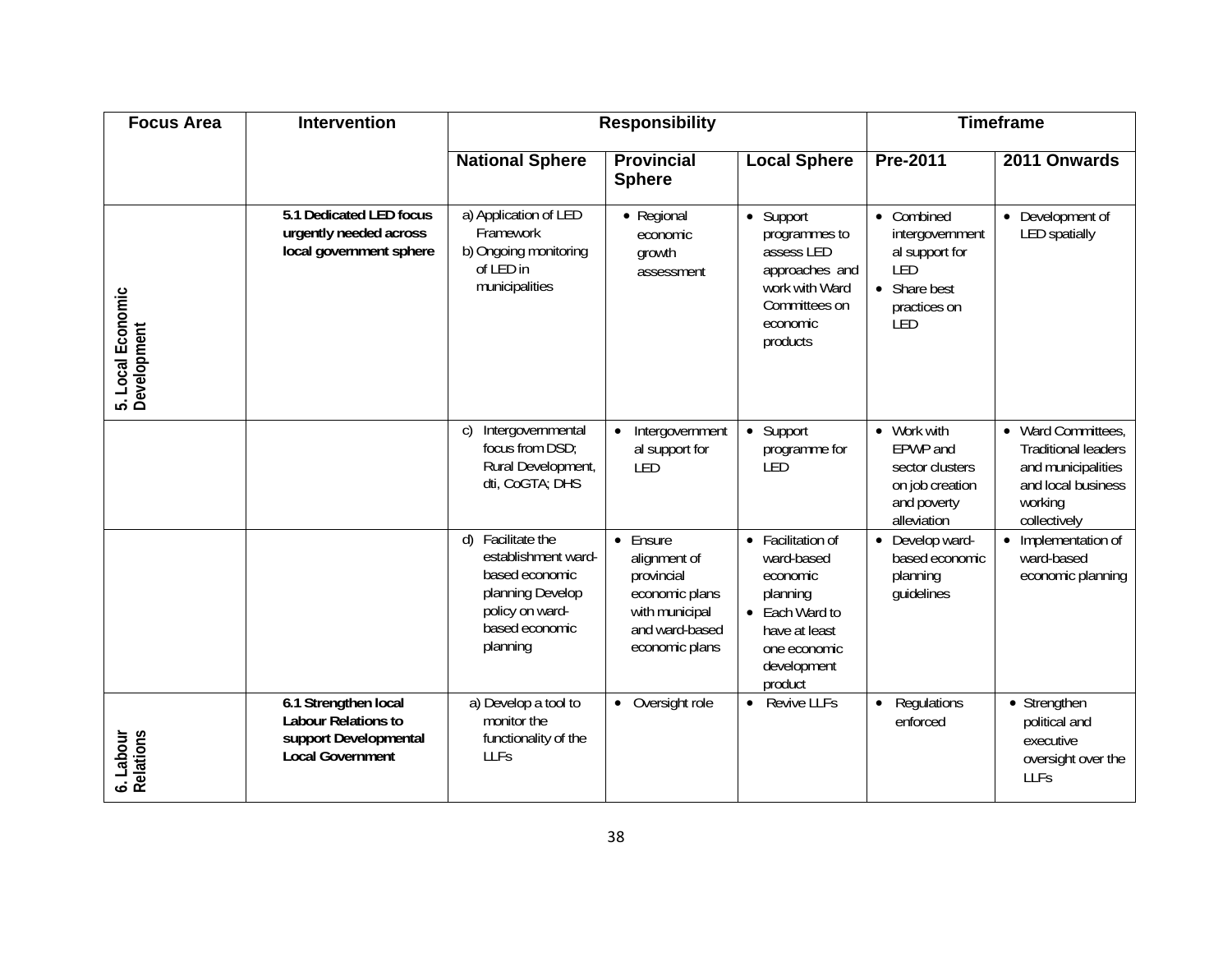| Focus Area | Intervention | Responsibility | | | Timeframe | |
|---|---|---|---|---|---|---|
| | | **National Sphere** | **Provincial Sphere** | **Local Sphere** | **Pre-2011** | **2011 Onwards** |
| **5. Local Economic Development** | **5.1 Dedicated LED focus urgently needed across local government sphere** | a) Application of LED Framework<br>b) Ongoing monitoring of LED in municipalities | • Regional economic growth assessment | • Support programmes to assess LED approaches and work with Ward Committees on economic products | • Combined intergovernmental support for LED<br>• Share best practices on LED | • Development of LED spatially |
| | | c) Intergovernmental focus from DSD; Rural Development, dti, CoGTA; DHS | • Intergovernmental support for LED | • Support programme for LED | • Work with EPWP and sector clusters on job creation and poverty alleviation | • Ward Committees, Traditional leaders and municipalities and local business working collectively |
| | | d) Facilitate the establishment ward-based economic planning Develop policy on ward-based economic planning | • Ensure alignment of provincial economic plans with municipal and ward-based economic plans | • Facilitation of ward-based economic planning<br>• Each Ward to have at least one economic development product | • Develop ward-based economic planning guidelines | • Implementation of ward-based economic planning |
| **6. Labour Relations** | **6.1 Strengthen local Labour Relations to support Developmental Local Government** | a) Develop a tool to monitor the functionality of the LLFs | • Oversight role | • Revive LLFs | • Regulations enforced | • Strengthen political and executive oversight over the LLFs |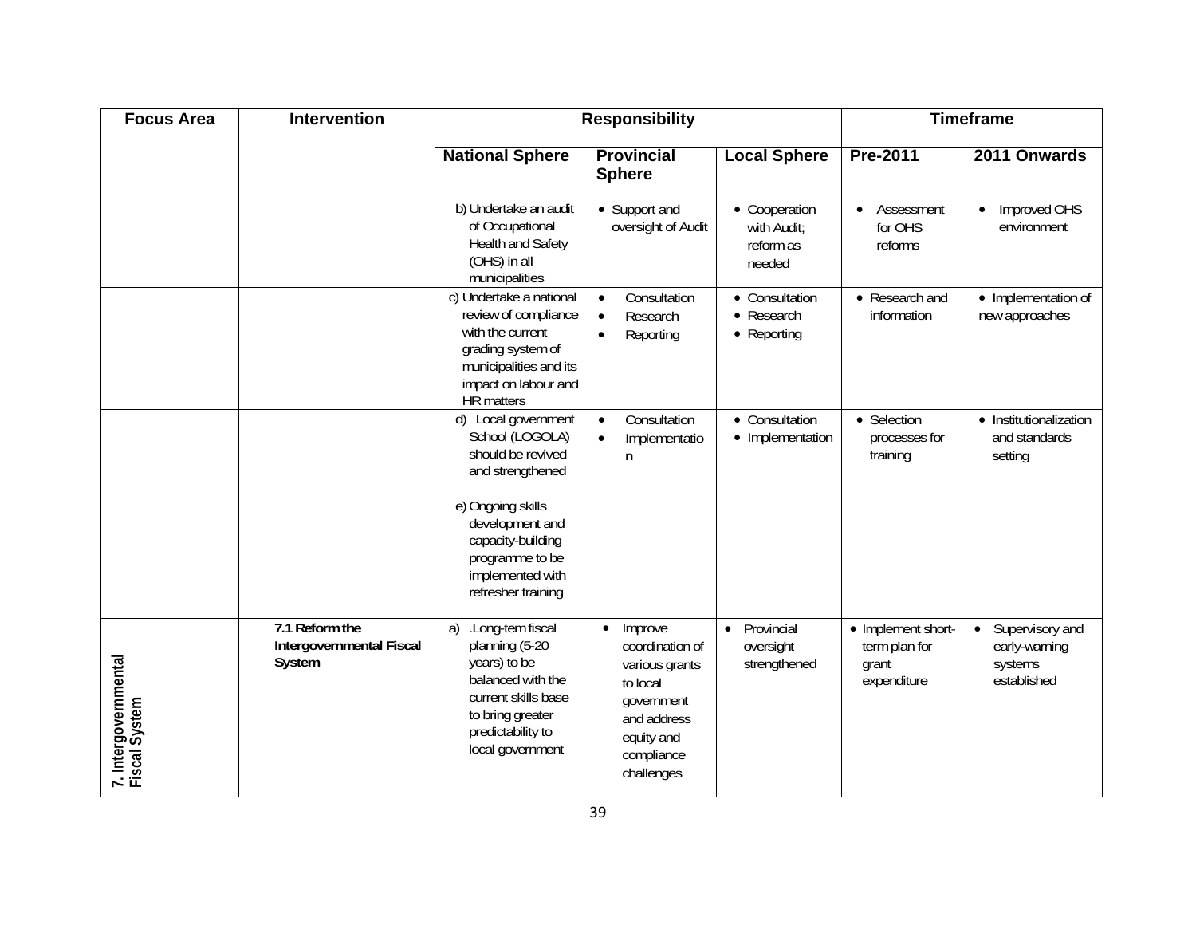| Focus Area | Intervention | Responsibility | | | Timeframe | |
|---|---|---|---|---|---|---|
| | | National Sphere | Provincial Sphere | Local Sphere | Pre-2011 | 2011 Onwards |
| | | b) Undertake an audit of Occupational Health and Safety (OHS) in all municipalities | • Support and oversight of Audit | • Cooperation with Audit; reform as needed | • Assessment for OHS reforms | • Improved OHS environment |
| | | c) Undertake a national review of compliance with the current grading system of municipalities and its impact on labour and HR matters | • Consultation<br>• Research<br>• Reporting | • Consultation<br>• Research<br>• Reporting | • Research and information | • Implementation of new approaches |
| | | d) Local government School (LOGOLA) should be revived and strengthened<br><br>e) Ongoing skills development and capacity-building programme to be implemented with refresher training | • Consultation<br>• Implementation | • Consultation<br>• Implementation | • Selection processes for training | • Institutionalization and standards setting |
| 7. Intergovernmental Fiscal System | **7.1 Reform the Intergovernmental Fiscal System** | a) .Long-tem fiscal planning (5-20 years) to be balanced with the current skills base to bring greater predictability to local government | • Improve coordination of various grants to local government and address equity and compliance challenges | • Provincial oversight strengthened | • Implement short-term plan for grant expenditure | • Supervisory and early-warning systems established |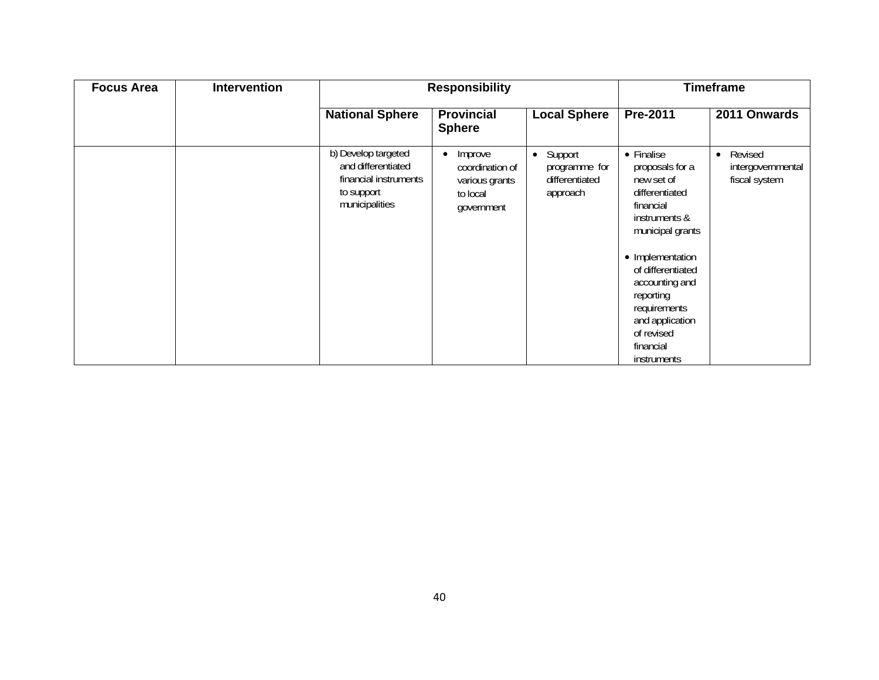| Focus Area | Intervention | Responsibility | | | Timeframe | |
|---|---|---|---|---|---|---|
| | | National Sphere | Provincial Sphere | Local Sphere | Pre-2011 | 2011 Onwards |
| | | b) Develop targeted and differentiated financial instruments to support municipalities | • Improve coordination of various grants to local government | • Support programme for differentiated approach | • Finalise proposals for a new set of differentiated financial instruments & municipal grants<br><br>• Implementation of differentiated accounting and reporting requirements and application of revised financial instruments | • Revised intergovernmental fiscal system |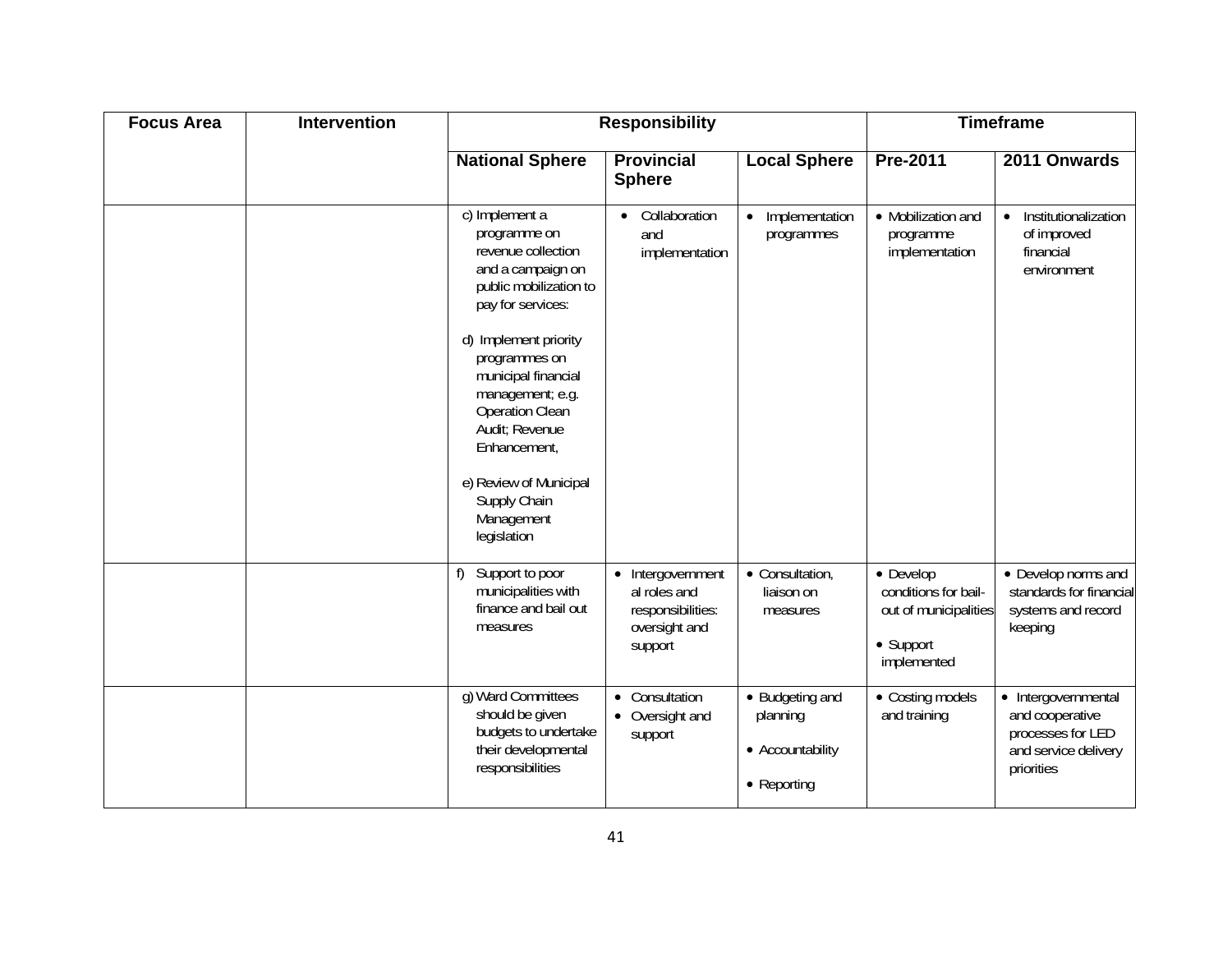| Focus Area | Intervention | Responsibility | | | Timeframe | |
|---|---|---|---|---|---|---|
| | | National Sphere | Provincial Sphere | Local Sphere | Pre-2011 | 2011 Onwards |
| | | c) Implement a programme on revenue collection and a campaign on public mobilization to pay for services:<br><br>d) Implement priority programmes on municipal financial management; e.g. Operation Clean Audit; Revenue Enhancement,<br><br>e) Review of Municipal Supply Chain Management legislation | • Collaboration and implementation | • Implementation programmes | • Mobilization and programme implementation | • Institutionalization of improved financial environment |
| | | f) Support to poor municipalities with finance and bail out measures | • Intergovernmental roles and responsibilities: oversight and support | • Consultation, liaison on measures | • Develop conditions for bail-out of municipalities<br><br>• Support implemented | • Develop norms and standards for financial systems and record keeping |
| | | g) Ward Committees should be given budgets to undertake their developmental responsibilities | • Consultation<br>• Oversight and support | • Budgeting and planning<br><br>• Accountability<br><br>• Reporting | • Costing models and training | • Intergovernmental and cooperative processes for LED and service delivery priorities |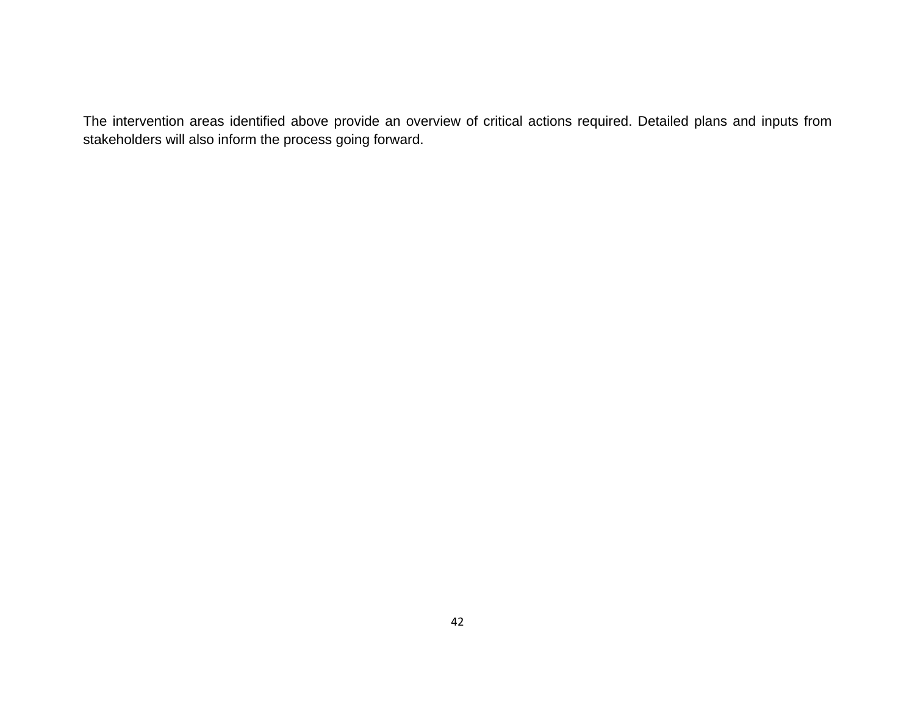The intervention areas identified above provide an overview of critical actions required. Detailed plans and inputs from stakeholders will also inform the process going forward.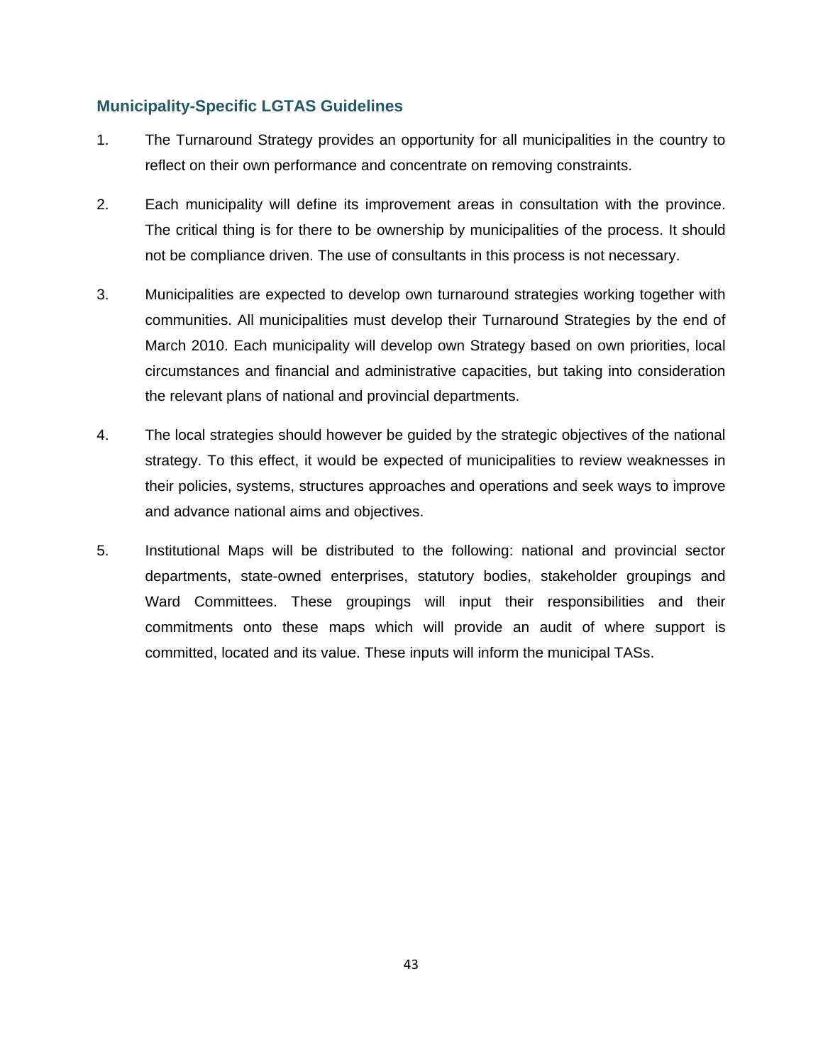## Municipality-Specific LGTAS Guidelines

1. The Turnaround Strategy provides an opportunity for all municipalities in the country to reflect on their own performance and concentrate on removing constraints.

2. Each municipality will define its improvement areas in consultation with the province. The critical thing is for there to be ownership by municipalities of the process. It should not be compliance driven. The use of consultants in this process is not necessary.

3. Municipalities are expected to develop own turnaround strategies working together with communities. All municipalities must develop their Turnaround Strategies by the end of March 2010. Each municipality will develop own Strategy based on own priorities, local circumstances and financial and administrative capacities, but taking into consideration the relevant plans of national and provincial departments.

4. The local strategies should however be guided by the strategic objectives of the national strategy. To this effect, it would be expected of municipalities to review weaknesses in their policies, systems, structures approaches and operations and seek ways to improve and advance national aims and objectives.

5. Institutional Maps will be distributed to the following: national and provincial sector departments, state-owned enterprises, statutory bodies, stakeholder groupings and Ward Committees. These groupings will input their responsibilities and their commitments onto these maps which will provide an audit of where support is committed, located and its value. These inputs will inform the municipal TASs.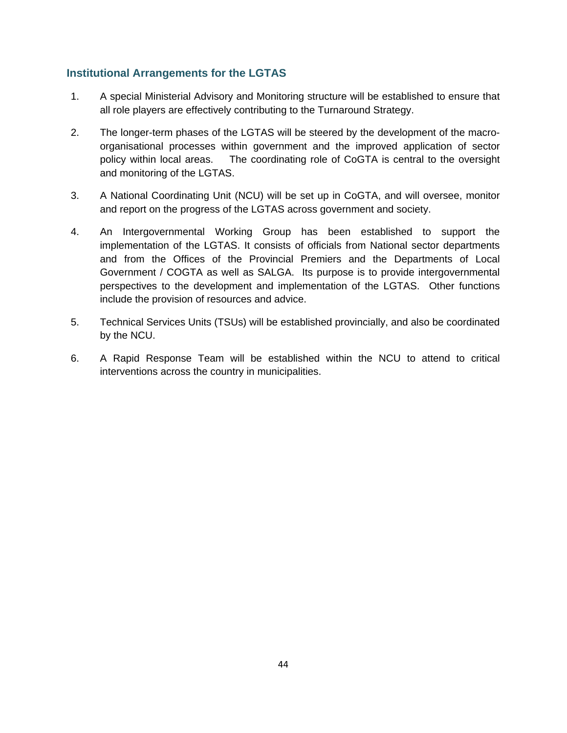## Institutional Arrangements for the LGTAS

1. A special Ministerial Advisory and Monitoring structure will be established to ensure that all role players are effectively contributing to the Turnaround Strategy.

2. The longer-term phases of the LGTAS will be steered by the development of the macro-organisational processes within government and the improved application of sector policy within local areas. The coordinating role of CoGTA is central to the oversight and monitoring of the LGTAS.

3. A National Coordinating Unit (NCU) will be set up in CoGTA, and will oversee, monitor and report on the progress of the LGTAS across government and society.

4. An Intergovernmental Working Group has been established to support the implementation of the LGTAS. It consists of officials from National sector departments and from the Offices of the Provincial Premiers and the Departments of Local Government / COGTA as well as SALGA. Its purpose is to provide intergovernmental perspectives to the development and implementation of the LGTAS. Other functions include the provision of resources and advice.

5. Technical Services Units (TSUs) will be established provincially, and also be coordinated by the NCU.

6. A Rapid Response Team will be established within the NCU to attend to critical interventions across the country in municipalities.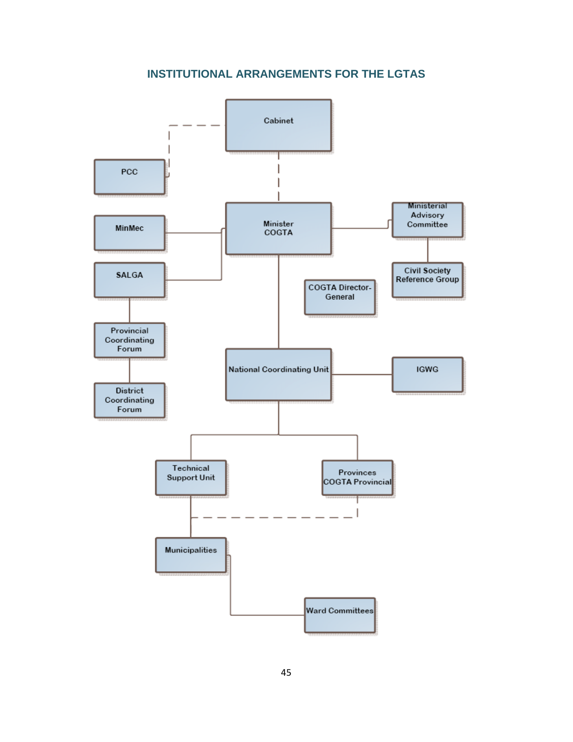## INSTITUTIONAL ARRANGEMENTS FOR THE LGTAS

Cabinet

PCC

MinMec

Minister COGTA

Ministerial Advisory Committee

SALGA

Civil Society Reference Group

COGTA Director-General

Provincial Coordinating Forum

National Coordinating Unit

IGWG

District Coordinating Forum

Technical Support Unit

Provinces COGTA Provincial

Municipalities

Ward Committees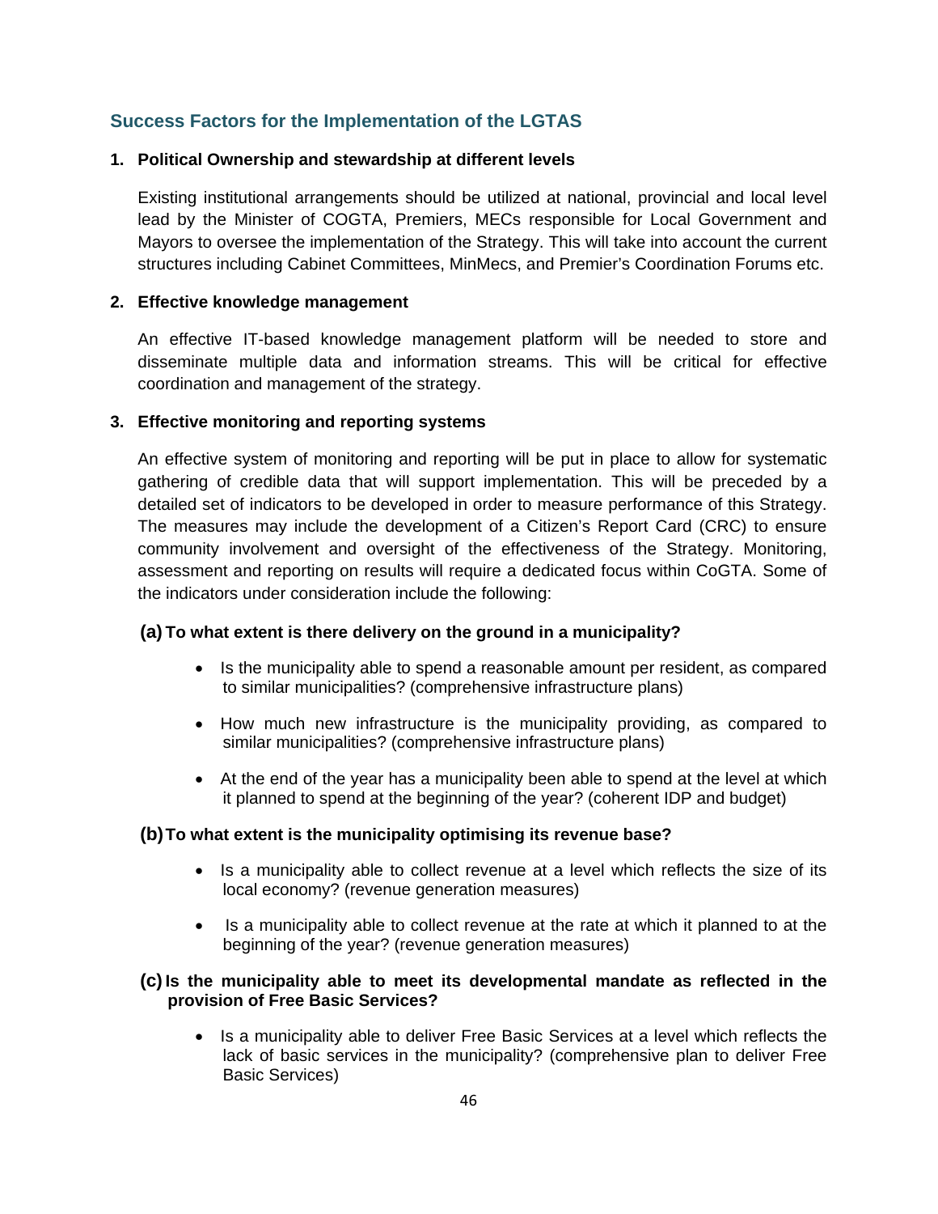## Success Factors for the Implementation of the LGTAS

1. **Political Ownership and stewardship at different levels**

   Existing institutional arrangements should be utilized at national, provincial and local level lead by the Minister of COGTA, Premiers, MECs responsible for Local Government and Mayors to oversee the implementation of the Strategy. This will take into account the current structures including Cabinet Committees, MinMecs, and Premier's Coordination Forums etc.

2. **Effective knowledge management**

   An effective IT-based knowledge management platform will be needed to store and disseminate multiple data and information streams. This will be critical for effective coordination and management of the strategy.

3. **Effective monitoring and reporting systems**

   An effective system of monitoring and reporting will be put in place to allow for systematic gathering of credible data that will support implementation. This will be preceded by a detailed set of indicators to be developed in order to measure performance of this Strategy. The measures may include the development of a Citizen's Report Card (CRC) to ensure community involvement and oversight of the effectiveness of the Strategy. Monitoring, assessment and reporting on results will require a dedicated focus within CoGTA. Some of the indicators under consideration include the following:

   **(a) To what extent is there delivery on the ground in a municipality?**

   - Is the municipality able to spend a reasonable amount per resident, as compared to similar municipalities? (comprehensive infrastructure plans)
   - How much new infrastructure is the municipality providing, as compared to similar municipalities? (comprehensive infrastructure plans)
   - At the end of the year has a municipality been able to spend at the level at which it planned to spend at the beginning of the year? (coherent IDP and budget)

   **(b) To what extent is the municipality optimising its revenue base?**

   - Is a municipality able to collect revenue at a level which reflects the size of its local economy? (revenue generation measures)
   - Is a municipality able to collect revenue at the rate at which it planned to at the beginning of the year? (revenue generation measures)

   **(c) Is the municipality able to meet its developmental mandate as reflected in the provision of Free Basic Services?**

   - Is a municipality able to deliver Free Basic Services at a level which reflects the lack of basic services in the municipality? (comprehensive plan to deliver Free Basic Services)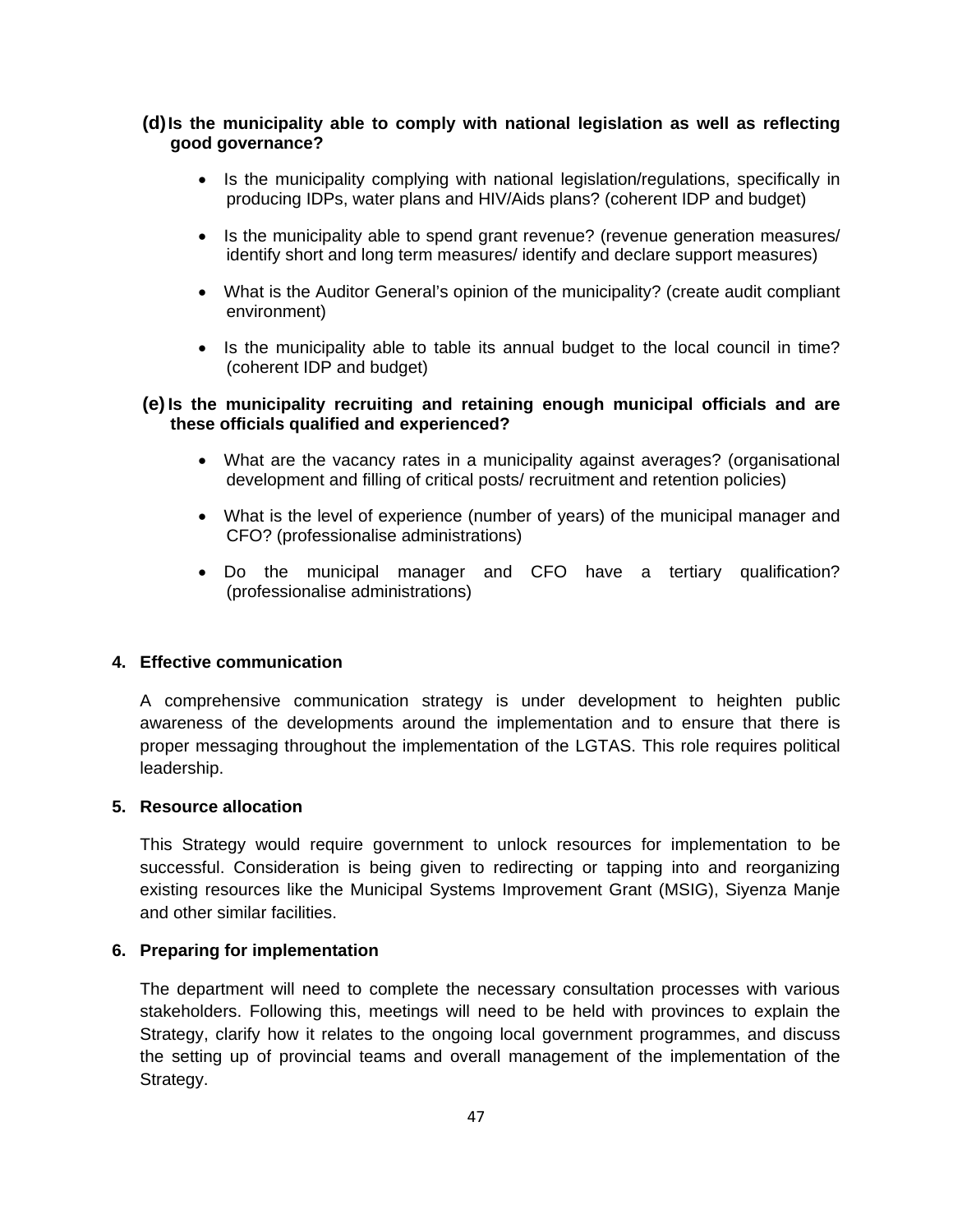**(d)** **Is the municipality able to comply with national legislation as well as reflecting good governance?**

- Is the municipality complying with national legislation/regulations, specifically in producing IDPs, water plans and HIV/Aids plans? (coherent IDP and budget)

- Is the municipality able to spend grant revenue? (revenue generation measures/ identify short and long term measures/ identify and declare support measures)

- What is the Auditor General's opinion of the municipality? (create audit compliant environment)

- Is the municipality able to table its annual budget to the local council in time? (coherent IDP and budget)

**(e)** **Is the municipality recruiting and retaining enough municipal officials and are these officials qualified and experienced?**

- What are the vacancy rates in a municipality against averages? (organisational development and filling of critical posts/ recruitment and retention policies)

- What is the level of experience (number of years) of the municipal manager and CFO? (professionalise administrations)

- Do the municipal manager and CFO have a tertiary qualification? (professionalise administrations)

**4. Effective communication**

A comprehensive communication strategy is under development to heighten public awareness of the developments around the implementation and to ensure that there is proper messaging throughout the implementation of the LGTAS. This role requires political leadership.

**5. Resource allocation**

This Strategy would require government to unlock resources for implementation to be successful. Consideration is being given to redirecting or tapping into and reorganizing existing resources like the Municipal Systems Improvement Grant (MSIG), Siyenza Manje and other similar facilities.

**6. Preparing for implementation**

The department will need to complete the necessary consultation processes with various stakeholders. Following this, meetings will need to be held with provinces to explain the Strategy, clarify how it relates to the ongoing local government programmes, and discuss the setting up of provincial teams and overall management of the implementation of the Strategy.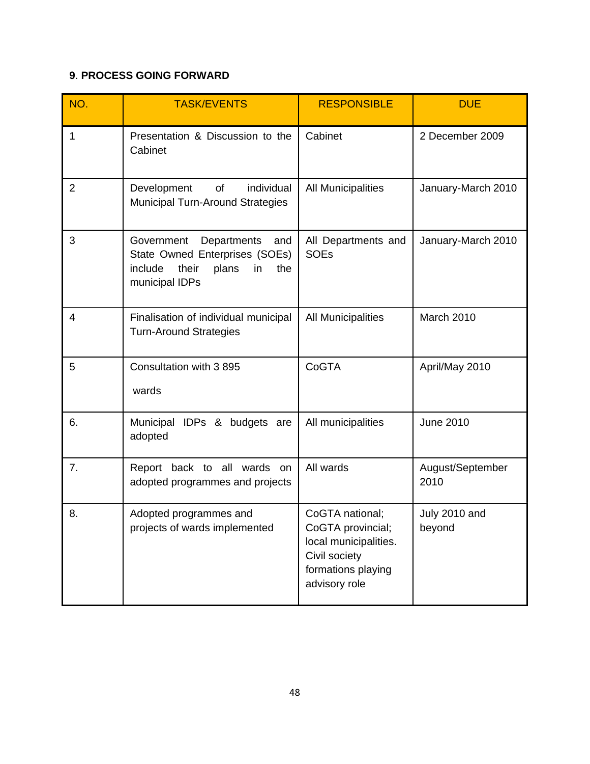**9. PROCESS GOING FORWARD**

| NO. | TASK/EVENTS | RESPONSIBLE | DUE |
|---|---|---|---|
| 1 | Presentation & Discussion to the Cabinet | Cabinet | 2 December 2009 |
| 2 | Development of individual Municipal Turn-Around Strategies | All Municipalities | January-March 2010 |
| 3 | Government Departments and State Owned Enterprises (SOEs) include their plans in the municipal IDPs | All Departments and SOEs | January-March 2010 |
| 4 | Finalisation of individual municipal Turn-Around Strategies | All Municipalities | March 2010 |
| 5 | Consultation with 3 895 wards | CoGTA | April/May 2010 |
| 6. | Municipal IDPs & budgets are adopted | All municipalities | June 2010 |
| 7. | Report back to all wards on adopted programmes and projects | All wards | August/September 2010 |
| 8. | Adopted programmes and projects of wards implemented | CoGTA national; CoGTA provincial; local municipalities. Civil society formations playing advisory role | July 2010 and beyond |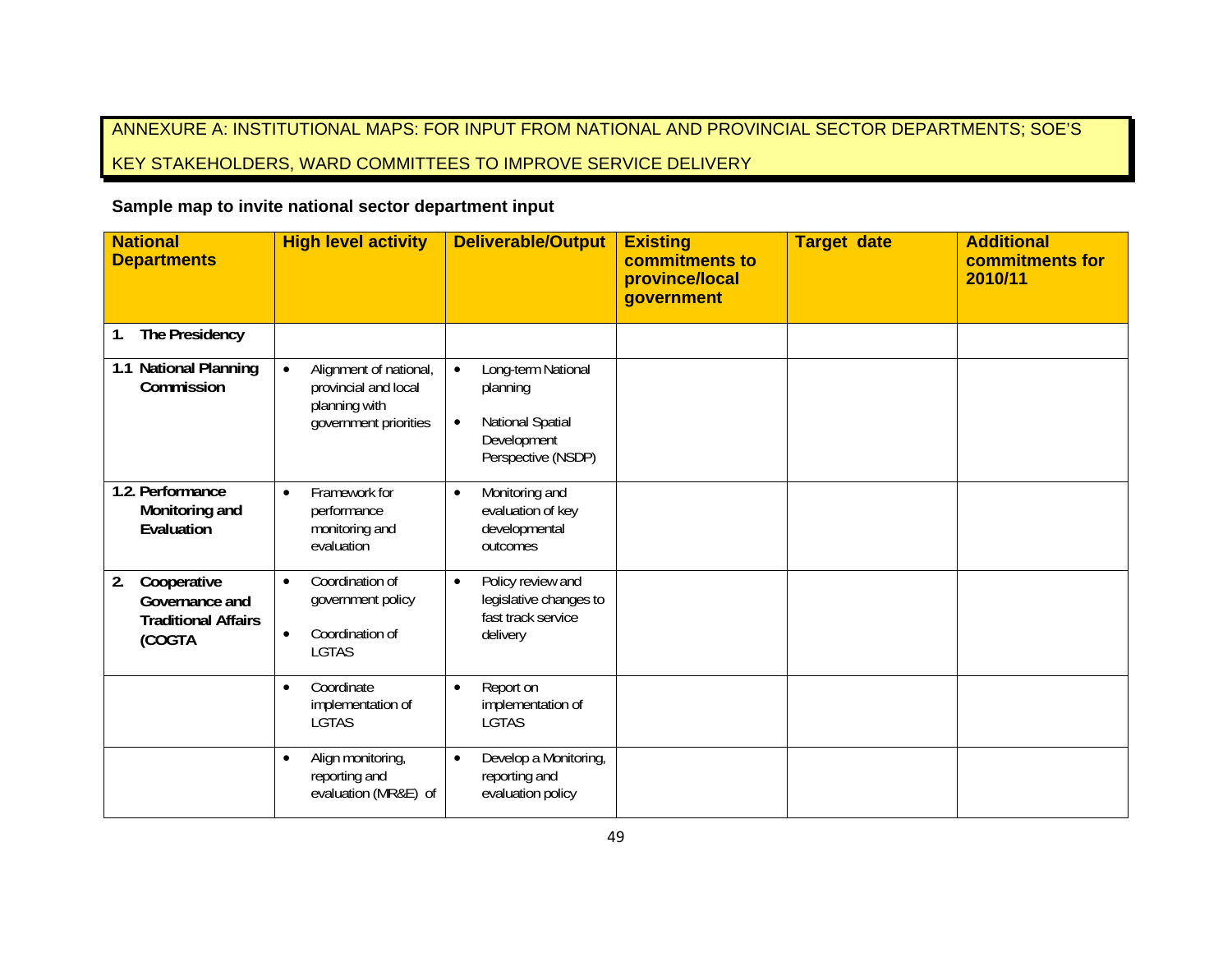ANNEXURE A: INSTITUTIONAL MAPS: FOR INPUT FROM NATIONAL AND PROVINCIAL SECTOR DEPARTMENTS; SOE'S KEY STAKEHOLDERS, WARD COMMITTEES TO IMPROVE SERVICE DELIVERY

**Sample map to invite national sector department input**

| National Departments | High level activity | Deliverable/Output | Existing commitments to province/local government | Target date | Additional commitments for 2010/11 |
|---|---|---|---|---|---|
| **1. The Presidency** | | | | | |
| **1.1 National Planning Commission** | • Alignment of national, provincial and local planning with government priorities | • Long-term National planning<br>• National Spatial Development Perspective (NSDP) | | | |
| **1.2. Performance Monitoring and Evaluation** | • Framework for performance monitoring and evaluation | • Monitoring and evaluation of key developmental outcomes | | | |
| **2. Cooperative Governance and Traditional Affairs (COGTA** | • Coordination of government policy<br>• Coordination of LGTAS | • Policy review and legislative changes to fast track service delivery | | | |
| | • Coordinate implementation of LGTAS | • Report on implementation of LGTAS | | | |
| | • Align monitoring, reporting and evaluation (MR&E) of | • Develop a Monitoring, reporting and evaluation policy | | | |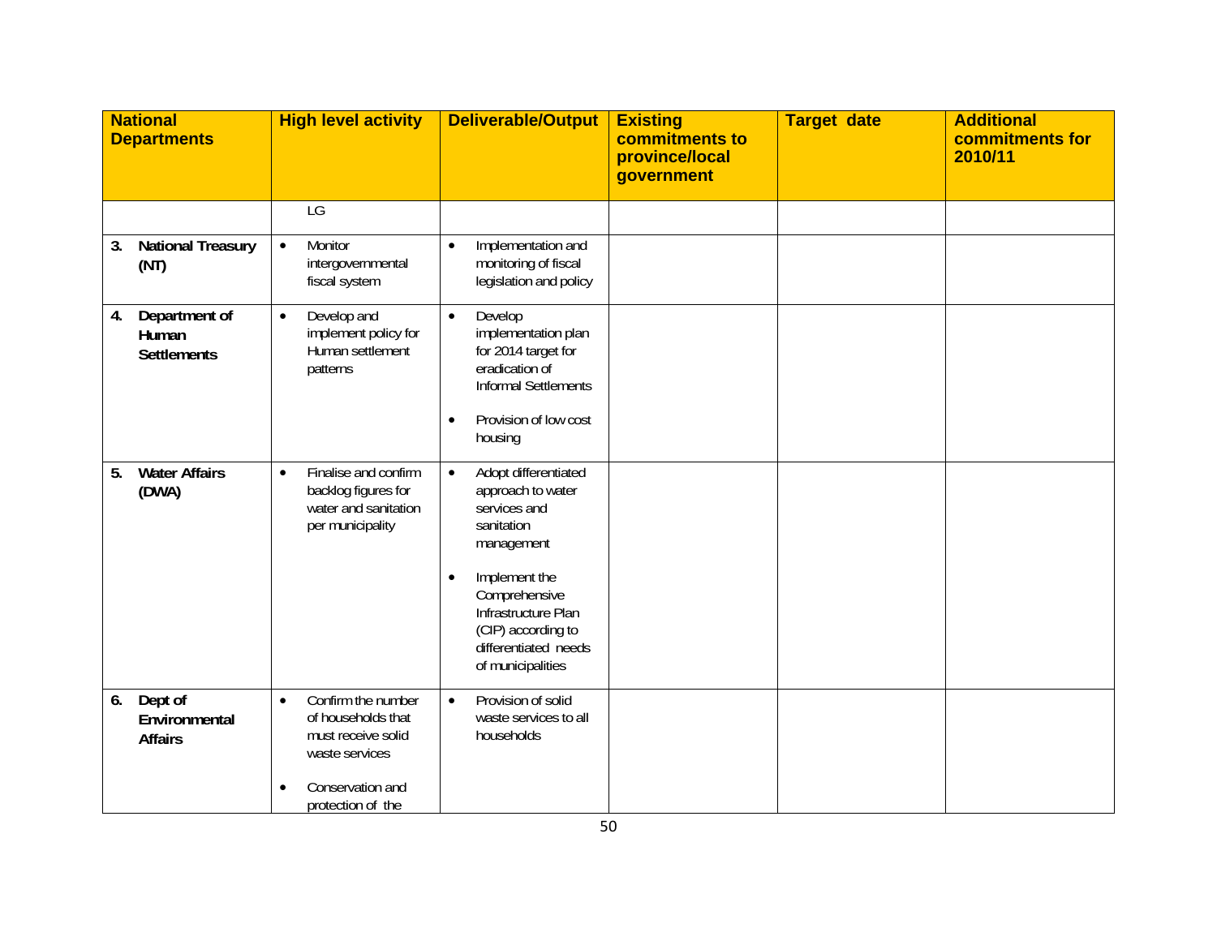| National Departments | High level activity | Deliverable/Output | Existing commitments to province/local government | Target date | Additional commitments for 2010/11 |
|---|---|---|---|---|---|
| | LG | | | | |
| 3. **National Treasury (NT)** | • Monitor intergovernmental fiscal system | • Implementation and monitoring of fiscal legislation and policy | | | |
| 4. **Department of Human Settlements** | • Develop and implement policy for Human settlement patterns | • Develop implementation plan for 2014 target for eradication of Informal Settlements<br><br>• Provision of low cost housing | | | |
| 5. **Water Affairs (DWA)** | • Finalise and confirm backlog figures for water and sanitation per municipality | • Adopt differentiated approach to water services and sanitation management<br><br>• Implement the Comprehensive Infrastructure Plan (CIP) according to differentiated needs of municipalities | | | |
| 6. **Dept of Environmental Affairs** | • Confirm the number of households that must receive solid waste services<br><br>• Conservation and protection of the | • Provision of solid waste services to all households | | | |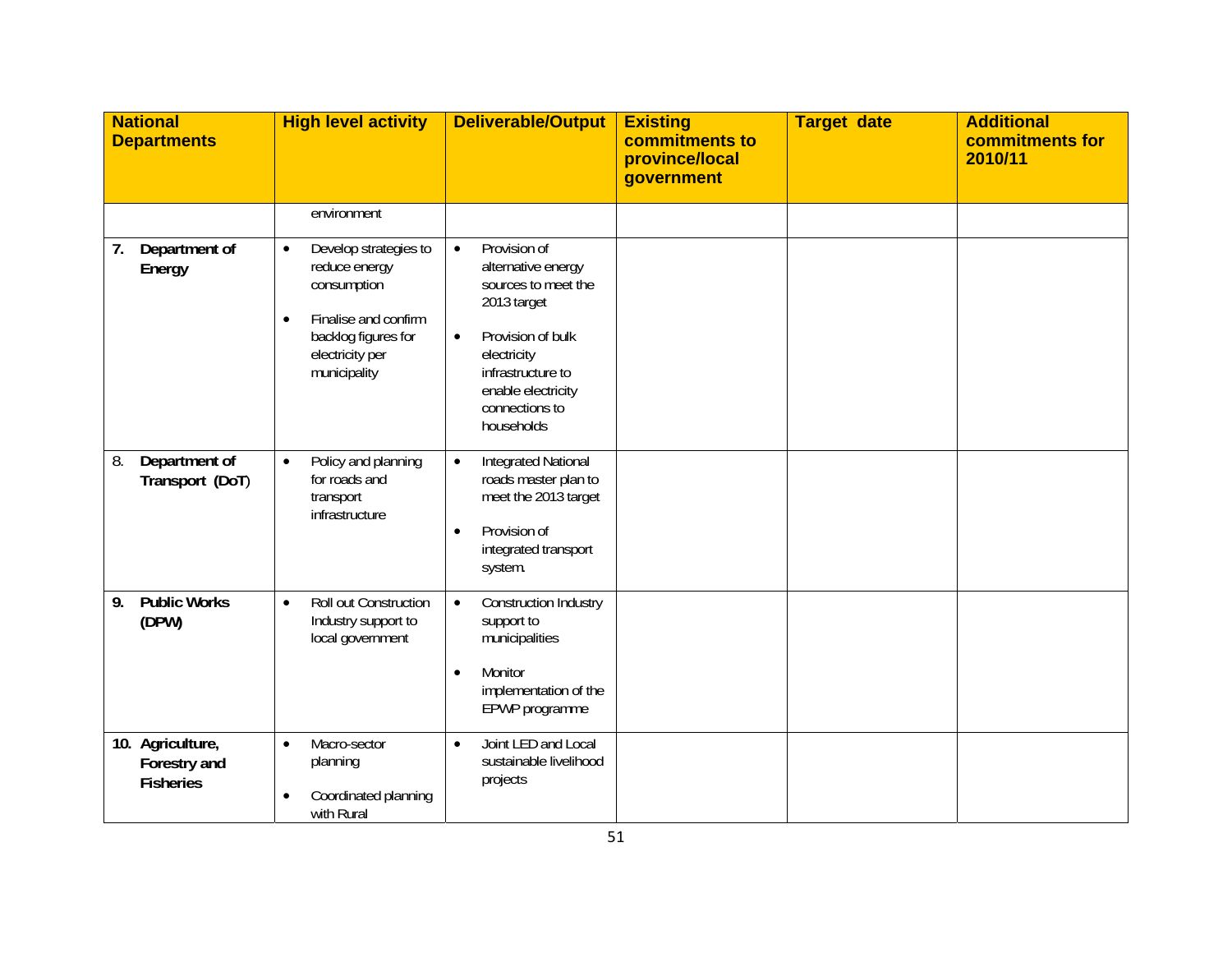| National Departments | High level activity | Deliverable/Output | Existing commitments to province/local government | Target date | Additional commitments for 2010/11 |
|---|---|---|---|---|---|
| | environment | | | | |
| **7. Department of Energy** | • Develop strategies to reduce energy consumption<br>• Finalise and confirm backlog figures for electricity per municipality | • Provision of alternative energy sources to meet the 2013 target<br>• Provision of bulk electricity infrastructure to enable electricity connections to households | | | |
| 8. **Department of Transport (DoT)** | • Policy and planning for roads and transport infrastructure | • Integrated National roads master plan to meet the 2013 target<br>• Provision of integrated transport system. | | | |
| **9. Public Works (DPW)** | • Roll out Construction Industry support to local government | • Construction Industry support to municipalities<br>• Monitor implementation of the EPWP programme | | | |
| **10. Agriculture, Forestry and Fisheries** | • Macro-sector planning<br>• Coordinated planning with Rural | • Joint LED and Local sustainable livelihood projects | | | |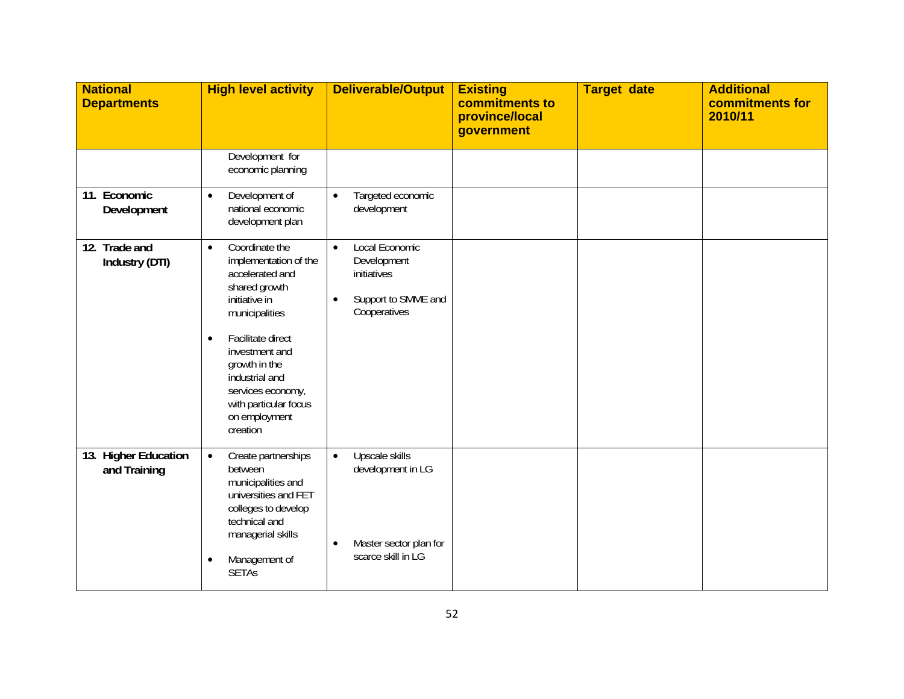| National Departments | High level activity | Deliverable/Output | Existing commitments to province/local government | Target date | Additional commitments for 2010/11 |
|---|---|---|---|---|---|
| | Development for economic planning | | | | |
| **11. Economic Development** | • Development of national economic development plan | • Targeted economic development | | | |
| **12. Trade and Industry (DTI)** | • Coordinate the implementation of the accelerated and shared growth initiative in municipalities<br>• Facilitate direct investment and growth in the industrial and services economy, with particular focus on employment creation | • Local Economic Development initiatives<br>• Support to SMME and Cooperatives | | | |
| **13. Higher Education and Training** | • Create partnerships between municipalities and universities and FET colleges to develop technical and managerial skills<br>• Management of SETAs | • Upscale skills development in LG<br>• Master sector plan for scarce skill in LG | | | |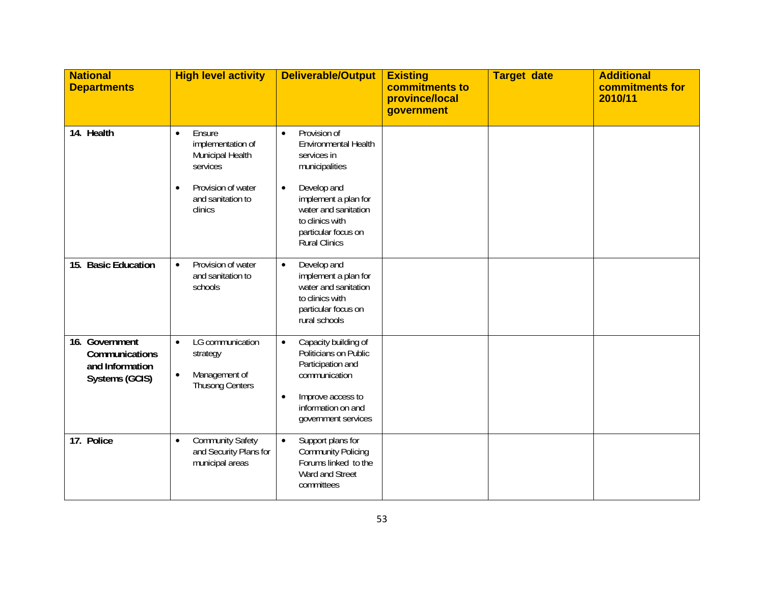| National Departments | High level activity | Deliverable/Output | Existing commitments to province/local government | Target date | Additional commitments for 2010/11 |
|---|---|---|---|---|---|
| **14. Health** | • Ensure implementation of Municipal Health services<br><br>• Provision of water and sanitation to clinics | • Provision of Environmental Health services in municipalities<br><br>• Develop and implement a plan for water and sanitation to clinics with particular focus on Rural Clinics | | | |
| **15. Basic Education** | • Provision of water and sanitation to schools | • Develop and implement a plan for water and sanitation to clinics with particular focus on rural schools | | | |
| **16. Government Communications and Information Systems (GCIS)** | • LG communication strategy<br><br>• Management of Thusong Centers | • Capacity building of Politicians on Public Participation and communication<br><br>• Improve access to information on and government services | | | |
| **17. Police** | • Community Safety and Security Plans for municipal areas | • Support plans for Community Policing Forums linked to the Ward and Street committees | | | |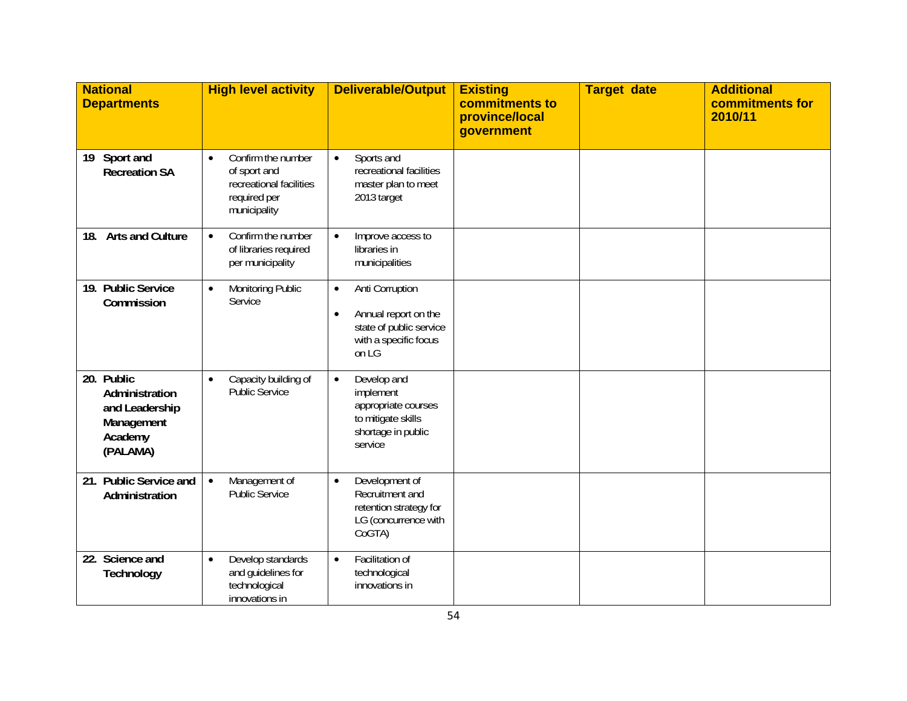| National Departments | High level activity | Deliverable/Output | Existing commitments to province/local government | Target date | Additional commitments for 2010/11 |
|---|---|---|---|---|---|
| **19 Sport and Recreation SA** | • Confirm the number of sport and recreational facilities required per municipality | • Sports and recreational facilities master plan to meet 2013 target | | | |
| **18. Arts and Culture** | • Confirm the number of libraries required per municipality | • Improve access to libraries in municipalities | | | |
| **19. Public Service Commission** | • Monitoring Public Service | • Anti Corruption<br>• Annual report on the state of public service with a specific focus on LG | | | |
| **20. Public Administration and Leadership Management Academy (PALAMA)** | • Capacity building of Public Service | • Develop and implement appropriate courses to mitigate skills shortage in public service | | | |
| **21. Public Service and Administration** | • Management of Public Service | • Development of Recruitment and retention strategy for LG (concurrence with CoGTA) | | | |
| **22. Science and Technology** | • Develop standards and guidelines for technological innovations in | • Facilitation of technological innovations in | | | |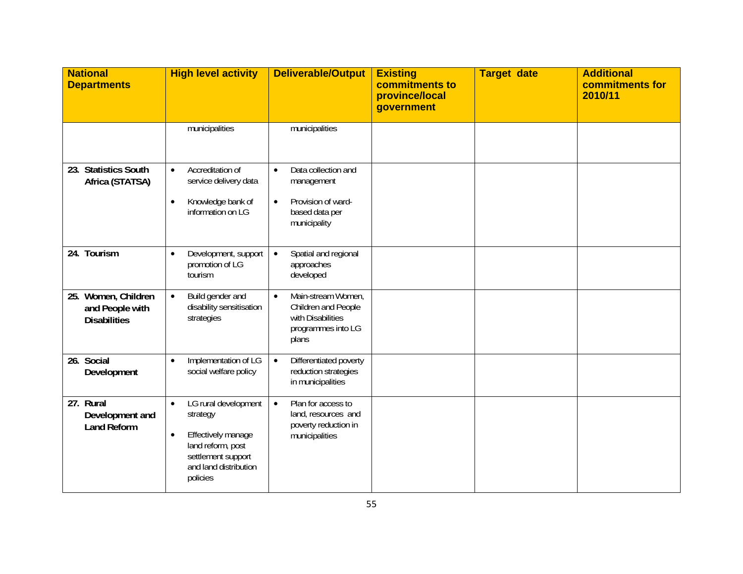| National Departments | High level activity | Deliverable/Output | Existing commitments to province/local government | Target date | Additional commitments for 2010/11 |
|---|---|---|---|---|---|
| | municipalities | municipalities | | | |
| **23. Statistics South Africa (STATSA)** | • Accreditation of service delivery data<br>• Knowledge bank of information on LG | • Data collection and management<br>• Provision of ward-based data per municipality | | | |
| **24. Tourism** | • Development, support promotion of LG tourism | • Spatial and regional approaches developed | | | |
| **25. Women, Children and People with Disabilities** | • Build gender and disability sensitisation strategies | • Main-stream Women, Children and People with Disabilities programmes into LG plans | | | |
| **26. Social Development** | • Implementation of LG social welfare policy | • Differentiated poverty reduction strategies in municipalities | | | |
| **27. Rural Development and Land Reform** | • LG rural development strategy<br>• Effectively manage land reform, post settlement support and land distribution policies | • Plan for access to land, resources and poverty reduction in municipalities | | | |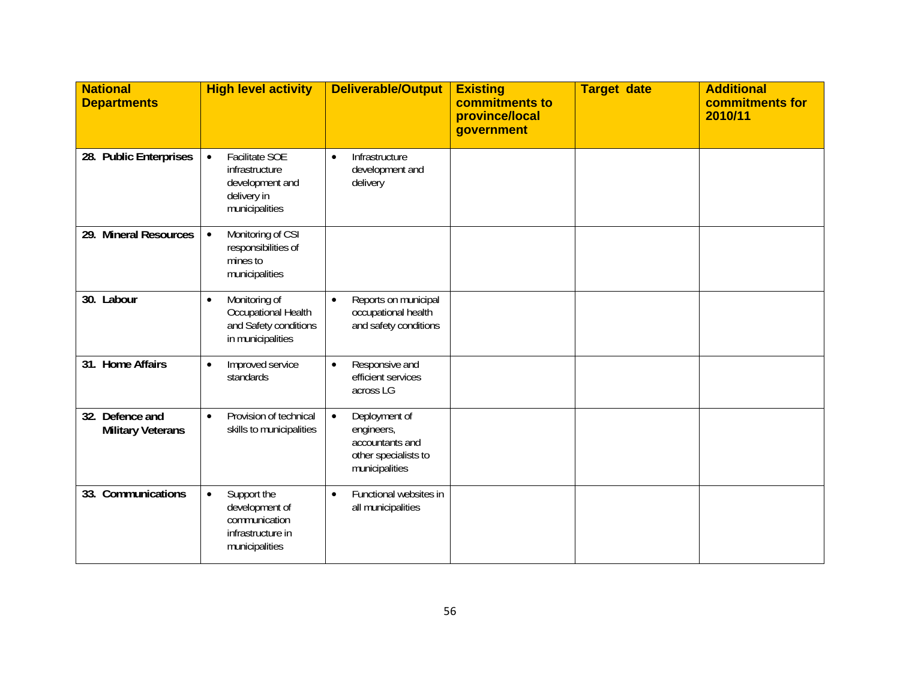| National Departments | High level activity | Deliverable/Output | Existing commitments to province/local government | Target date | Additional commitments for 2010/11 |
|---|---|---|---|---|---|
| **28. Public Enterprises** | • Facilitate SOE infrastructure development and delivery in municipalities | • Infrastructure development and delivery | | | |
| **29. Mineral Resources** | • Monitoring of CSI responsibilities of mines to municipalities | | | | |
| **30. Labour** | • Monitoring of Occupational Health and Safety conditions in municipalities | • Reports on municipal occupational health and safety conditions | | | |
| **31. Home Affairs** | • Improved service standards | • Responsive and efficient services across LG | | | |
| **32. Defence and Military Veterans** | • Provision of technical skills to municipalities | • Deployment of engineers, accountants and other specialists to municipalities | | | |
| **33. Communications** | • Support the development of communication infrastructure in municipalities | • Functional websites in all municipalities | | | |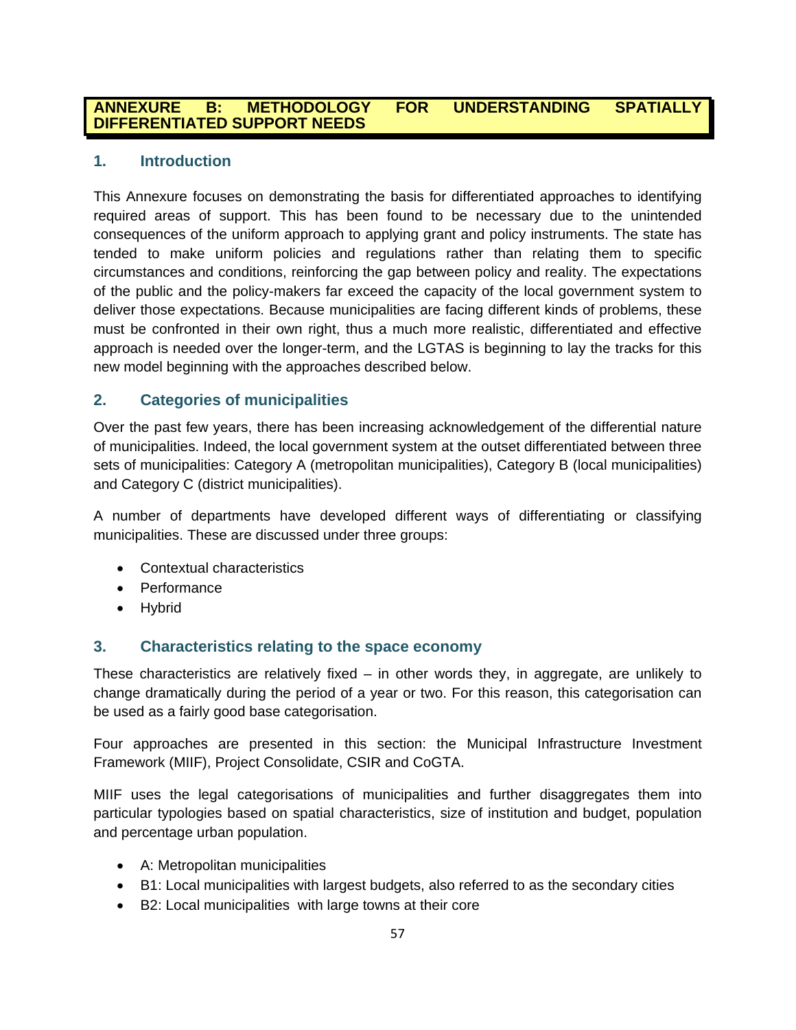# ANNEXURE B: METHODOLOGY FOR UNDERSTANDING SPATIALLY DIFFERENTIATED SUPPORT NEEDS

## 1. Introduction

This Annexure focuses on demonstrating the basis for differentiated approaches to identifying required areas of support. This has been found to be necessary due to the unintended consequences of the uniform approach to applying grant and policy instruments. The state has tended to make uniform policies and regulations rather than relating them to specific circumstances and conditions, reinforcing the gap between policy and reality. The expectations of the public and the policy-makers far exceed the capacity of the local government system to deliver those expectations. Because municipalities are facing different kinds of problems, these must be confronted in their own right, thus a much more realistic, differentiated and effective approach is needed over the longer-term, and the LGTAS is beginning to lay the tracks for this new model beginning with the approaches described below.

## 2. Categories of municipalities

Over the past few years, there has been increasing acknowledgement of the differential nature of municipalities. Indeed, the local government system at the outset differentiated between three sets of municipalities: Category A (metropolitan municipalities), Category B (local municipalities) and Category C (district municipalities).

A number of departments have developed different ways of differentiating or classifying municipalities. These are discussed under three groups:

- Contextual characteristics
- Performance
- Hybrid

## 3. Characteristics relating to the space economy

These characteristics are relatively fixed – in other words they, in aggregate, are unlikely to change dramatically during the period of a year or two. For this reason, this categorisation can be used as a fairly good base categorisation.

Four approaches are presented in this section: the Municipal Infrastructure Investment Framework (MIIF), Project Consolidate, CSIR and CoGTA.

MIIF uses the legal categorisations of municipalities and further disaggregates them into particular typologies based on spatial characteristics, size of institution and budget, population and percentage urban population.

- A: Metropolitan municipalities
- B1: Local municipalities with largest budgets, also referred to as the secondary cities
- B2: Local municipalities with large towns at their core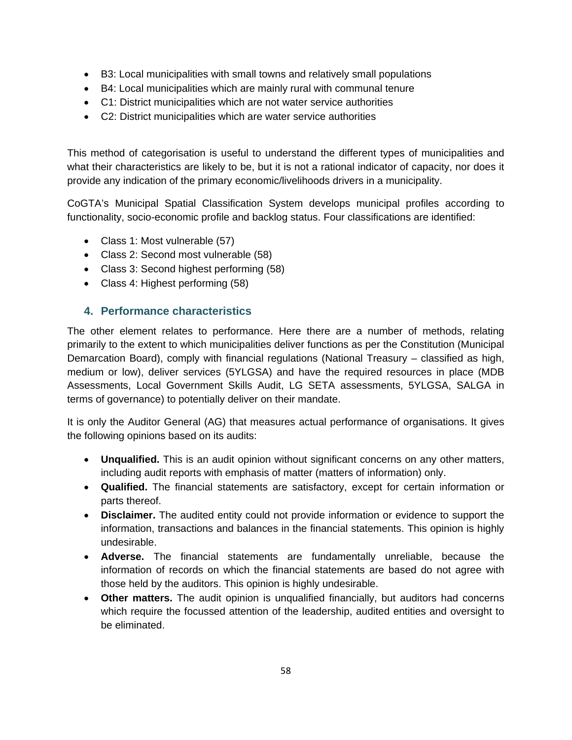- B3: Local municipalities with small towns and relatively small populations
- B4: Local municipalities which are mainly rural with communal tenure
- C1: District municipalities which are not water service authorities
- C2: District municipalities which are water service authorities

This method of categorisation is useful to understand the different types of municipalities and what their characteristics are likely to be, but it is not a rational indicator of capacity, nor does it provide any indication of the primary economic/livelihoods drivers in a municipality.

CoGTA's Municipal Spatial Classification System develops municipal profiles according to functionality, socio-economic profile and backlog status. Four classifications are identified:

- Class 1: Most vulnerable (57)
- Class 2: Second most vulnerable (58)
- Class 3: Second highest performing (58)
- Class 4: Highest performing (58)

## 4. Performance characteristics

The other element relates to performance. Here there are a number of methods, relating primarily to the extent to which municipalities deliver functions as per the Constitution (Municipal Demarcation Board), comply with financial regulations (National Treasury – classified as high, medium or low), deliver services (5YLGSA) and have the required resources in place (MDB Assessments, Local Government Skills Audit, LG SETA assessments, 5YLGSA, SALGA in terms of governance) to potentially deliver on their mandate.

It is only the Auditor General (AG) that measures actual performance of organisations. It gives the following opinions based on its audits:

- **Unqualified.** This is an audit opinion without significant concerns on any other matters, including audit reports with emphasis of matter (matters of information) only.
- **Qualified.** The financial statements are satisfactory, except for certain information or parts thereof.
- **Disclaimer.** The audited entity could not provide information or evidence to support the information, transactions and balances in the financial statements. This opinion is highly undesirable.
- **Adverse.** The financial statements are fundamentally unreliable, because the information of records on which the financial statements are based do not agree with those held by the auditors. This opinion is highly undesirable.
- **Other matters.** The audit opinion is unqualified financially, but auditors had concerns which require the focussed attention of the leadership, audited entities and oversight to be eliminated.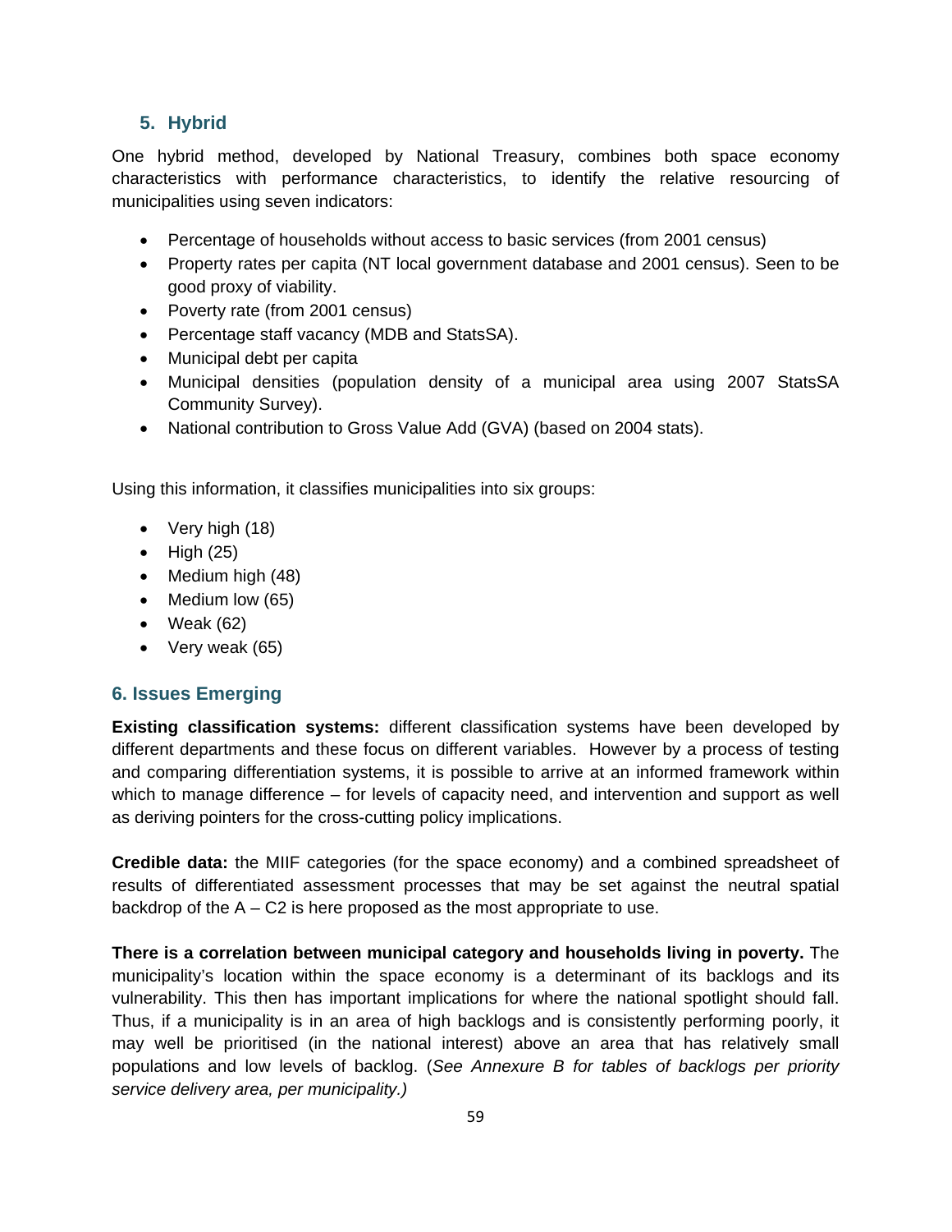### 5. Hybrid

One hybrid method, developed by National Treasury, combines both space economy characteristics with performance characteristics, to identify the relative resourcing of municipalities using seven indicators:

- Percentage of households without access to basic services (from 2001 census)
- Property rates per capita (NT local government database and 2001 census). Seen to be good proxy of viability.
- Poverty rate (from 2001 census)
- Percentage staff vacancy (MDB and StatsSA).
- Municipal debt per capita
- Municipal densities (population density of a municipal area using 2007 StatsSA Community Survey).
- National contribution to Gross Value Add (GVA) (based on 2004 stats).

Using this information, it classifies municipalities into six groups:

- Very high (18)
- High (25)
- Medium high (48)
- Medium low (65)
- Weak (62)
- Very weak (65)

## 6. Issues Emerging

**Existing classification systems:** different classification systems have been developed by different departments and these focus on different variables. However by a process of testing and comparing differentiation systems, it is possible to arrive at an informed framework within which to manage difference – for levels of capacity need, and intervention and support as well as deriving pointers for the cross-cutting policy implications.

**Credible data:** the MIIF categories (for the space economy) and a combined spreadsheet of results of differentiated assessment processes that may be set against the neutral spatial backdrop of the A – C2 is here proposed as the most appropriate to use.

**There is a correlation between municipal category and households living in poverty.** The municipality's location within the space economy is a determinant of its backlogs and its vulnerability. This then has important implications for where the national spotlight should fall. Thus, if a municipality is in an area of high backlogs and is consistently performing poorly, it may well be prioritised (in the national interest) above an area that has relatively small populations and low levels of backlog. (*See Annexure B for tables of backlogs per priority service delivery area, per municipality.)*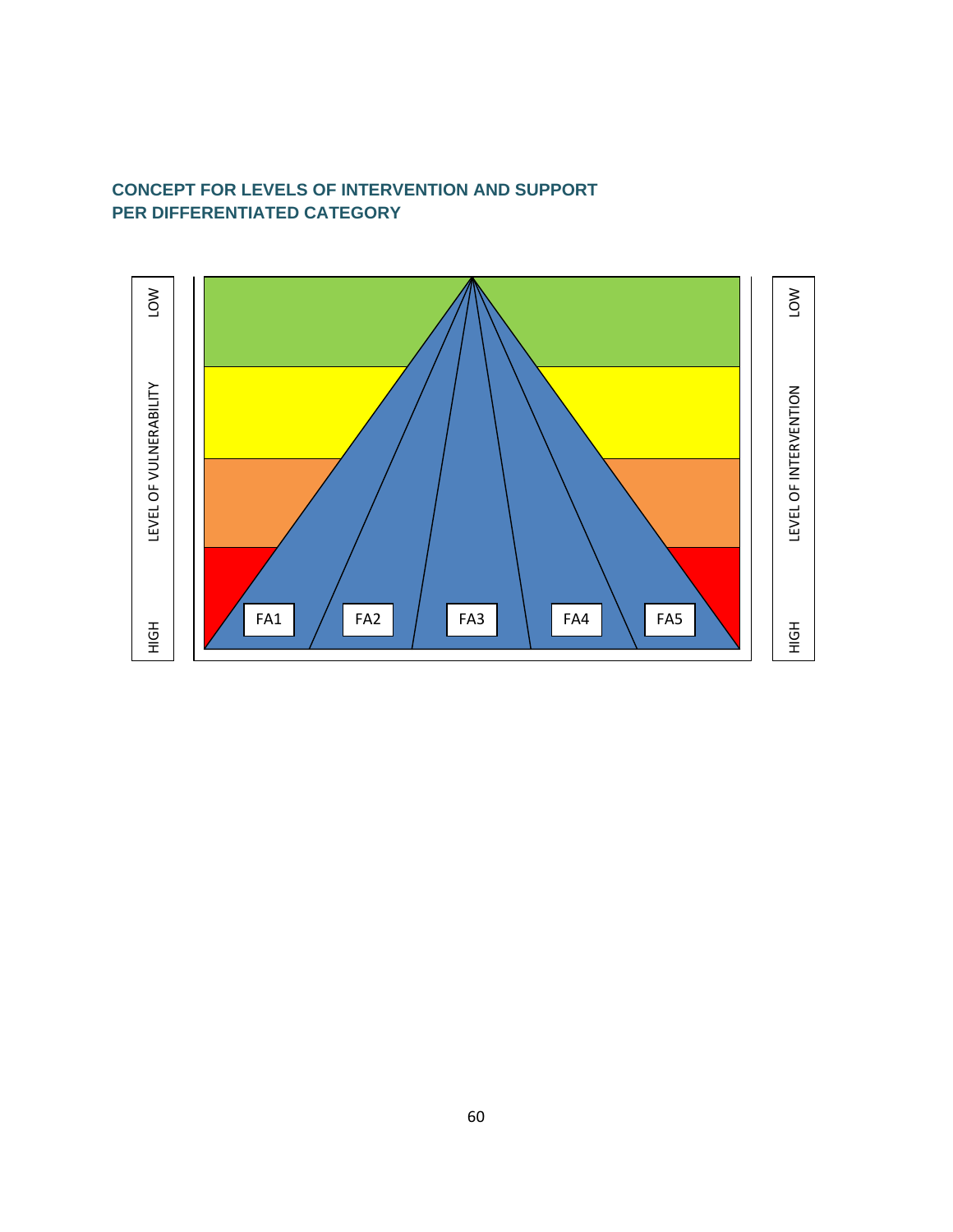## CONCEPT FOR LEVELS OF INTERVENTION AND SUPPORT PER DIFFERENTIATED CATEGORY

LEVEL OF VULNERABILITY: LOW — HIGH

FA1 FA2 FA3 FA4 FA5

LEVEL OF INTERVENTION: LOW — HIGH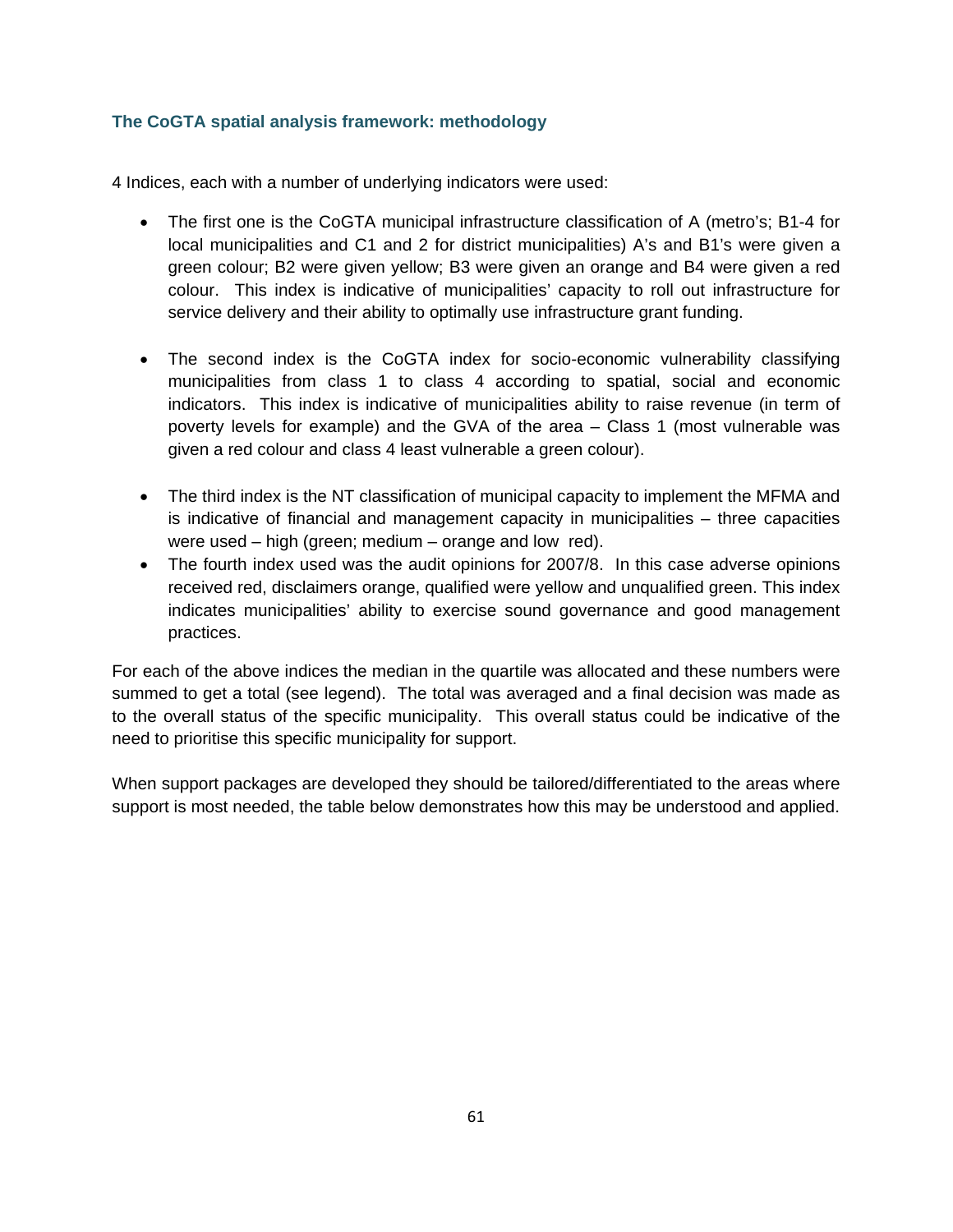### The CoGTA spatial analysis framework: methodology

4 Indices, each with a number of underlying indicators were used:

- The first one is the CoGTA municipal infrastructure classification of A (metro's; B1-4 for local municipalities and C1 and 2 for district municipalities) A's and B1's were given a green colour; B2 were given yellow; B3 were given an orange and B4 were given a red colour. This index is indicative of municipalities' capacity to roll out infrastructure for service delivery and their ability to optimally use infrastructure grant funding.

- The second index is the CoGTA index for socio-economic vulnerability classifying municipalities from class 1 to class 4 according to spatial, social and economic indicators. This index is indicative of municipalities ability to raise revenue (in term of poverty levels for example) and the GVA of the area – Class 1 (most vulnerable was given a red colour and class 4 least vulnerable a green colour).

- The third index is the NT classification of municipal capacity to implement the MFMA and is indicative of financial and management capacity in municipalities – three capacities were used – high (green; medium – orange and low red).
- The fourth index used was the audit opinions for 2007/8. In this case adverse opinions received red, disclaimers orange, qualified were yellow and unqualified green. This index indicates municipalities' ability to exercise sound governance and good management practices.

For each of the above indices the median in the quartile was allocated and these numbers were summed to get a total (see legend). The total was averaged and a final decision was made as to the overall status of the specific municipality. This overall status could be indicative of the need to prioritise this specific municipality for support.

When support packages are developed they should be tailored/differentiated to the areas where support is most needed, the table below demonstrates how this may be understood and applied.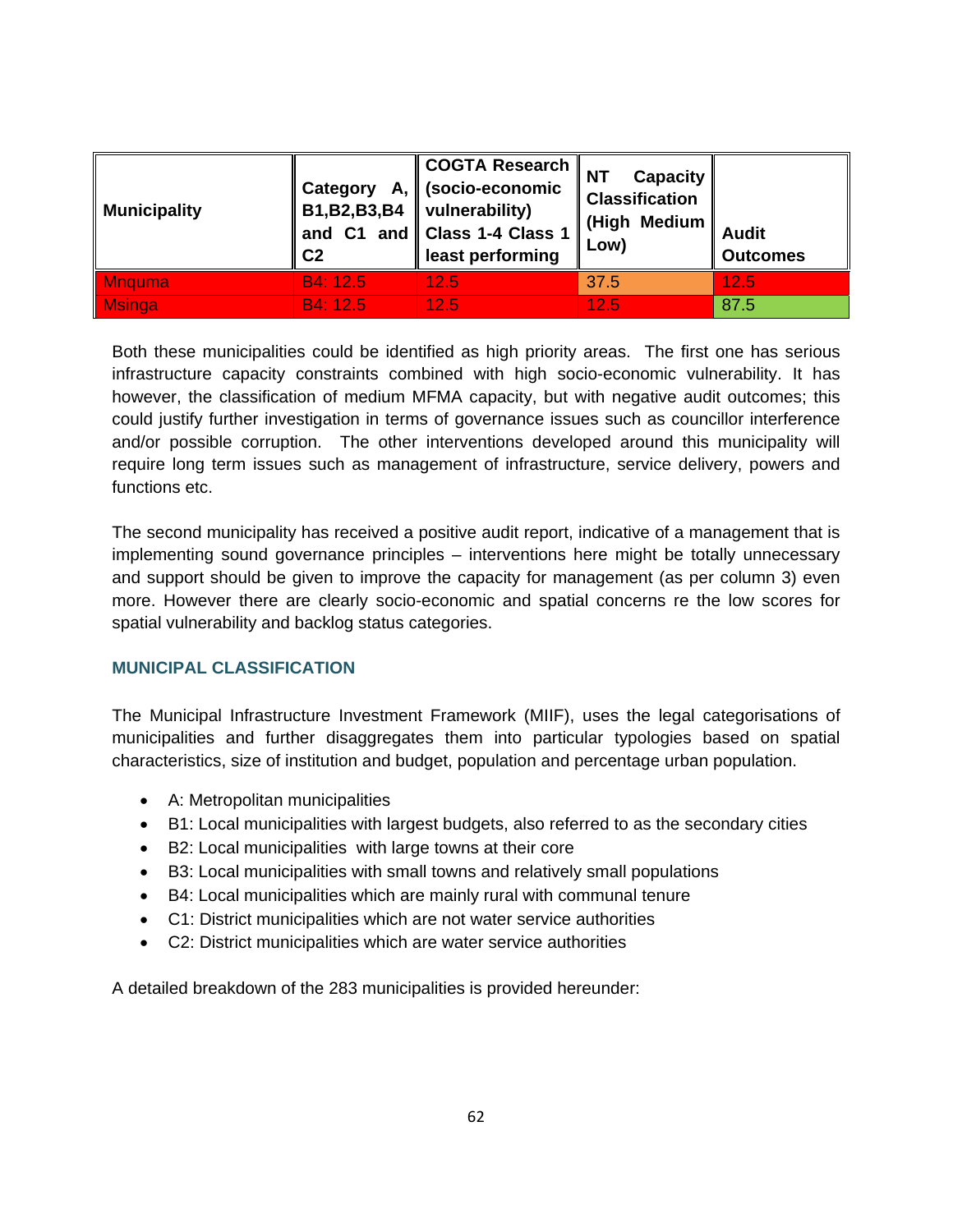| Municipality | Category A, B1,B2,B3,B4 and C1 and C2 | COGTA Research (socio-economic vulnerability) Class 1-4 Class 1 least performing | NT Capacity Classification (High Medium Low) | Audit Outcomes |
|---|---|---|---|---|
| Mnquma | B4: 12.5 | 12.5 | 37.5 | 12.5 |
| Msinga | B4: 12.5 | 12.5 | 12.5 | 87.5 |

Both these municipalities could be identified as high priority areas. The first one has serious infrastructure capacity constraints combined with high socio-economic vulnerability. It has however, the classification of medium MFMA capacity, but with negative audit outcomes; this could justify further investigation in terms of governance issues such as councillor interference and/or possible corruption. The other interventions developed around this municipality will require long term issues such as management of infrastructure, service delivery, powers and functions etc.

The second municipality has received a positive audit report, indicative of a management that is implementing sound governance principles – interventions here might be totally unnecessary and support should be given to improve the capacity for management (as per column 3) even more. However there are clearly socio-economic and spatial concerns re the low scores for spatial vulnerability and backlog status categories.

### MUNICIPAL CLASSIFICATION

The Municipal Infrastructure Investment Framework (MIIF), uses the legal categorisations of municipalities and further disaggregates them into particular typologies based on spatial characteristics, size of institution and budget, population and percentage urban population.

- A: Metropolitan municipalities
- B1: Local municipalities with largest budgets, also referred to as the secondary cities
- B2: Local municipalities with large towns at their core
- B3: Local municipalities with small towns and relatively small populations
- B4: Local municipalities which are mainly rural with communal tenure
- C1: District municipalities which are not water service authorities
- C2: District municipalities which are water service authorities

A detailed breakdown of the 283 municipalities is provided hereunder: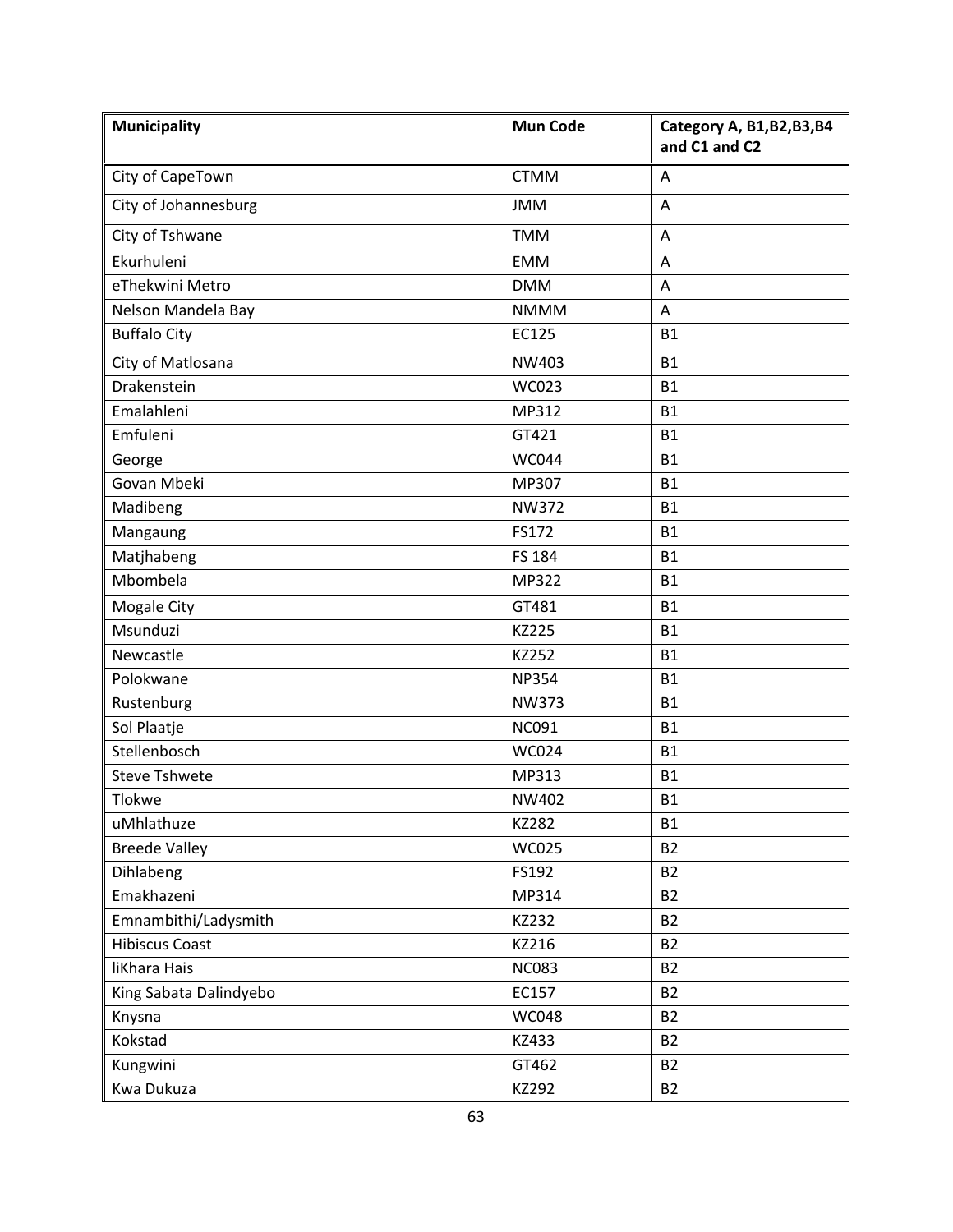| Municipality | Mun Code | Category A, B1,B2,B3,B4 and C1 and C2 |
|---|---|---|
| City of CapeTown | CTMM | A |
| City of Johannesburg | JMM | A |
| City of Tshwane | TMM | A |
| Ekurhuleni | EMM | A |
| eThekwini Metro | DMM | A |
| Nelson Mandela Bay | NMMM | A |
| Buffalo City | EC125 | B1 |
| City of Matlosana | NW403 | B1 |
| Drakenstein | WC023 | B1 |
| Emalahleni | MP312 | B1 |
| Emfuleni | GT421 | B1 |
| George | WC044 | B1 |
| Govan Mbeki | MP307 | B1 |
| Madibeng | NW372 | B1 |
| Mangaung | FS172 | B1 |
| Matjhabeng | FS 184 | B1 |
| Mbombela | MP322 | B1 |
| Mogale City | GT481 | B1 |
| Msunduzi | KZ225 | B1 |
| Newcastle | KZ252 | B1 |
| Polokwane | NP354 | B1 |
| Rustenburg | NW373 | B1 |
| Sol Plaatje | NC091 | B1 |
| Stellenbosch | WC024 | B1 |
| Steve Tshwete | MP313 | B1 |
| Tlokwe | NW402 | B1 |
| uMhlathuze | KZ282 | B1 |
| Breede Valley | WC025 | B2 |
| Dihlabeng | FS192 | B2 |
| Emakhazeni | MP314 | B2 |
| Emnambithi/Ladysmith | KZ232 | B2 |
| Hibiscus Coast | KZ216 | B2 |
| liKhara Hais | NC083 | B2 |
| King Sabata Dalindyebo | EC157 | B2 |
| Knysna | WC048 | B2 |
| Kokstad | KZ433 | B2 |
| Kungwini | GT462 | B2 |
| Kwa Dukuza | KZ292 | B2 |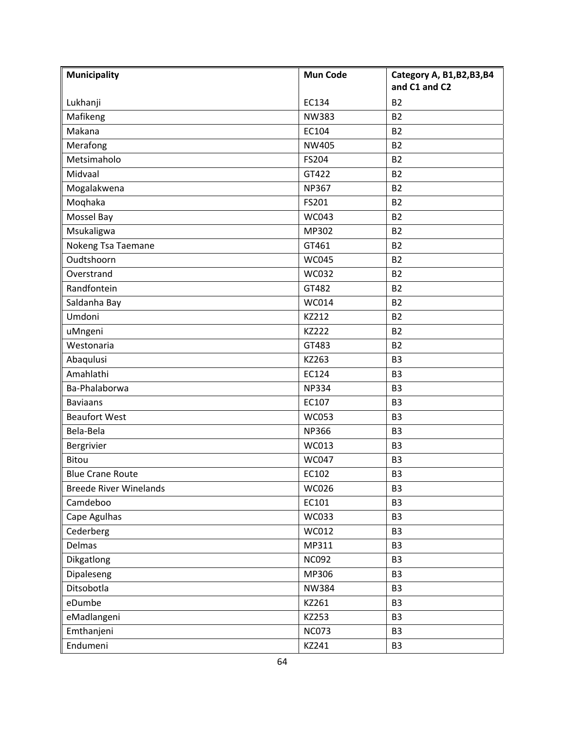| Municipality | Mun Code | Category A, B1,B2,B3,B4 and C1 and C2 |
| --- | --- | --- |
| Lukhanji | EC134 | B2 |
| Mafikeng | NW383 | B2 |
| Makana | EC104 | B2 |
| Merafong | NW405 | B2 |
| Metsimaholo | FS204 | B2 |
| Midvaal | GT422 | B2 |
| Mogalakwena | NP367 | B2 |
| Moqhaka | FS201 | B2 |
| Mossel Bay | WC043 | B2 |
| Msukaligwa | MP302 | B2 |
| Nokeng Tsa Taemane | GT461 | B2 |
| Oudtshoorn | WC045 | B2 |
| Overstrand | WC032 | B2 |
| Randfontein | GT482 | B2 |
| Saldanha Bay | WC014 | B2 |
| Umdoni | KZ212 | B2 |
| uMngeni | KZ222 | B2 |
| Westonaria | GT483 | B2 |
| Abaqulusi | KZ263 | B3 |
| Amahlathi | EC124 | B3 |
| Ba-Phalaborwa | NP334 | B3 |
| Baviaans | EC107 | B3 |
| Beaufort West | WC053 | B3 |
| Bela-Bela | NP366 | B3 |
| Bergrivier | WC013 | B3 |
| Bitou | WC047 | B3 |
| Blue Crane Route | EC102 | B3 |
| Breede River Winelands | WC026 | B3 |
| Camdeboo | EC101 | B3 |
| Cape Agulhas | WC033 | B3 |
| Cederberg | WC012 | B3 |
| Delmas | MP311 | B3 |
| Dikgatlong | NC092 | B3 |
| Dipaleseng | MP306 | B3 |
| Ditsobotla | NW384 | B3 |
| eDumbe | KZ261 | B3 |
| eMadlangeni | KZ253 | B3 |
| Emthanjeni | NC073 | B3 |
| Endumeni | KZ241 | B3 |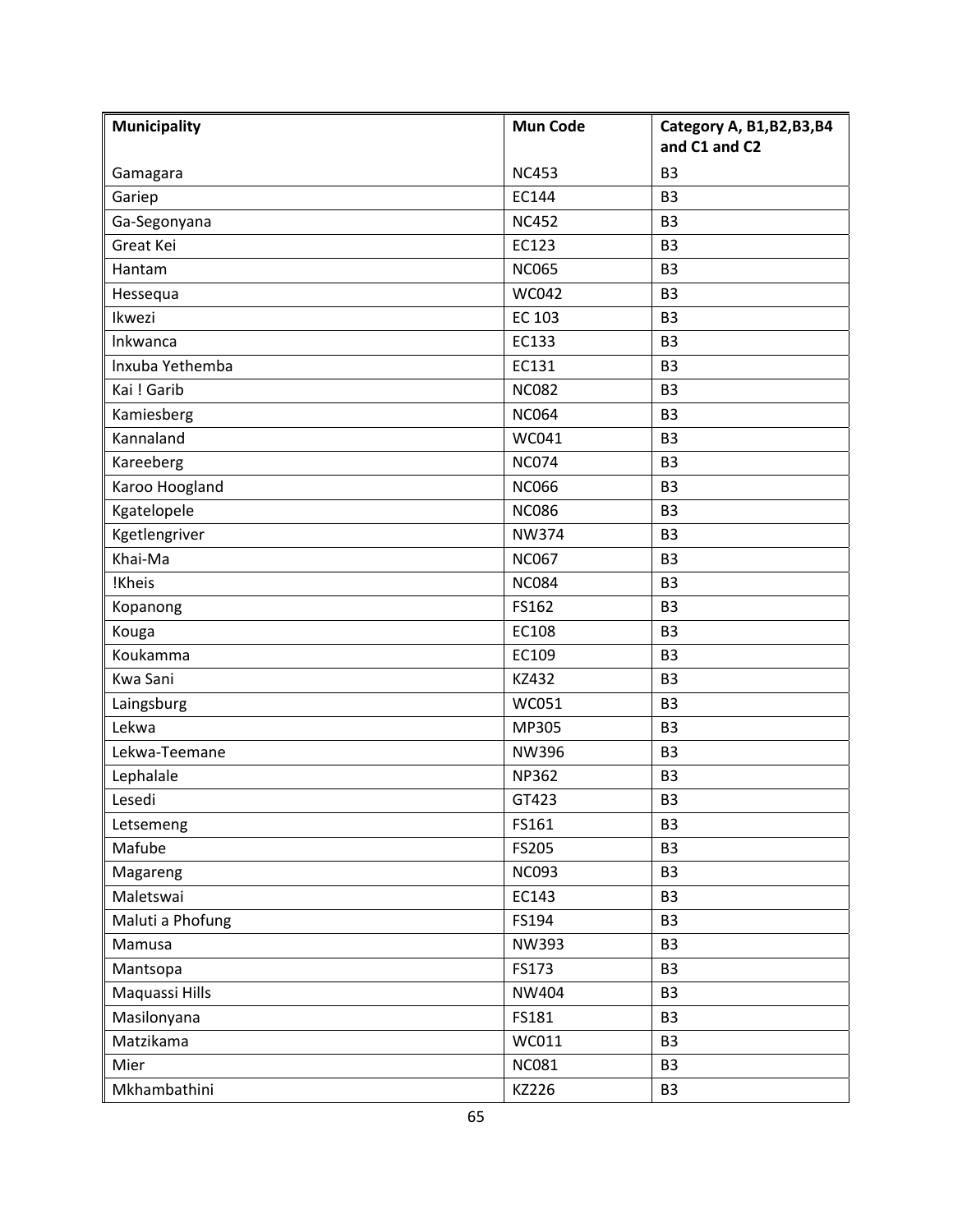| Municipality | Mun Code | Category A, B1,B2,B3,B4 and C1 and C2 |
|---|---|---|
| Gamagara | NC453 | B3 |
| Gariep | EC144 | B3 |
| Ga-Segonyana | NC452 | B3 |
| Great Kei | EC123 | B3 |
| Hantam | NC065 | B3 |
| Hessequa | WC042 | B3 |
| Ikwezi | EC 103 | B3 |
| lnkwanca | EC133 | B3 |
| lnxuba Yethemba | EC131 | B3 |
| Kai ! Garib | NC082 | B3 |
| Kamiesberg | NC064 | B3 |
| Kannaland | WC041 | B3 |
| Kareeberg | NC074 | B3 |
| Karoo Hoogland | NC066 | B3 |
| Kgatelopele | NC086 | B3 |
| Kgetlengriver | NW374 | B3 |
| Khai-Ma | NC067 | B3 |
| !Kheis | NC084 | B3 |
| Kopanong | FS162 | B3 |
| Kouga | EC108 | B3 |
| Koukamma | EC109 | B3 |
| Kwa Sani | KZ432 | B3 |
| Laingsburg | WC051 | B3 |
| Lekwa | MP305 | B3 |
| Lekwa-Teemane | NW396 | B3 |
| Lephalale | NP362 | B3 |
| Lesedi | GT423 | B3 |
| Letsemeng | FS161 | B3 |
| Mafube | FS205 | B3 |
| Magareng | NC093 | B3 |
| Maletswai | EC143 | B3 |
| Maluti a Phofung | FS194 | B3 |
| Mamusa | NW393 | B3 |
| Mantsopa | FS173 | B3 |
| Maquassi Hills | NW404 | B3 |
| Masilonyana | FS181 | B3 |
| Matzikama | WC011 | B3 |
| Mier | NC081 | B3 |
| Mkhambathini | KZ226 | B3 |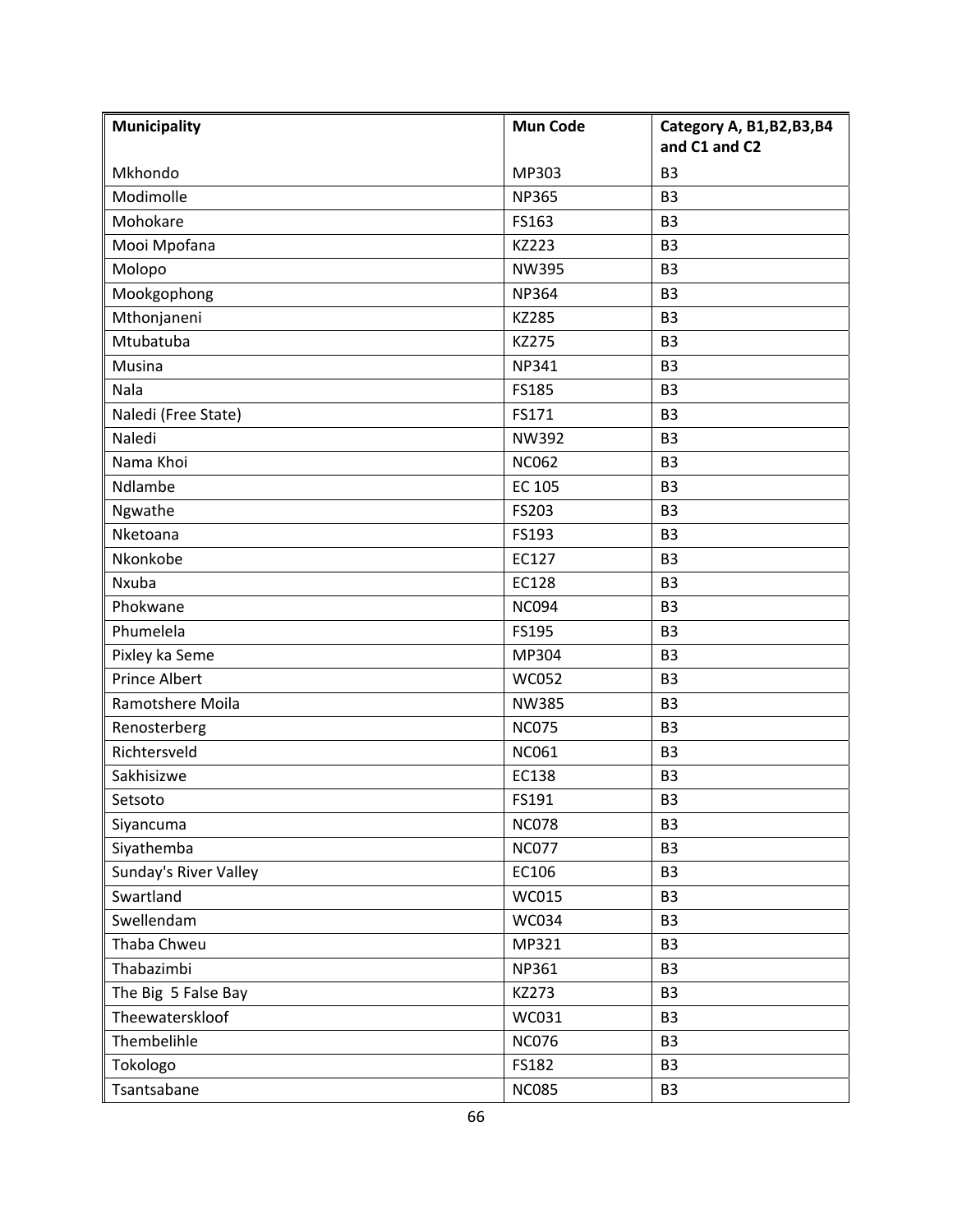| Municipality | Mun Code | Category A, B1,B2,B3,B4 and C1 and C2 |
| --- | --- | --- |
| Mkhondo | MP303 | B3 |
| Modimolle | NP365 | B3 |
| Mohokare | FS163 | B3 |
| Mooi Mpofana | KZ223 | B3 |
| Molopo | NW395 | B3 |
| Mookgophong | NP364 | B3 |
| Mthonjaneni | KZ285 | B3 |
| Mtubatuba | KZ275 | B3 |
| Musina | NP341 | B3 |
| Nala | FS185 | B3 |
| Naledi (Free State) | FS171 | B3 |
| Naledi | NW392 | B3 |
| Nama Khoi | NC062 | B3 |
| Ndlambe | EC 105 | B3 |
| Ngwathe | FS203 | B3 |
| Nketoana | FS193 | B3 |
| Nkonkobe | EC127 | B3 |
| Nxuba | EC128 | B3 |
| Phokwane | NC094 | B3 |
| Phumelela | FS195 | B3 |
| Pixley ka Seme | MP304 | B3 |
| Prince Albert | WC052 | B3 |
| Ramotshere Moila | NW385 | B3 |
| Renosterberg | NC075 | B3 |
| Richtersveld | NC061 | B3 |
| Sakhisizwe | EC138 | B3 |
| Setsoto | FS191 | B3 |
| Siyancuma | NC078 | B3 |
| Siyathemba | NC077 | B3 |
| Sunday's River Valley | EC106 | B3 |
| Swartland | WC015 | B3 |
| Swellendam | WC034 | B3 |
| Thaba Chweu | MP321 | B3 |
| Thabazimbi | NP361 | B3 |
| The Big 5 False Bay | KZ273 | B3 |
| Theewaterskloof | WC031 | B3 |
| Thembelihle | NC076 | B3 |
| Tokologo | FS182 | B3 |
| Tsantsabane | NC085 | B3 |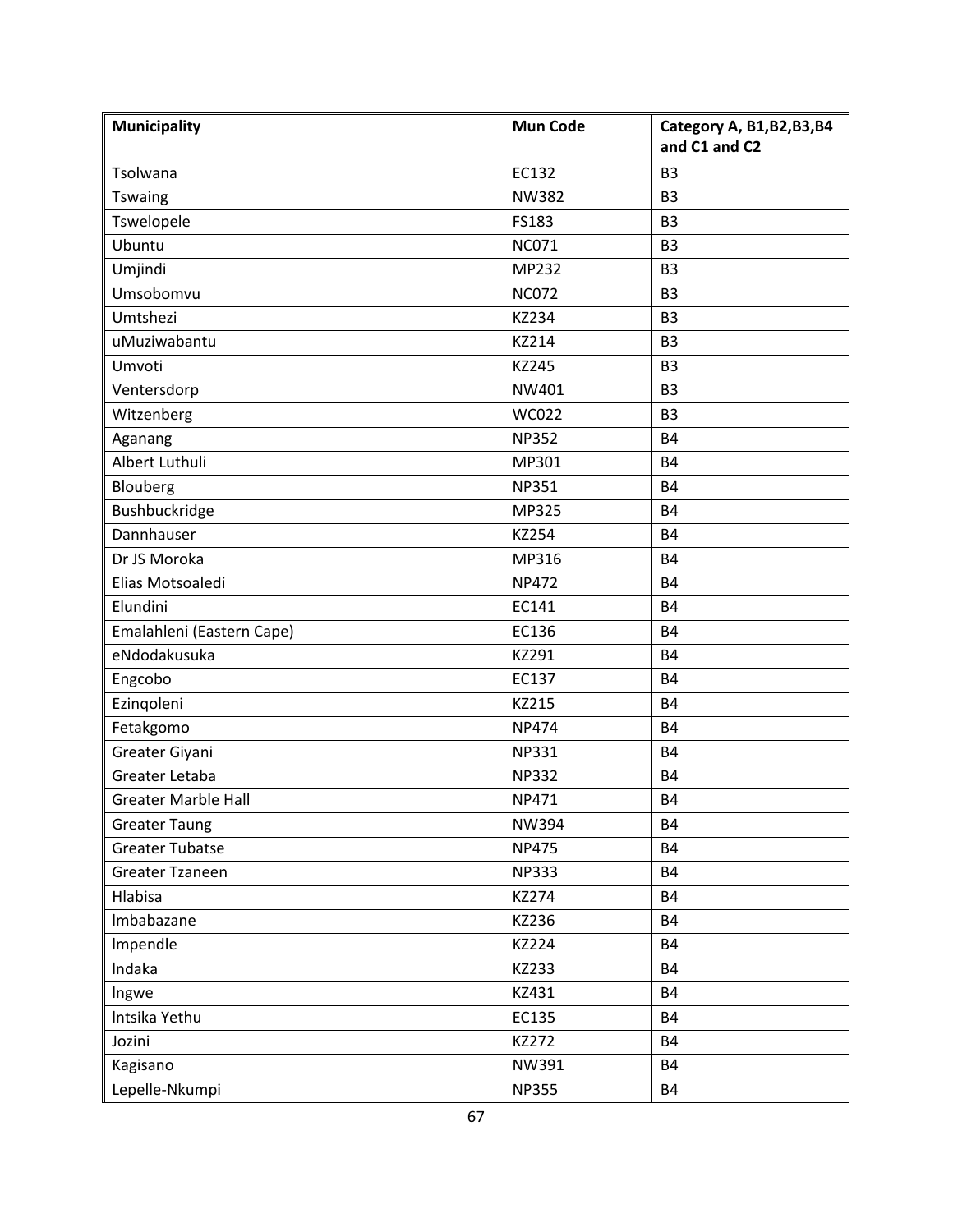| Municipality | Mun Code | Category A, B1,B2,B3,B4 and C1 and C2 |
|---|---|---|
| Tsolwana | EC132 | B3 |
| Tswaing | NW382 | B3 |
| Tswelopele | FS183 | B3 |
| Ubuntu | NC071 | B3 |
| Umjindi | MP232 | B3 |
| Umsobomvu | NC072 | B3 |
| Umtshezi | KZ234 | B3 |
| uMuziwabantu | KZ214 | B3 |
| Umvoti | KZ245 | B3 |
| Ventersdorp | NW401 | B3 |
| Witzenberg | WC022 | B3 |
| Aganang | NP352 | B4 |
| Albert Luthuli | MP301 | B4 |
| Blouberg | NP351 | B4 |
| Bushbuckridge | MP325 | B4 |
| Dannhauser | KZ254 | B4 |
| Dr JS Moroka | MP316 | B4 |
| Elias Motsoaledi | NP472 | B4 |
| Elundini | EC141 | B4 |
| Emalahleni (Eastern Cape) | EC136 | B4 |
| eNdodakusuka | KZ291 | B4 |
| Engcobo | EC137 | B4 |
| Ezinqoleni | KZ215 | B4 |
| Fetakgomo | NP474 | B4 |
| Greater Giyani | NP331 | B4 |
| Greater Letaba | NP332 | B4 |
| Greater Marble Hall | NP471 | B4 |
| Greater Taung | NW394 | B4 |
| Greater Tubatse | NP475 | B4 |
| Greater Tzaneen | NP333 | B4 |
| Hlabisa | KZ274 | B4 |
| Imbabazane | KZ236 | B4 |
| Impendle | KZ224 | B4 |
| Indaka | KZ233 | B4 |
| Ingwe | KZ431 | B4 |
| Intsika Yethu | EC135 | B4 |
| Jozini | KZ272 | B4 |
| Kagisano | NW391 | B4 |
| Lepelle-Nkumpi | NP355 | B4 |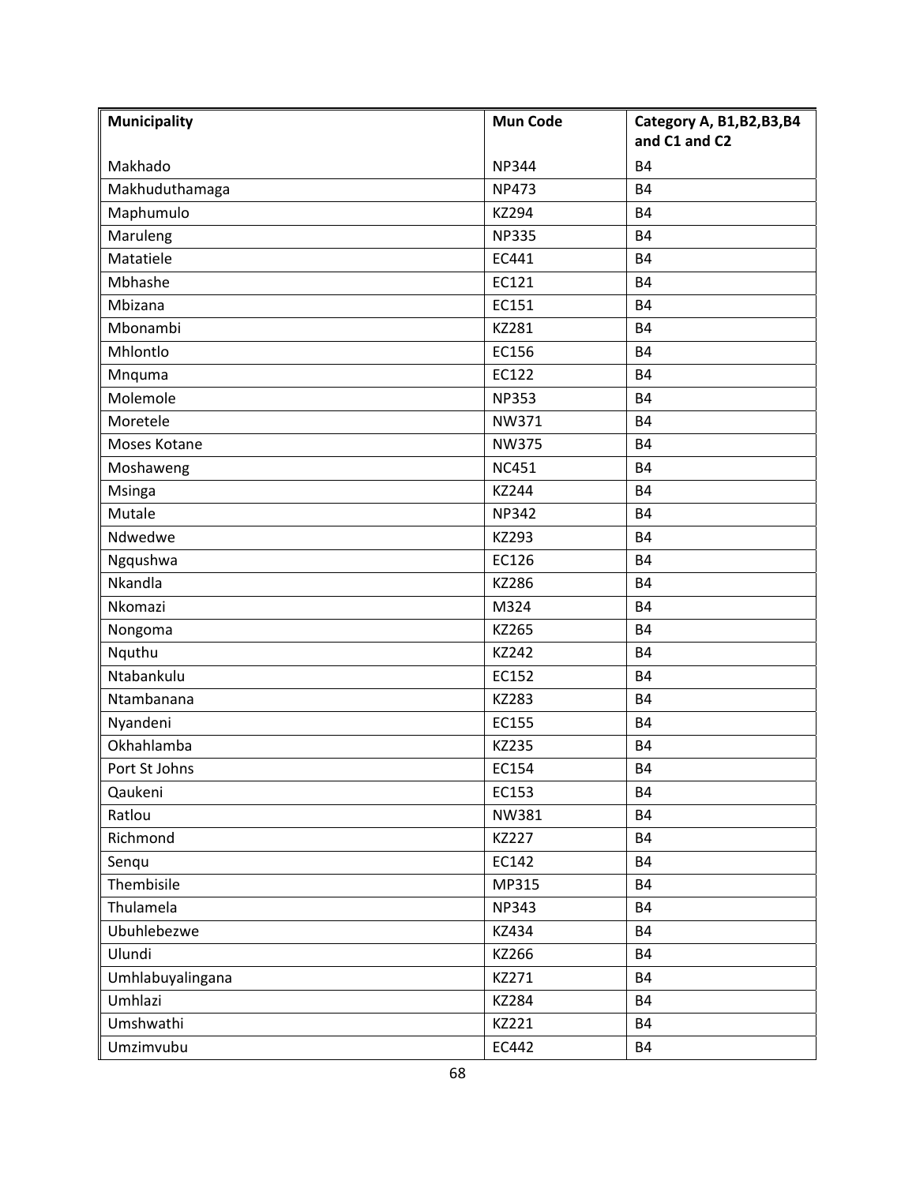| Municipality | Mun Code | Category A, B1,B2,B3,B4 and C1 and C2 |
|---|---|---|
| Makhado | NP344 | B4 |
| Makhuduthamaga | NP473 | B4 |
| Maphumulo | KZ294 | B4 |
| Maruleng | NP335 | B4 |
| Matatiele | EC441 | B4 |
| Mbhashe | EC121 | B4 |
| Mbizana | EC151 | B4 |
| Mbonambi | KZ281 | B4 |
| Mhlontlo | EC156 | B4 |
| Mnquma | EC122 | B4 |
| Molemole | NP353 | B4 |
| Moretele | NW371 | B4 |
| Moses Kotane | NW375 | B4 |
| Moshaweng | NC451 | B4 |
| Msinga | KZ244 | B4 |
| Mutale | NP342 | B4 |
| Ndwedwe | KZ293 | B4 |
| Ngqushwa | EC126 | B4 |
| Nkandla | KZ286 | B4 |
| Nkomazi | M324 | B4 |
| Nongoma | KZ265 | B4 |
| Nquthu | KZ242 | B4 |
| Ntabankulu | EC152 | B4 |
| Ntambanana | KZ283 | B4 |
| Nyandeni | EC155 | B4 |
| Okhahlamba | KZ235 | B4 |
| Port St Johns | EC154 | B4 |
| Qaukeni | EC153 | B4 |
| Ratlou | NW381 | B4 |
| Richmond | KZ227 | B4 |
| Senqu | EC142 | B4 |
| Thembisile | MP315 | B4 |
| Thulamela | NP343 | B4 |
| Ubuhlebezwe | KZ434 | B4 |
| Ulundi | KZ266 | B4 |
| Umhlabuyalingana | KZ271 | B4 |
| Umhlazi | KZ284 | B4 |
| Umshwathi | KZ221 | B4 |
| Umzimvubu | EC442 | B4 |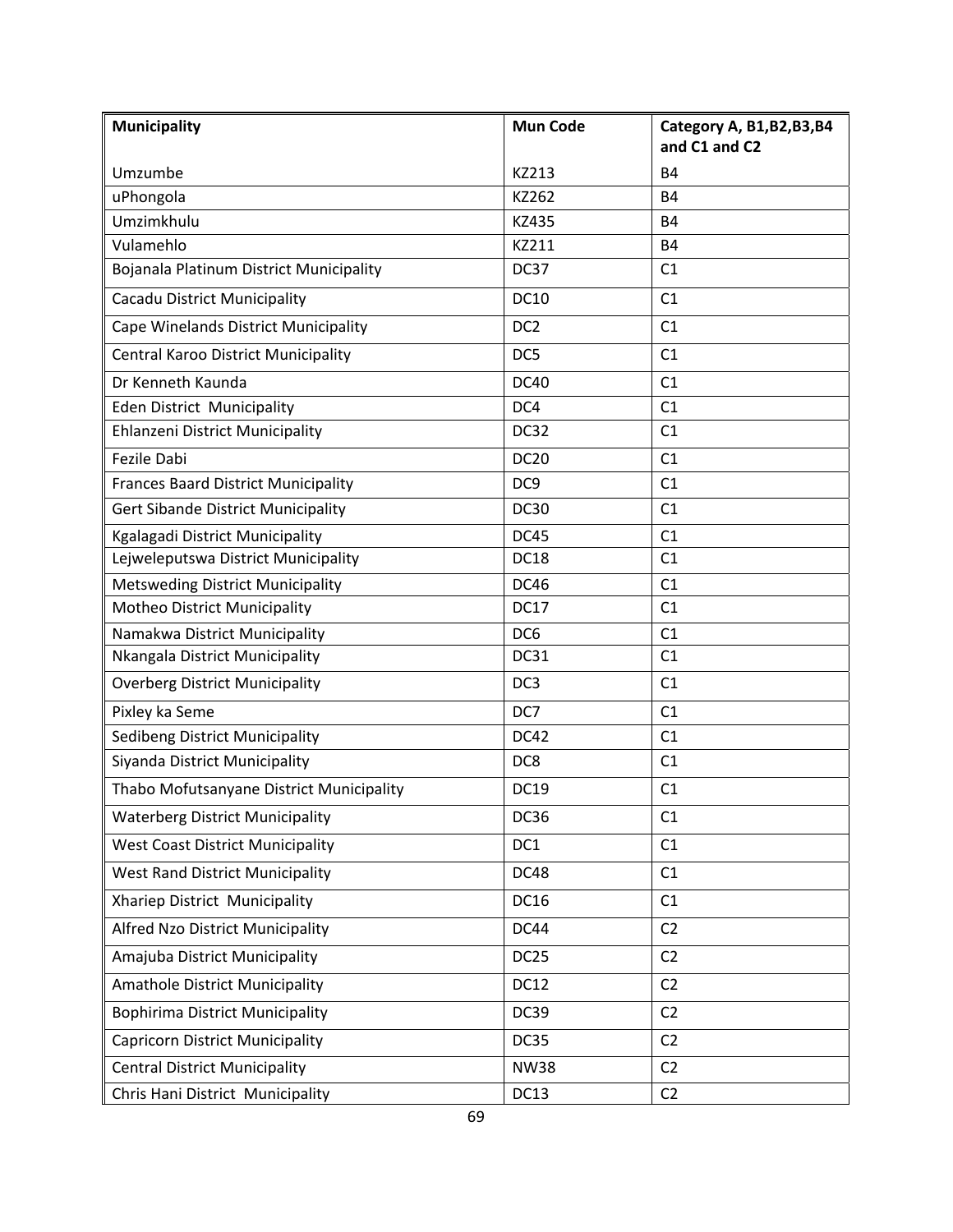| Municipality | Mun Code | Category A, B1,B2,B3,B4 and C1 and C2 |
|---|---|---|
| Umzumbe | KZ213 | B4 |
| uPhongola | KZ262 | B4 |
| Umzimkhulu | KZ435 | B4 |
| Vulamehlo | KZ211 | B4 |
| Bojanala Platinum District Municipality | DC37 | C1 |
| Cacadu District Municipality | DC10 | C1 |
| Cape Winelands District Municipality | DC2 | C1 |
| Central Karoo District Municipality | DC5 | C1 |
| Dr Kenneth Kaunda | DC40 | C1 |
| Eden District Municipality | DC4 | C1 |
| Ehlanzeni District Municipality | DC32 | C1 |
| Fezile Dabi | DC20 | C1 |
| Frances Baard District Municipality | DC9 | C1 |
| Gert Sibande District Municipality | DC30 | C1 |
| Kgalagadi District Municipality | DC45 | C1 |
| Lejweleputswa District Municipality | DC18 | C1 |
| Metsweding District Municipality | DC46 | C1 |
| Motheo District Municipality | DC17 | C1 |
| Namakwa District Municipality | DC6 | C1 |
| Nkangala District Municipality | DC31 | C1 |
| Overberg District Municipality | DC3 | C1 |
| Pixley ka Seme | DC7 | C1 |
| Sedibeng District Municipality | DC42 | C1 |
| Siyanda District Municipality | DC8 | C1 |
| Thabo Mofutsanyane District Municipality | DC19 | C1 |
| Waterberg District Municipality | DC36 | C1 |
| West Coast District Municipality | DC1 | C1 |
| West Rand District Municipality | DC48 | C1 |
| Xhariep District Municipality | DC16 | C1 |
| Alfred Nzo District Municipality | DC44 | C2 |
| Amajuba District Municipality | DC25 | C2 |
| Amathole District Municipality | DC12 | C2 |
| Bophirima District Municipality | DC39 | C2 |
| Capricorn District Municipality | DC35 | C2 |
| Central District Municipality | NW38 | C2 |
| Chris Hani District Municipality | DC13 | C2 |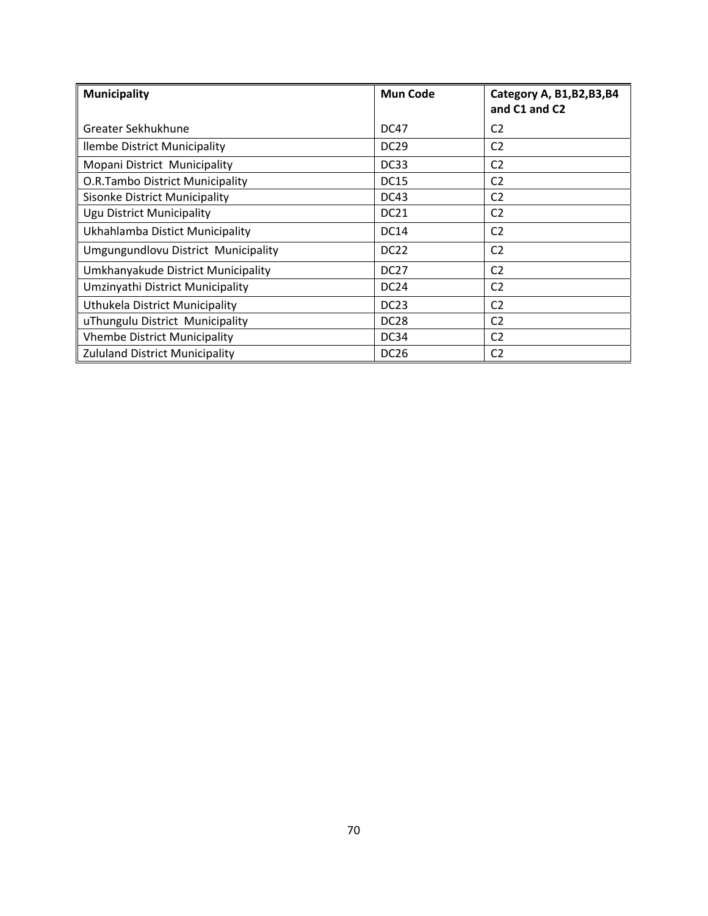| **Municipality** | **Mun Code** | **Category A, B1,B2,B3,B4 and C1 and C2** |
|---|---|---|
| Greater Sekhukhune | DC47 | C2 |
| llembe District Municipality | DC29 | C2 |
| Mopani District  Municipality | DC33 | C2 |
| O.R.Tambo District Municipality | DC15 | C2 |
| Sisonke District Municipality | DC43 | C2 |
| Ugu District Municipality | DC21 | C2 |
| Ukhahlamba Distict Municipality | DC14 | C2 |
| Umgungundlovu District  Municipality | DC22 | C2 |
| Umkhanyakude District Municipality | DC27 | C2 |
| Umzinyathi District Municipality | DC24 | C2 |
| Uthukela District Municipality | DC23 | C2 |
| uThungulu District  Municipality | DC28 | C2 |
| Vhembe District Municipality | DC34 | C2 |
| Zululand District Municipality | DC26 | C2 |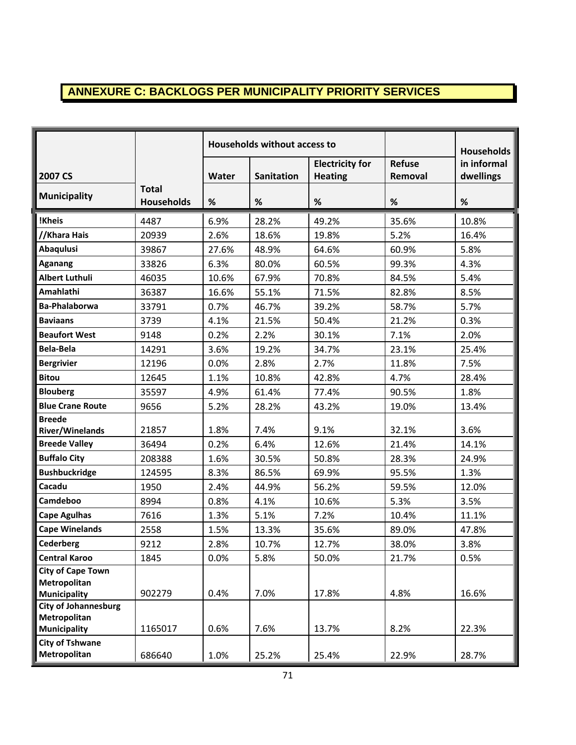## ANNEXURE C: BACKLOGS PER MUNICIPALITY PRIORITY SERVICES

| 2007 CS | | Households without access to | | | | Households in informal dwellings |
|---|---|---|---|---|---|---|
| | | Water | Sanitation | Electricity for Heating | Refuse Removal | |
| **Municipality** | **Total Households** | % | % | % | % | % |
| **!Kheis** | 4487 | 6.9% | 28.2% | 49.2% | 35.6% | 10.8% |
| **//Khara Hais** | 20939 | 2.6% | 18.6% | 19.8% | 5.2% | 16.4% |
| **Abaqulusi** | 39867 | 27.6% | 48.9% | 64.6% | 60.9% | 5.8% |
| **Aganang** | 33826 | 6.3% | 80.0% | 60.5% | 99.3% | 4.3% |
| **Albert Luthuli** | 46035 | 10.6% | 67.9% | 70.8% | 84.5% | 5.4% |
| **Amahlathi** | 36387 | 16.6% | 55.1% | 71.5% | 82.8% | 8.5% |
| **Ba-Phalaborwa** | 33791 | 0.7% | 46.7% | 39.2% | 58.7% | 5.7% |
| **Baviaans** | 3739 | 4.1% | 21.5% | 50.4% | 21.2% | 0.3% |
| **Beaufort West** | 9148 | 0.2% | 2.2% | 30.1% | 7.1% | 2.0% |
| **Bela-Bela** | 14291 | 3.6% | 19.2% | 34.7% | 23.1% | 25.4% |
| **Bergrivier** | 12196 | 0.0% | 2.8% | 2.7% | 11.8% | 7.5% |
| **Bitou** | 12645 | 1.1% | 10.8% | 42.8% | 4.7% | 28.4% |
| **Blouberg** | 35597 | 4.9% | 61.4% | 77.4% | 90.5% | 1.8% |
| **Blue Crane Route** | 9656 | 5.2% | 28.2% | 43.2% | 19.0% | 13.4% |
| **Breede River/Winelands** | 21857 | 1.8% | 7.4% | 9.1% | 32.1% | 3.6% |
| **Breede Valley** | 36494 | 0.2% | 6.4% | 12.6% | 21.4% | 14.1% |
| **Buffalo City** | 208388 | 1.6% | 30.5% | 50.8% | 28.3% | 24.9% |
| **Bushbuckridge** | 124595 | 8.3% | 86.5% | 69.9% | 95.5% | 1.3% |
| **Cacadu** | 1950 | 2.4% | 44.9% | 56.2% | 59.5% | 12.0% |
| **Camdeboo** | 8994 | 0.8% | 4.1% | 10.6% | 5.3% | 3.5% |
| **Cape Agulhas** | 7616 | 1.3% | 5.1% | 7.2% | 10.4% | 11.1% |
| **Cape Winelands** | 2558 | 1.5% | 13.3% | 35.6% | 89.0% | 47.8% |
| **Cederberg** | 9212 | 2.8% | 10.7% | 12.7% | 38.0% | 3.8% |
| **Central Karoo** | 1845 | 0.0% | 5.8% | 50.0% | 21.7% | 0.5% |
| **City of Cape Town Metropolitan Municipality** | 902279 | 0.4% | 7.0% | 17.8% | 4.8% | 16.6% |
| **City of Johannesburg Metropolitan Municipality** | 1165017 | 0.6% | 7.6% | 13.7% | 8.2% | 22.3% |
| **City of Tshwane Metropolitan** | 686640 | 1.0% | 25.2% | 25.4% | 22.9% | 28.7% |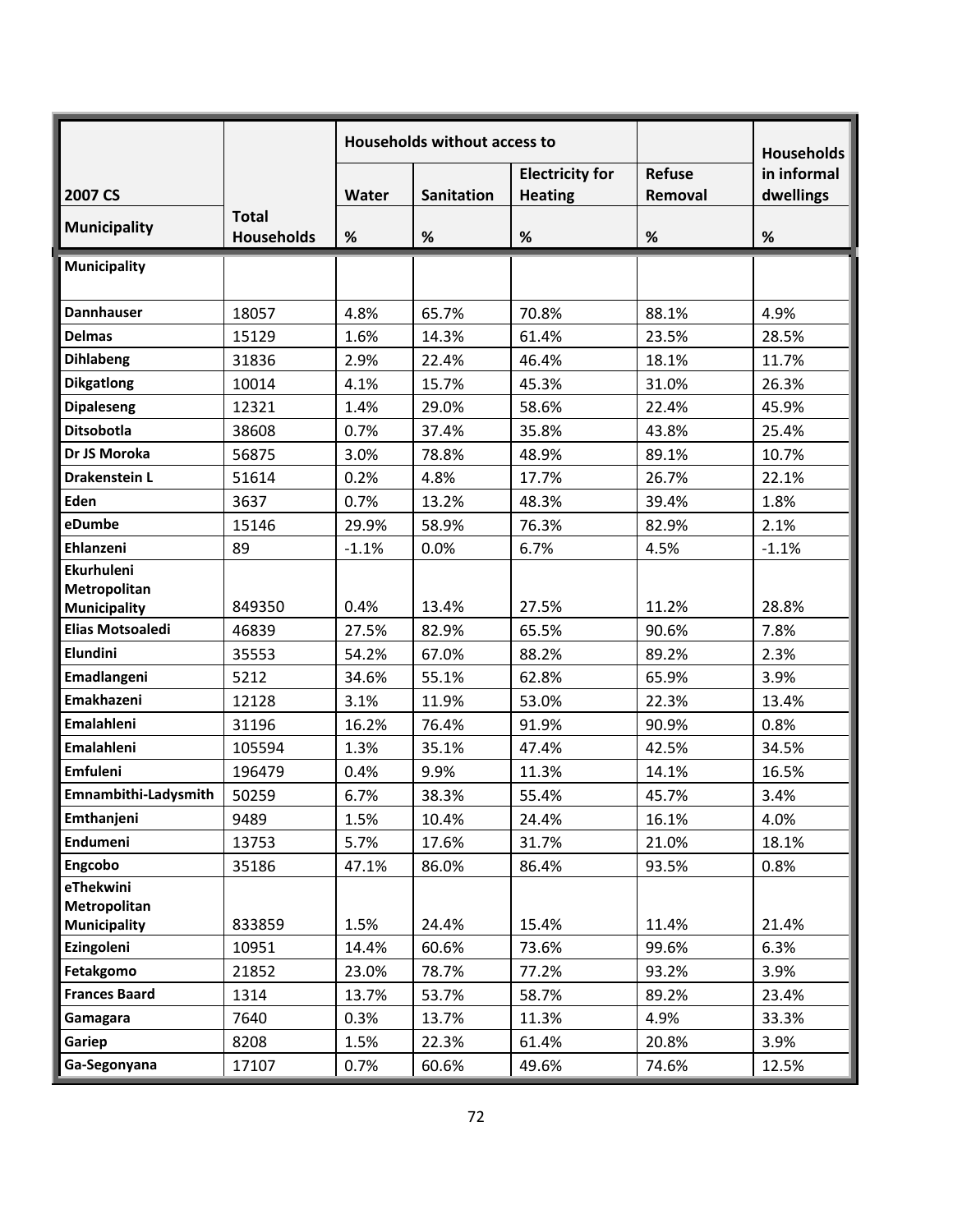| 2007 CS | | Households without access to | | | | Households in informal dwellings |
|---|---|---|---|---|---|---|
| | | Water | Sanitation | Electricity for Heating | Refuse Removal | |
| Municipality | Total Households | % | % | % | % | % |
| Municipality | | | | | | |
| Dannhauser | 18057 | 4.8% | 65.7% | 70.8% | 88.1% | 4.9% |
| Delmas | 15129 | 1.6% | 14.3% | 61.4% | 23.5% | 28.5% |
| Dihlabeng | 31836 | 2.9% | 22.4% | 46.4% | 18.1% | 11.7% |
| Dikgatlong | 10014 | 4.1% | 15.7% | 45.3% | 31.0% | 26.3% |
| Dipaleseng | 12321 | 1.4% | 29.0% | 58.6% | 22.4% | 45.9% |
| Ditsobotla | 38608 | 0.7% | 37.4% | 35.8% | 43.8% | 25.4% |
| Dr JS Moroka | 56875 | 3.0% | 78.8% | 48.9% | 89.1% | 10.7% |
| Drakenstein L | 51614 | 0.2% | 4.8% | 17.7% | 26.7% | 22.1% |
| Eden | 3637 | 0.7% | 13.2% | 48.3% | 39.4% | 1.8% |
| eDumbe | 15146 | 29.9% | 58.9% | 76.3% | 82.9% | 2.1% |
| Ehlanzeni | 89 | -1.1% | 0.0% | 6.7% | 4.5% | -1.1% |
| Ekurhuleni Metropolitan Municipality | 849350 | 0.4% | 13.4% | 27.5% | 11.2% | 28.8% |
| Elias Motsoaledi | 46839 | 27.5% | 82.9% | 65.5% | 90.6% | 7.8% |
| Elundini | 35553 | 54.2% | 67.0% | 88.2% | 89.2% | 2.3% |
| Emadlangeni | 5212 | 34.6% | 55.1% | 62.8% | 65.9% | 3.9% |
| Emakhazeni | 12128 | 3.1% | 11.9% | 53.0% | 22.3% | 13.4% |
| Emalahleni | 31196 | 16.2% | 76.4% | 91.9% | 90.9% | 0.8% |
| Emalahleni | 105594 | 1.3% | 35.1% | 47.4% | 42.5% | 34.5% |
| Emfuleni | 196479 | 0.4% | 9.9% | 11.3% | 14.1% | 16.5% |
| Emnambithi-Ladysmith | 50259 | 6.7% | 38.3% | 55.4% | 45.7% | 3.4% |
| Emthanjeni | 9489 | 1.5% | 10.4% | 24.4% | 16.1% | 4.0% |
| Endumeni | 13753 | 5.7% | 17.6% | 31.7% | 21.0% | 18.1% |
| Engcobo | 35186 | 47.1% | 86.0% | 86.4% | 93.5% | 0.8% |
| eThekwini Metropolitan Municipality | 833859 | 1.5% | 24.4% | 15.4% | 11.4% | 21.4% |
| Ezingoleni | 10951 | 14.4% | 60.6% | 73.6% | 99.6% | 6.3% |
| Fetakgomo | 21852 | 23.0% | 78.7% | 77.2% | 93.2% | 3.9% |
| Frances Baard | 1314 | 13.7% | 53.7% | 58.7% | 89.2% | 23.4% |
| Gamagara | 7640 | 0.3% | 13.7% | 11.3% | 4.9% | 33.3% |
| Gariep | 8208 | 1.5% | 22.3% | 61.4% | 20.8% | 3.9% |
| Ga-Segonyana | 17107 | 0.7% | 60.6% | 49.6% | 74.6% | 12.5% |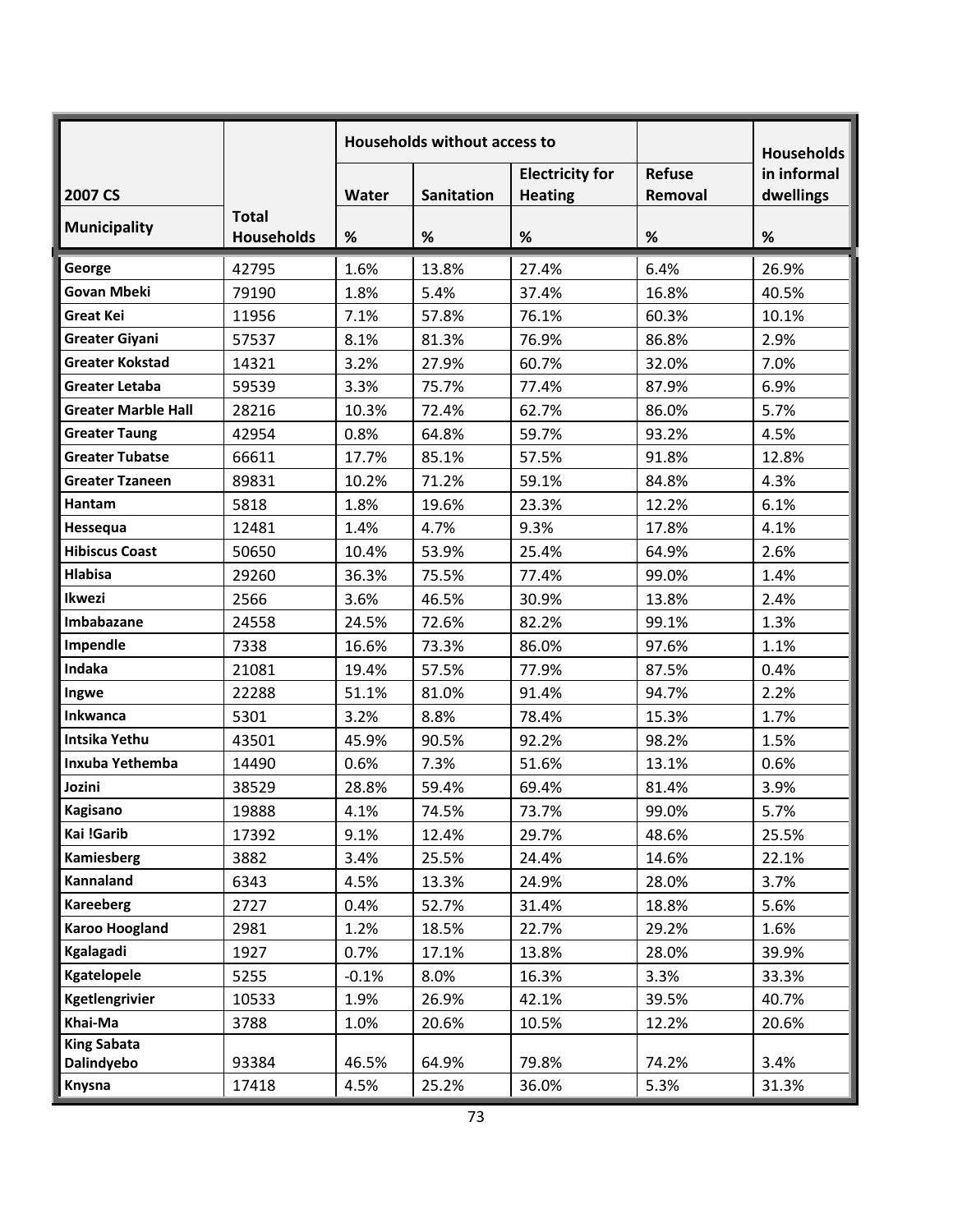| 2007 CS | | Households without access to | | | | Households in informal dwellings |
|---|---|---|---|---|---|---|
| | | Water | Sanitation | Electricity for Heating | Refuse Removal | |
| Municipality | Total Households | % | % | % | % | % |
| **George** | 42795 | 1.6% | 13.8% | 27.4% | 6.4% | 26.9% |
| **Govan Mbeki** | 79190 | 1.8% | 5.4% | 37.4% | 16.8% | 40.5% |
| **Great Kei** | 11956 | 7.1% | 57.8% | 76.1% | 60.3% | 10.1% |
| **Greater Giyani** | 57537 | 8.1% | 81.3% | 76.9% | 86.8% | 2.9% |
| **Greater Kokstad** | 14321 | 3.2% | 27.9% | 60.7% | 32.0% | 7.0% |
| **Greater Letaba** | 59539 | 3.3% | 75.7% | 77.4% | 87.9% | 6.9% |
| **Greater Marble Hall** | 28216 | 10.3% | 72.4% | 62.7% | 86.0% | 5.7% |
| **Greater Taung** | 42954 | 0.8% | 64.8% | 59.7% | 93.2% | 4.5% |
| **Greater Tubatse** | 66611 | 17.7% | 85.1% | 57.5% | 91.8% | 12.8% |
| **Greater Tzaneen** | 89831 | 10.2% | 71.2% | 59.1% | 84.8% | 4.3% |
| **Hantam** | 5818 | 1.8% | 19.6% | 23.3% | 12.2% | 6.1% |
| **Hessequa** | 12481 | 1.4% | 4.7% | 9.3% | 17.8% | 4.1% |
| **Hibiscus Coast** | 50650 | 10.4% | 53.9% | 25.4% | 64.9% | 2.6% |
| **Hlabisa** | 29260 | 36.3% | 75.5% | 77.4% | 99.0% | 1.4% |
| **Ikwezi** | 2566 | 3.6% | 46.5% | 30.9% | 13.8% | 2.4% |
| **Imbabazane** | 24558 | 24.5% | 72.6% | 82.2% | 99.1% | 1.3% |
| **Impendle** | 7338 | 16.6% | 73.3% | 86.0% | 97.6% | 1.1% |
| **Indaka** | 21081 | 19.4% | 57.5% | 77.9% | 87.5% | 0.4% |
| **Ingwe** | 22288 | 51.1% | 81.0% | 91.4% | 94.7% | 2.2% |
| **Inkwanca** | 5301 | 3.2% | 8.8% | 78.4% | 15.3% | 1.7% |
| **Intsika Yethu** | 43501 | 45.9% | 90.5% | 92.2% | 98.2% | 1.5% |
| **Inxuba Yethemba** | 14490 | 0.6% | 7.3% | 51.6% | 13.1% | 0.6% |
| **Jozini** | 38529 | 28.8% | 59.4% | 69.4% | 81.4% | 3.9% |
| **Kagisano** | 19888 | 4.1% | 74.5% | 73.7% | 99.0% | 5.7% |
| **Kai !Garib** | 17392 | 9.1% | 12.4% | 29.7% | 48.6% | 25.5% |
| **Kamiesberg** | 3882 | 3.4% | 25.5% | 24.4% | 14.6% | 22.1% |
| **Kannaland** | 6343 | 4.5% | 13.3% | 24.9% | 28.0% | 3.7% |
| **Kareeberg** | 2727 | 0.4% | 52.7% | 31.4% | 18.8% | 5.6% |
| **Karoo Hoogland** | 2981 | 1.2% | 18.5% | 22.7% | 29.2% | 1.6% |
| **Kgalagadi** | 1927 | 0.7% | 17.1% | 13.8% | 28.0% | 39.9% |
| **Kgatelopele** | 5255 | -0.1% | 8.0% | 16.3% | 3.3% | 33.3% |
| **Kgetlengrivier** | 10533 | 1.9% | 26.9% | 42.1% | 39.5% | 40.7% |
| **Khai-Ma** | 3788 | 1.0% | 20.6% | 10.5% | 12.2% | 20.6% |
| **King Sabata Dalindyebo** | 93384 | 46.5% | 64.9% | 79.8% | 74.2% | 3.4% |
| **Knysna** | 17418 | 4.5% | 25.2% | 36.0% | 5.3% | 31.3% |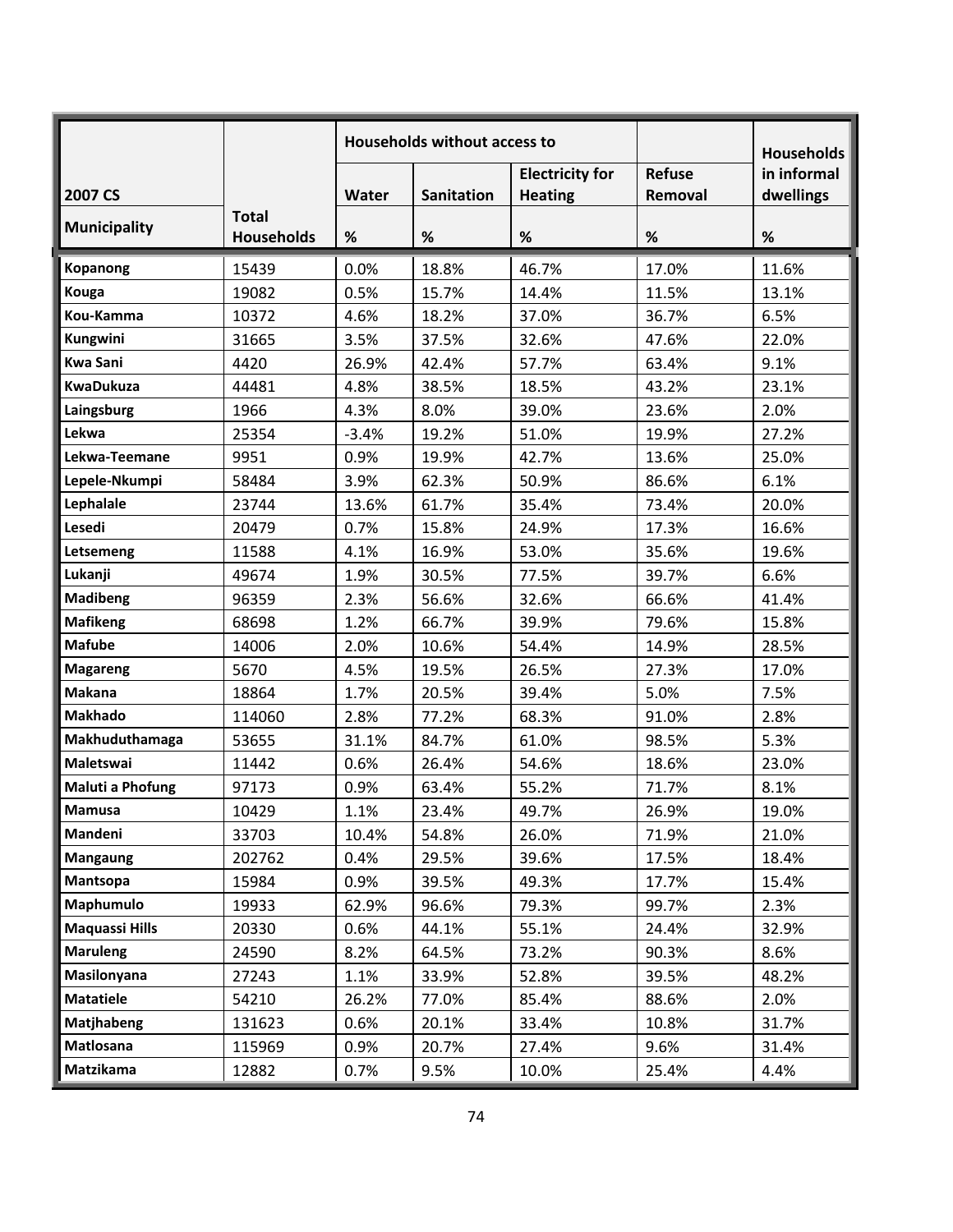| 2007 CS | | Households without access to | | | | Households in informal dwellings |
|---|---|---|---|---|---|---|
| | | Water | Sanitation | Electricity for Heating | Refuse Removal | |
| Municipality | Total Households | % | % | % | % | % |
| **Kopanong** | 15439 | 0.0% | 18.8% | 46.7% | 17.0% | 11.6% |
| **Kouga** | 19082 | 0.5% | 15.7% | 14.4% | 11.5% | 13.1% |
| **Kou-Kamma** | 10372 | 4.6% | 18.2% | 37.0% | 36.7% | 6.5% |
| **Kungwini** | 31665 | 3.5% | 37.5% | 32.6% | 47.6% | 22.0% |
| **Kwa Sani** | 4420 | 26.9% | 42.4% | 57.7% | 63.4% | 9.1% |
| **KwaDukuza** | 44481 | 4.8% | 38.5% | 18.5% | 43.2% | 23.1% |
| **Laingsburg** | 1966 | 4.3% | 8.0% | 39.0% | 23.6% | 2.0% |
| **Lekwa** | 25354 | -3.4% | 19.2% | 51.0% | 19.9% | 27.2% |
| **Lekwa-Teemane** | 9951 | 0.9% | 19.9% | 42.7% | 13.6% | 25.0% |
| **Lepele-Nkumpi** | 58484 | 3.9% | 62.3% | 50.9% | 86.6% | 6.1% |
| **Lephalale** | 23744 | 13.6% | 61.7% | 35.4% | 73.4% | 20.0% |
| **Lesedi** | 20479 | 0.7% | 15.8% | 24.9% | 17.3% | 16.6% |
| **Letsemeng** | 11588 | 4.1% | 16.9% | 53.0% | 35.6% | 19.6% |
| **Lukanji** | 49674 | 1.9% | 30.5% | 77.5% | 39.7% | 6.6% |
| **Madibeng** | 96359 | 2.3% | 56.6% | 32.6% | 66.6% | 41.4% |
| **Mafikeng** | 68698 | 1.2% | 66.7% | 39.9% | 79.6% | 15.8% |
| **Mafube** | 14006 | 2.0% | 10.6% | 54.4% | 14.9% | 28.5% |
| **Magareng** | 5670 | 4.5% | 19.5% | 26.5% | 27.3% | 17.0% |
| **Makana** | 18864 | 1.7% | 20.5% | 39.4% | 5.0% | 7.5% |
| **Makhado** | 114060 | 2.8% | 77.2% | 68.3% | 91.0% | 2.8% |
| **Makhuduthamaga** | 53655 | 31.1% | 84.7% | 61.0% | 98.5% | 5.3% |
| **Maletswai** | 11442 | 0.6% | 26.4% | 54.6% | 18.6% | 23.0% |
| **Maluti a Phofung** | 97173 | 0.9% | 63.4% | 55.2% | 71.7% | 8.1% |
| **Mamusa** | 10429 | 1.1% | 23.4% | 49.7% | 26.9% | 19.0% |
| **Mandeni** | 33703 | 10.4% | 54.8% | 26.0% | 71.9% | 21.0% |
| **Mangaung** | 202762 | 0.4% | 29.5% | 39.6% | 17.5% | 18.4% |
| **Mantsopa** | 15984 | 0.9% | 39.5% | 49.3% | 17.7% | 15.4% |
| **Maphumulo** | 19933 | 62.9% | 96.6% | 79.3% | 99.7% | 2.3% |
| **Maquassi Hills** | 20330 | 0.6% | 44.1% | 55.1% | 24.4% | 32.9% |
| **Maruleng** | 24590 | 8.2% | 64.5% | 73.2% | 90.3% | 8.6% |
| **Masilonyana** | 27243 | 1.1% | 33.9% | 52.8% | 39.5% | 48.2% |
| **Matatiele** | 54210 | 26.2% | 77.0% | 85.4% | 88.6% | 2.0% |
| **Matjhabeng** | 131623 | 0.6% | 20.1% | 33.4% | 10.8% | 31.7% |
| **Matlosana** | 115969 | 0.9% | 20.7% | 27.4% | 9.6% | 31.4% |
| **Matzikama** | 12882 | 0.7% | 9.5% | 10.0% | 25.4% | 4.4% |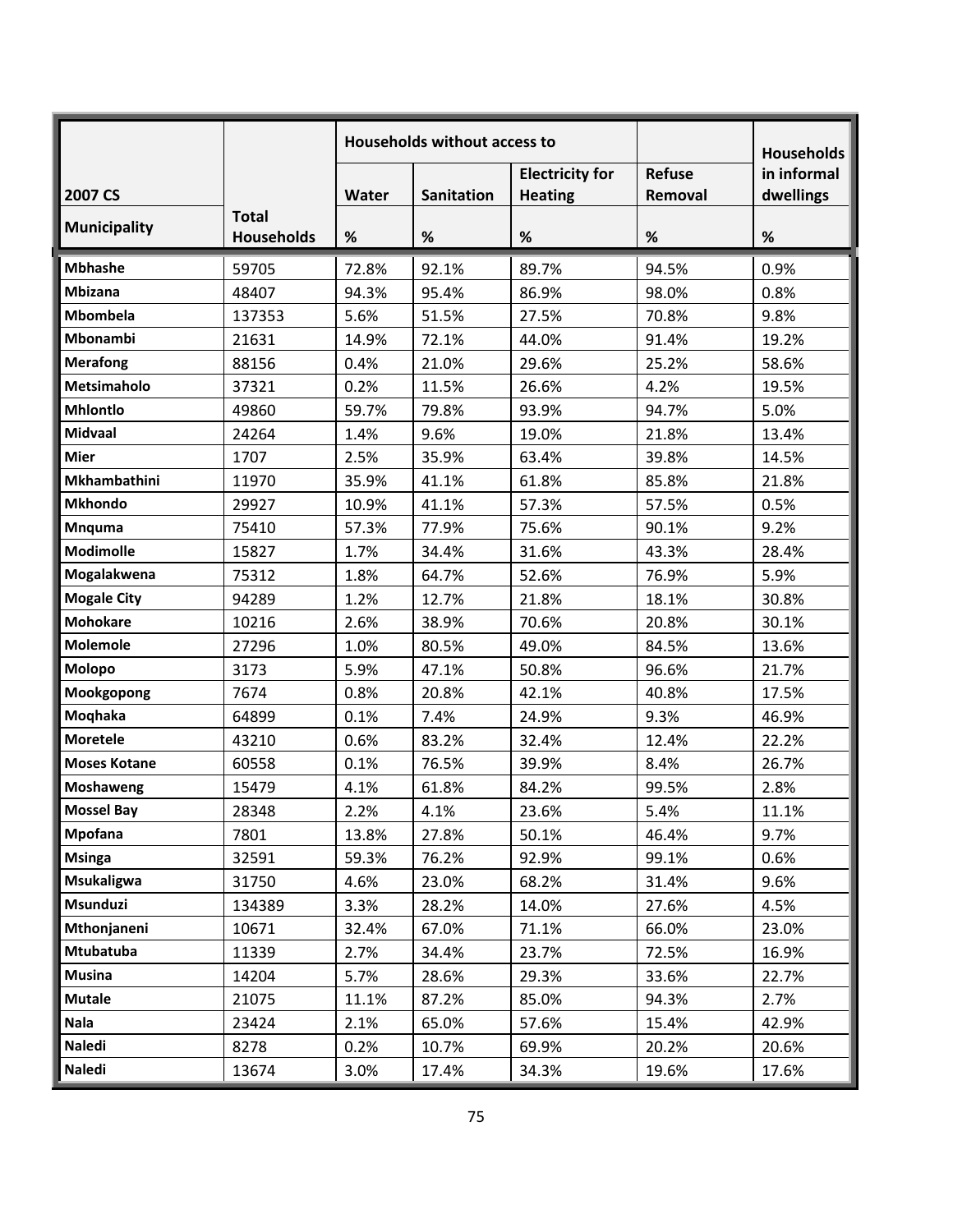| 2007 CS | | Households without access to | | | | Households in informal dwellings |
|---|---|---|---|---|---|---|
| | | Water | Sanitation | Electricity for Heating | Refuse Removal | |
| Municipality | Total Households | % | % | % | % | % |
| **Mbhashe** | 59705 | 72.8% | 92.1% | 89.7% | 94.5% | 0.9% |
| **Mbizana** | 48407 | 94.3% | 95.4% | 86.9% | 98.0% | 0.8% |
| **Mbombela** | 137353 | 5.6% | 51.5% | 27.5% | 70.8% | 9.8% |
| **Mbonambi** | 21631 | 14.9% | 72.1% | 44.0% | 91.4% | 19.2% |
| **Merafong** | 88156 | 0.4% | 21.0% | 29.6% | 25.2% | 58.6% |
| **Metsimaholo** | 37321 | 0.2% | 11.5% | 26.6% | 4.2% | 19.5% |
| **Mhlontlo** | 49860 | 59.7% | 79.8% | 93.9% | 94.7% | 5.0% |
| **Midvaal** | 24264 | 1.4% | 9.6% | 19.0% | 21.8% | 13.4% |
| **Mier** | 1707 | 2.5% | 35.9% | 63.4% | 39.8% | 14.5% |
| **Mkhambathini** | 11970 | 35.9% | 41.1% | 61.8% | 85.8% | 21.8% |
| **Mkhondo** | 29927 | 10.9% | 41.1% | 57.3% | 57.5% | 0.5% |
| **Mnquma** | 75410 | 57.3% | 77.9% | 75.6% | 90.1% | 9.2% |
| **Modimolle** | 15827 | 1.7% | 34.4% | 31.6% | 43.3% | 28.4% |
| **Mogalakwena** | 75312 | 1.8% | 64.7% | 52.6% | 76.9% | 5.9% |
| **Mogale City** | 94289 | 1.2% | 12.7% | 21.8% | 18.1% | 30.8% |
| **Mohokare** | 10216 | 2.6% | 38.9% | 70.6% | 20.8% | 30.1% |
| **Molemole** | 27296 | 1.0% | 80.5% | 49.0% | 84.5% | 13.6% |
| **Molopo** | 3173 | 5.9% | 47.1% | 50.8% | 96.6% | 21.7% |
| **Mookgopong** | 7674 | 0.8% | 20.8% | 42.1% | 40.8% | 17.5% |
| **Moqhaka** | 64899 | 0.1% | 7.4% | 24.9% | 9.3% | 46.9% |
| **Moretele** | 43210 | 0.6% | 83.2% | 32.4% | 12.4% | 22.2% |
| **Moses Kotane** | 60558 | 0.1% | 76.5% | 39.9% | 8.4% | 26.7% |
| **Moshaweng** | 15479 | 4.1% | 61.8% | 84.2% | 99.5% | 2.8% |
| **Mossel Bay** | 28348 | 2.2% | 4.1% | 23.6% | 5.4% | 11.1% |
| **Mpofana** | 7801 | 13.8% | 27.8% | 50.1% | 46.4% | 9.7% |
| **Msinga** | 32591 | 59.3% | 76.2% | 92.9% | 99.1% | 0.6% |
| **Msukaligwa** | 31750 | 4.6% | 23.0% | 68.2% | 31.4% | 9.6% |
| **Msunduzi** | 134389 | 3.3% | 28.2% | 14.0% | 27.6% | 4.5% |
| **Mthonjaneni** | 10671 | 32.4% | 67.0% | 71.1% | 66.0% | 23.0% |
| **Mtubatuba** | 11339 | 2.7% | 34.4% | 23.7% | 72.5% | 16.9% |
| **Musina** | 14204 | 5.7% | 28.6% | 29.3% | 33.6% | 22.7% |
| **Mutale** | 21075 | 11.1% | 87.2% | 85.0% | 94.3% | 2.7% |
| **Nala** | 23424 | 2.1% | 65.0% | 57.6% | 15.4% | 42.9% |
| **Naledi** | 8278 | 0.2% | 10.7% | 69.9% | 20.2% | 20.6% |
| **Naledi** | 13674 | 3.0% | 17.4% | 34.3% | 19.6% | 17.6% |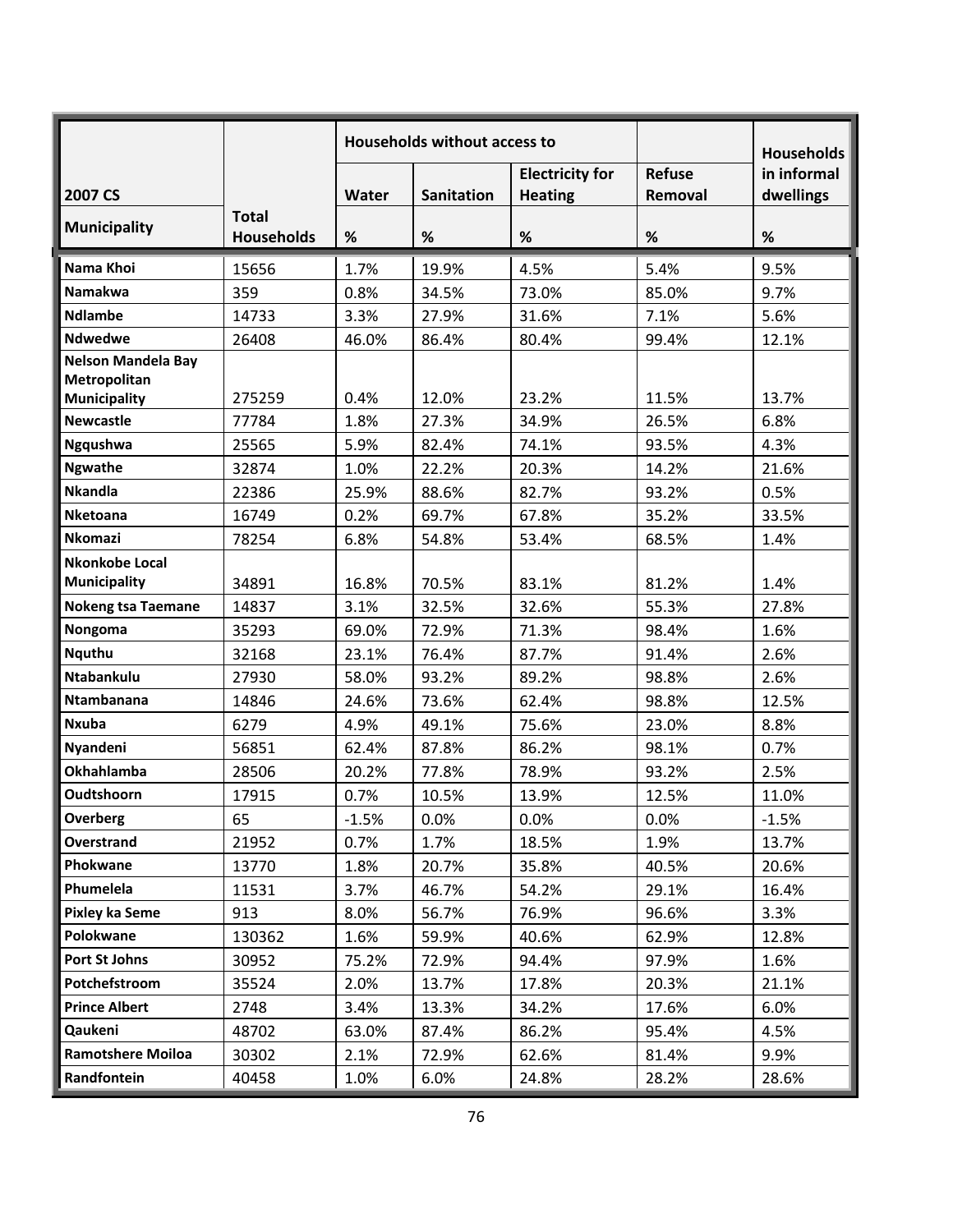| 2007 CS | | Households without access to | | | | Households in informal dwellings |
|---|---|---|---|---|---|---|
| | | Water | Sanitation | Electricity for Heating | Refuse Removal | |
| Municipality | Total Households | % | % | % | % | % |
| **Nama Khoi** | 15656 | 1.7% | 19.9% | 4.5% | 5.4% | 9.5% |
| **Namakwa** | 359 | 0.8% | 34.5% | 73.0% | 85.0% | 9.7% |
| **Ndlambe** | 14733 | 3.3% | 27.9% | 31.6% | 7.1% | 5.6% |
| **Ndwedwe** | 26408 | 46.0% | 86.4% | 80.4% | 99.4% | 12.1% |
| **Nelson Mandela Bay Metropolitan Municipality** | 275259 | 0.4% | 12.0% | 23.2% | 11.5% | 13.7% |
| **Newcastle** | 77784 | 1.8% | 27.3% | 34.9% | 26.5% | 6.8% |
| **Ngqushwa** | 25565 | 5.9% | 82.4% | 74.1% | 93.5% | 4.3% |
| **Ngwathe** | 32874 | 1.0% | 22.2% | 20.3% | 14.2% | 21.6% |
| **Nkandla** | 22386 | 25.9% | 88.6% | 82.7% | 93.2% | 0.5% |
| **Nketoana** | 16749 | 0.2% | 69.7% | 67.8% | 35.2% | 33.5% |
| **Nkomazi** | 78254 | 6.8% | 54.8% | 53.4% | 68.5% | 1.4% |
| **Nkonkobe Local Municipality** | 34891 | 16.8% | 70.5% | 83.1% | 81.2% | 1.4% |
| **Nokeng tsa Taemane** | 14837 | 3.1% | 32.5% | 32.6% | 55.3% | 27.8% |
| **Nongoma** | 35293 | 69.0% | 72.9% | 71.3% | 98.4% | 1.6% |
| **Nquthu** | 32168 | 23.1% | 76.4% | 87.7% | 91.4% | 2.6% |
| **Ntabankulu** | 27930 | 58.0% | 93.2% | 89.2% | 98.8% | 2.6% |
| **Ntambanana** | 14846 | 24.6% | 73.6% | 62.4% | 98.8% | 12.5% |
| **Nxuba** | 6279 | 4.9% | 49.1% | 75.6% | 23.0% | 8.8% |
| **Nyandeni** | 56851 | 62.4% | 87.8% | 86.2% | 98.1% | 0.7% |
| **Okhahlamba** | 28506 | 20.2% | 77.8% | 78.9% | 93.2% | 2.5% |
| **Oudtshoorn** | 17915 | 0.7% | 10.5% | 13.9% | 12.5% | 11.0% |
| **Overberg** | 65 | -1.5% | 0.0% | 0.0% | 0.0% | -1.5% |
| **Overstrand** | 21952 | 0.7% | 1.7% | 18.5% | 1.9% | 13.7% |
| **Phokwane** | 13770 | 1.8% | 20.7% | 35.8% | 40.5% | 20.6% |
| **Phumelela** | 11531 | 3.7% | 46.7% | 54.2% | 29.1% | 16.4% |
| **Pixley ka Seme** | 913 | 8.0% | 56.7% | 76.9% | 96.6% | 3.3% |
| **Polokwane** | 130362 | 1.6% | 59.9% | 40.6% | 62.9% | 12.8% |
| **Port St Johns** | 30952 | 75.2% | 72.9% | 94.4% | 97.9% | 1.6% |
| **Potchefstroom** | 35524 | 2.0% | 13.7% | 17.8% | 20.3% | 21.1% |
| **Prince Albert** | 2748 | 3.4% | 13.3% | 34.2% | 17.6% | 6.0% |
| **Qaukeni** | 48702 | 63.0% | 87.4% | 86.2% | 95.4% | 4.5% |
| **Ramotshere Moiloa** | 30302 | 2.1% | 72.9% | 62.6% | 81.4% | 9.9% |
| **Randfontein** | 40458 | 1.0% | 6.0% | 24.8% | 28.2% | 28.6% |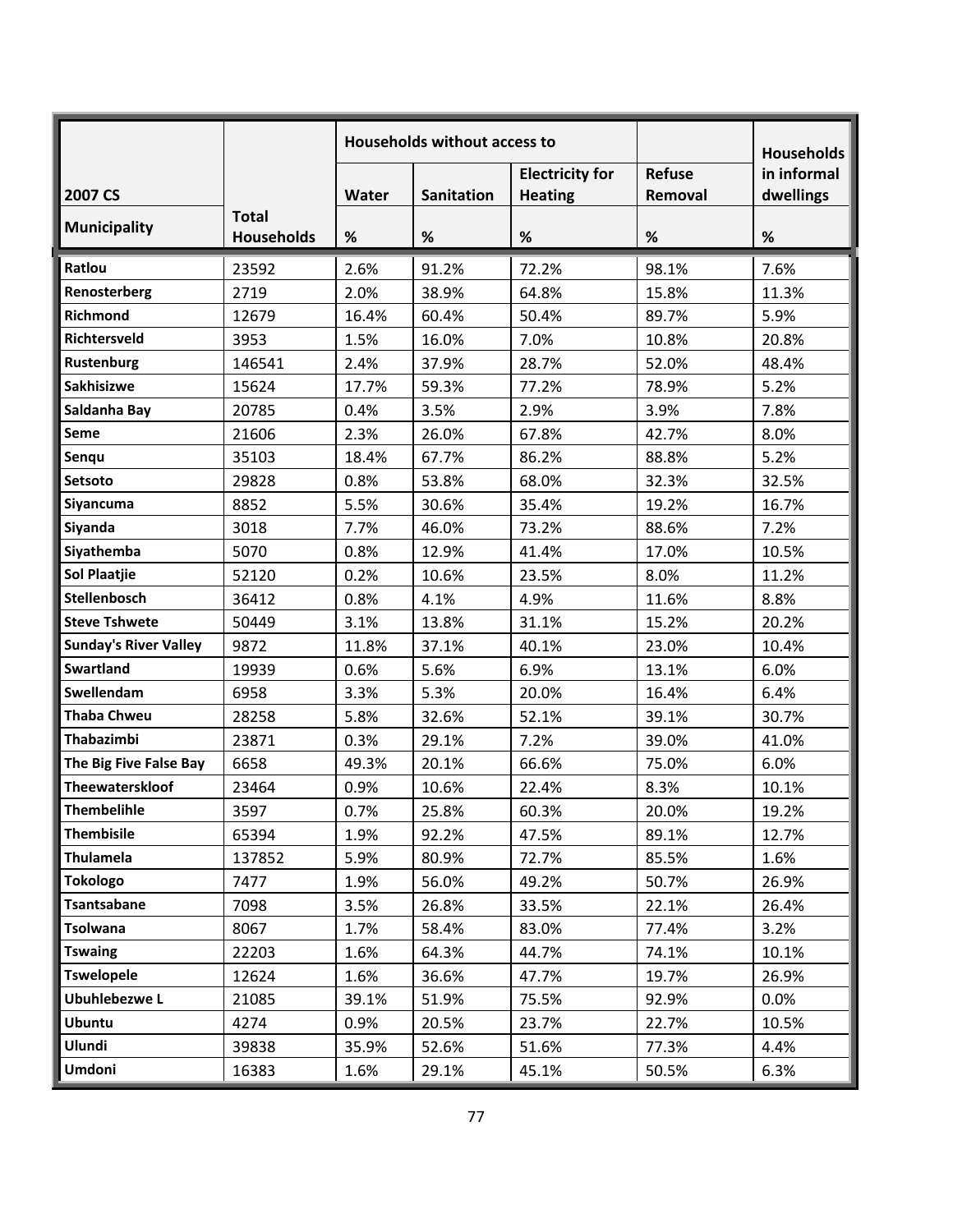| 2007 CS | | Households without access to | | | | Households in informal dwellings |
|---|---|---|---|---|---|---|
| | | Water | Sanitation | Electricity for Heating | Refuse Removal | |
| Municipality | Total Households | % | % | % | % | % |
| Ratlou | 23592 | 2.6% | 91.2% | 72.2% | 98.1% | 7.6% |
| Renosterberg | 2719 | 2.0% | 38.9% | 64.8% | 15.8% | 11.3% |
| Richmond | 12679 | 16.4% | 60.4% | 50.4% | 89.7% | 5.9% |
| Richtersveld | 3953 | 1.5% | 16.0% | 7.0% | 10.8% | 20.8% |
| Rustenburg | 146541 | 2.4% | 37.9% | 28.7% | 52.0% | 48.4% |
| Sakhisizwe | 15624 | 17.7% | 59.3% | 77.2% | 78.9% | 5.2% |
| Saldanha Bay | 20785 | 0.4% | 3.5% | 2.9% | 3.9% | 7.8% |
| Seme | 21606 | 2.3% | 26.0% | 67.8% | 42.7% | 8.0% |
| Senqu | 35103 | 18.4% | 67.7% | 86.2% | 88.8% | 5.2% |
| Setsoto | 29828 | 0.8% | 53.8% | 68.0% | 32.3% | 32.5% |
| Siyancuma | 8852 | 5.5% | 30.6% | 35.4% | 19.2% | 16.7% |
| Siyanda | 3018 | 7.7% | 46.0% | 73.2% | 88.6% | 7.2% |
| Siyathemba | 5070 | 0.8% | 12.9% | 41.4% | 17.0% | 10.5% |
| Sol Plaatjie | 52120 | 0.2% | 10.6% | 23.5% | 8.0% | 11.2% |
| Stellenbosch | 36412 | 0.8% | 4.1% | 4.9% | 11.6% | 8.8% |
| Steve Tshwete | 50449 | 3.1% | 13.8% | 31.1% | 15.2% | 20.2% |
| Sunday's River Valley | 9872 | 11.8% | 37.1% | 40.1% | 23.0% | 10.4% |
| Swartland | 19939 | 0.6% | 5.6% | 6.9% | 13.1% | 6.0% |
| Swellendam | 6958 | 3.3% | 5.3% | 20.0% | 16.4% | 6.4% |
| Thaba Chweu | 28258 | 5.8% | 32.6% | 52.1% | 39.1% | 30.7% |
| Thabazimbi | 23871 | 0.3% | 29.1% | 7.2% | 39.0% | 41.0% |
| The Big Five False Bay | 6658 | 49.3% | 20.1% | 66.6% | 75.0% | 6.0% |
| Theewaterskloof | 23464 | 0.9% | 10.6% | 22.4% | 8.3% | 10.1% |
| Thembelihle | 3597 | 0.7% | 25.8% | 60.3% | 20.0% | 19.2% |
| Thembisile | 65394 | 1.9% | 92.2% | 47.5% | 89.1% | 12.7% |
| Thulamela | 137852 | 5.9% | 80.9% | 72.7% | 85.5% | 1.6% |
| Tokologo | 7477 | 1.9% | 56.0% | 49.2% | 50.7% | 26.9% |
| Tsantsabane | 7098 | 3.5% | 26.8% | 33.5% | 22.1% | 26.4% |
| Tsolwana | 8067 | 1.7% | 58.4% | 83.0% | 77.4% | 3.2% |
| Tswaing | 22203 | 1.6% | 64.3% | 44.7% | 74.1% | 10.1% |
| Tswelopele | 12624 | 1.6% | 36.6% | 47.7% | 19.7% | 26.9% |
| Ubuhlebezwe L | 21085 | 39.1% | 51.9% | 75.5% | 92.9% | 0.0% |
| Ubuntu | 4274 | 0.9% | 20.5% | 23.7% | 22.7% | 10.5% |
| Ulundi | 39838 | 35.9% | 52.6% | 51.6% | 77.3% | 4.4% |
| Umdoni | 16383 | 1.6% | 29.1% | 45.1% | 50.5% | 6.3% |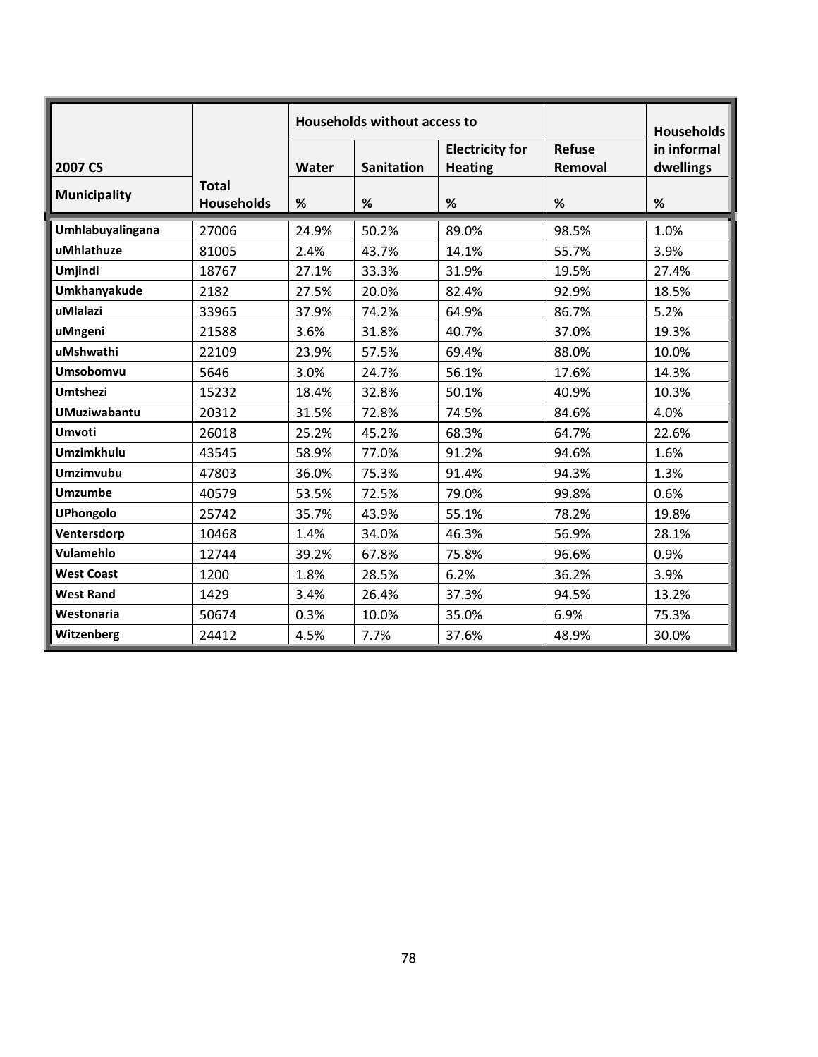| 2007 CS | | Households without access to | | | | Households in informal dwellings |
|---|---|---|---|---|---|---|
| | | Water | Sanitation | Electricity for Heating | Refuse Removal | |
| Municipality | Total Households | % | % | % | % | % |
| Umhlabuyalingana | 27006 | 24.9% | 50.2% | 89.0% | 98.5% | 1.0% |
| uMhlathuze | 81005 | 2.4% | 43.7% | 14.1% | 55.7% | 3.9% |
| Umjindi | 18767 | 27.1% | 33.3% | 31.9% | 19.5% | 27.4% |
| Umkhanyakude | 2182 | 27.5% | 20.0% | 82.4% | 92.9% | 18.5% |
| uMlalazi | 33965 | 37.9% | 74.2% | 64.9% | 86.7% | 5.2% |
| uMngeni | 21588 | 3.6% | 31.8% | 40.7% | 37.0% | 19.3% |
| uMshwathi | 22109 | 23.9% | 57.5% | 69.4% | 88.0% | 10.0% |
| Umsobomvu | 5646 | 3.0% | 24.7% | 56.1% | 17.6% | 14.3% |
| Umtshezi | 15232 | 18.4% | 32.8% | 50.1% | 40.9% | 10.3% |
| UMuziwabantu | 20312 | 31.5% | 72.8% | 74.5% | 84.6% | 4.0% |
| Umvoti | 26018 | 25.2% | 45.2% | 68.3% | 64.7% | 22.6% |
| Umzimkhulu | 43545 | 58.9% | 77.0% | 91.2% | 94.6% | 1.6% |
| Umzimvubu | 47803 | 36.0% | 75.3% | 91.4% | 94.3% | 1.3% |
| Umzumbe | 40579 | 53.5% | 72.5% | 79.0% | 99.8% | 0.6% |
| UPhongolo | 25742 | 35.7% | 43.9% | 55.1% | 78.2% | 19.8% |
| Ventersdorp | 10468 | 1.4% | 34.0% | 46.3% | 56.9% | 28.1% |
| Vulamehlo | 12744 | 39.2% | 67.8% | 75.8% | 96.6% | 0.9% |
| West Coast | 1200 | 1.8% | 28.5% | 6.2% | 36.2% | 3.9% |
| West Rand | 1429 | 3.4% | 26.4% | 37.3% | 94.5% | 13.2% |
| Westonaria | 50674 | 0.3% | 10.0% | 35.0% | 6.9% | 75.3% |
| Witzenberg | 24412 | 4.5% | 7.7% | 37.6% | 48.9% | 30.0% |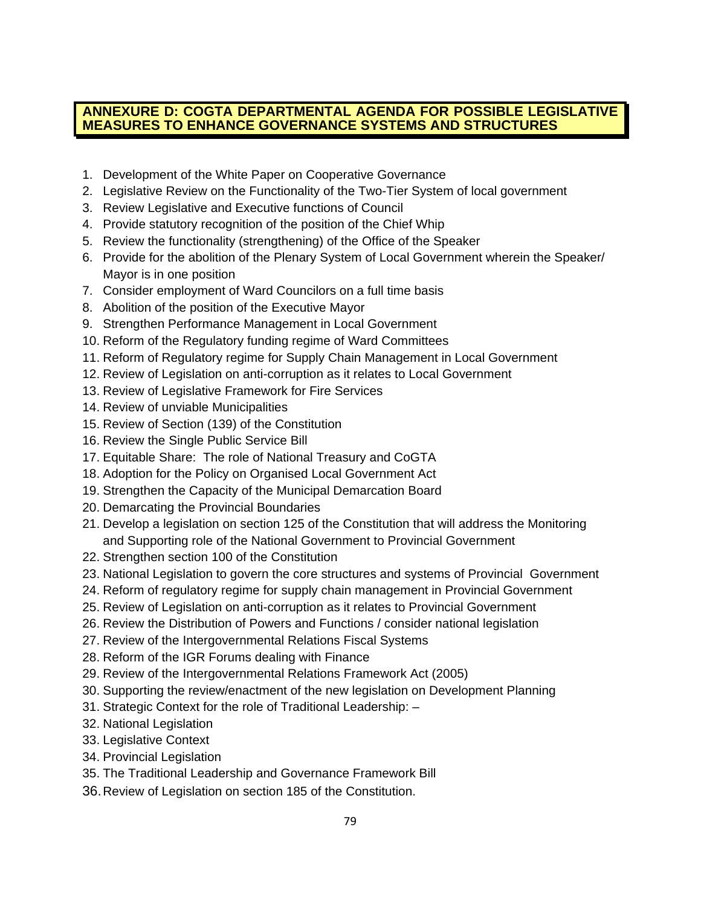## ANNEXURE D: COGTA DEPARTMENTAL AGENDA FOR POSSIBLE LEGISLATIVE MEASURES TO ENHANCE GOVERNANCE SYSTEMS AND STRUCTURES

1. Development of the White Paper on Cooperative Governance
2. Legislative Review on the Functionality of the Two-Tier System of local government
3. Review Legislative and Executive functions of Council
4. Provide statutory recognition of the position of the Chief Whip
5. Review the functionality (strengthening) of the Office of the Speaker
6. Provide for the abolition of the Plenary System of Local Government wherein the Speaker/ Mayor is in one position
7. Consider employment of Ward Councilors on a full time basis
8. Abolition of the position of the Executive Mayor
9. Strengthen Performance Management in Local Government
10. Reform of the Regulatory funding regime of Ward Committees
11. Reform of Regulatory regime for Supply Chain Management in Local Government
12. Review of Legislation on anti-corruption as it relates to Local Government
13. Review of Legislative Framework for Fire Services
14. Review of unviable Municipalities
15. Review of Section (139) of the Constitution
16. Review the Single Public Service Bill
17. Equitable Share: The role of National Treasury and CoGTA
18. Adoption for the Policy on Organised Local Government Act
19. Strengthen the Capacity of the Municipal Demarcation Board
20. Demarcating the Provincial Boundaries
21. Develop a legislation on section 125 of the Constitution that will address the Monitoring and Supporting role of the National Government to Provincial Government
22. Strengthen section 100 of the Constitution
23. National Legislation to govern the core structures and systems of Provincial Government
24. Reform of regulatory regime for supply chain management in Provincial Government
25. Review of Legislation on anti-corruption as it relates to Provincial Government
26. Review the Distribution of Powers and Functions / consider national legislation
27. Review of the Intergovernmental Relations Fiscal Systems
28. Reform of the IGR Forums dealing with Finance
29. Review of the Intergovernmental Relations Framework Act (2005)
30. Supporting the review/enactment of the new legislation on Development Planning
31. Strategic Context for the role of Traditional Leadership: –
32. National Legislation
33. Legislative Context
34. Provincial Legislation
35. The Traditional Leadership and Governance Framework Bill
36. Review of Legislation on section 185 of the Constitution.